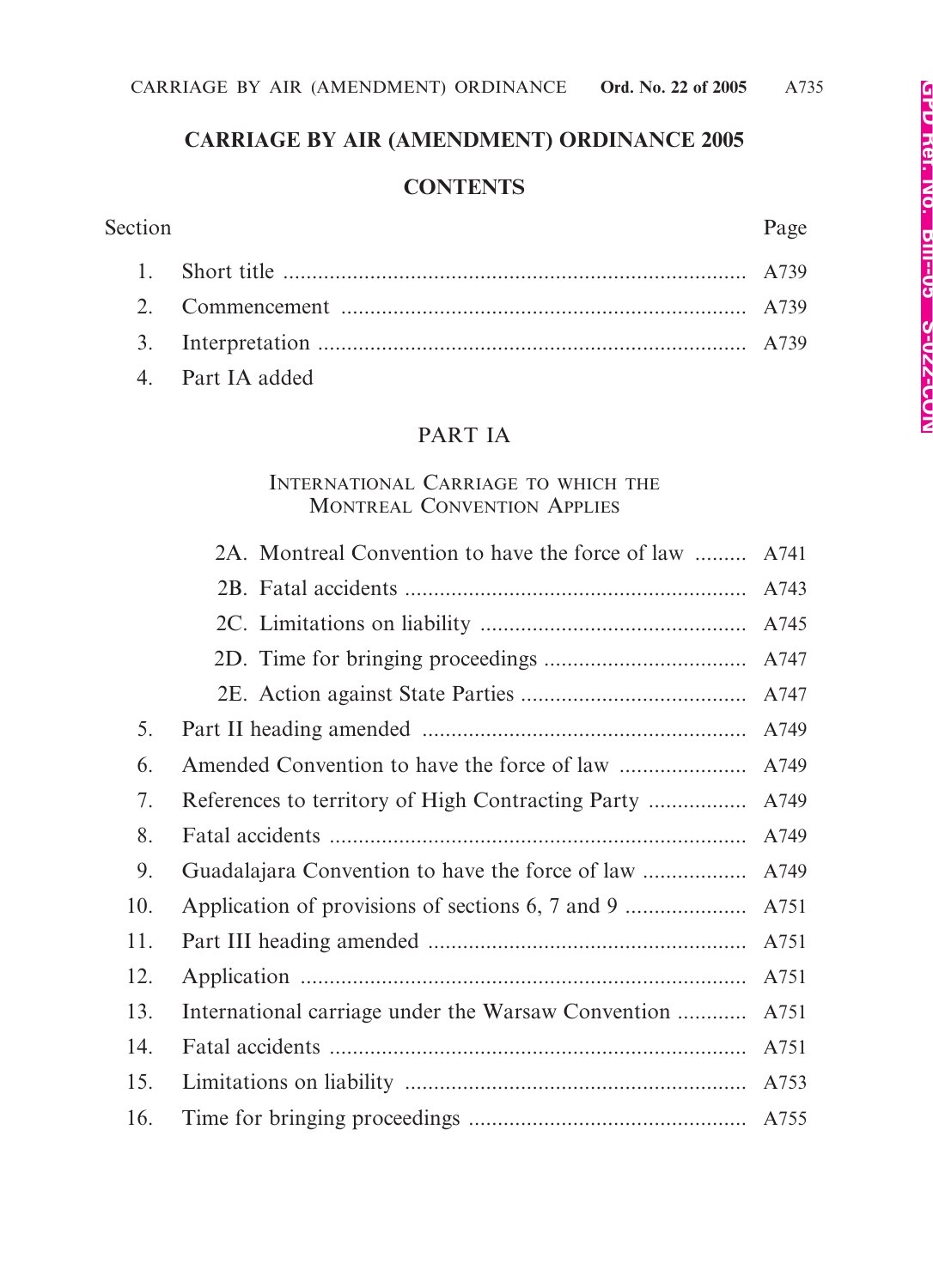# CARRIAGE BY AIR (AMENDMENT) ORDINANCE 2005

## CONTENTS

| Section | | Page |
|---|---|---|
| 1. | Short title | A739 |
| 2. | Commencement | A739 |
| 3. | Interpretation | A739 |
| 4. | Part IA added | |

### PART IA

#### INTERNATIONAL CARRIAGE TO WHICH THE MONTREAL CONVENTION APPLIES

| Section | | Page |
|---|---|---|
| 2A. | Montreal Convention to have the force of law | A741 |
| 2B. | Fatal accidents | A743 |
| 2C. | Limitations on liability | A745 |
| 2D. | Time for bringing proceedings | A747 |
| 2E. | Action against State Parties | A747 |
| 5. | Part II heading amended | A749 |
| 6. | Amended Convention to have the force of law | A749 |
| 7. | References to territory of High Contracting Party | A749 |
| 8. | Fatal accidents | A749 |
| 9. | Guadalajara Convention to have the force of law | A749 |
| 10. | Application of provisions of sections 6, 7 and 9 | A751 |
| 11. | Part III heading amended | A751 |
| 12. | Application | A751 |
| 13. | International carriage under the Warsaw Convention | A751 |
| 14. | Fatal accidents | A751 |
| 15. | Limitations on liability | A753 |
| 16. | Time for bringing proceedings | A755 |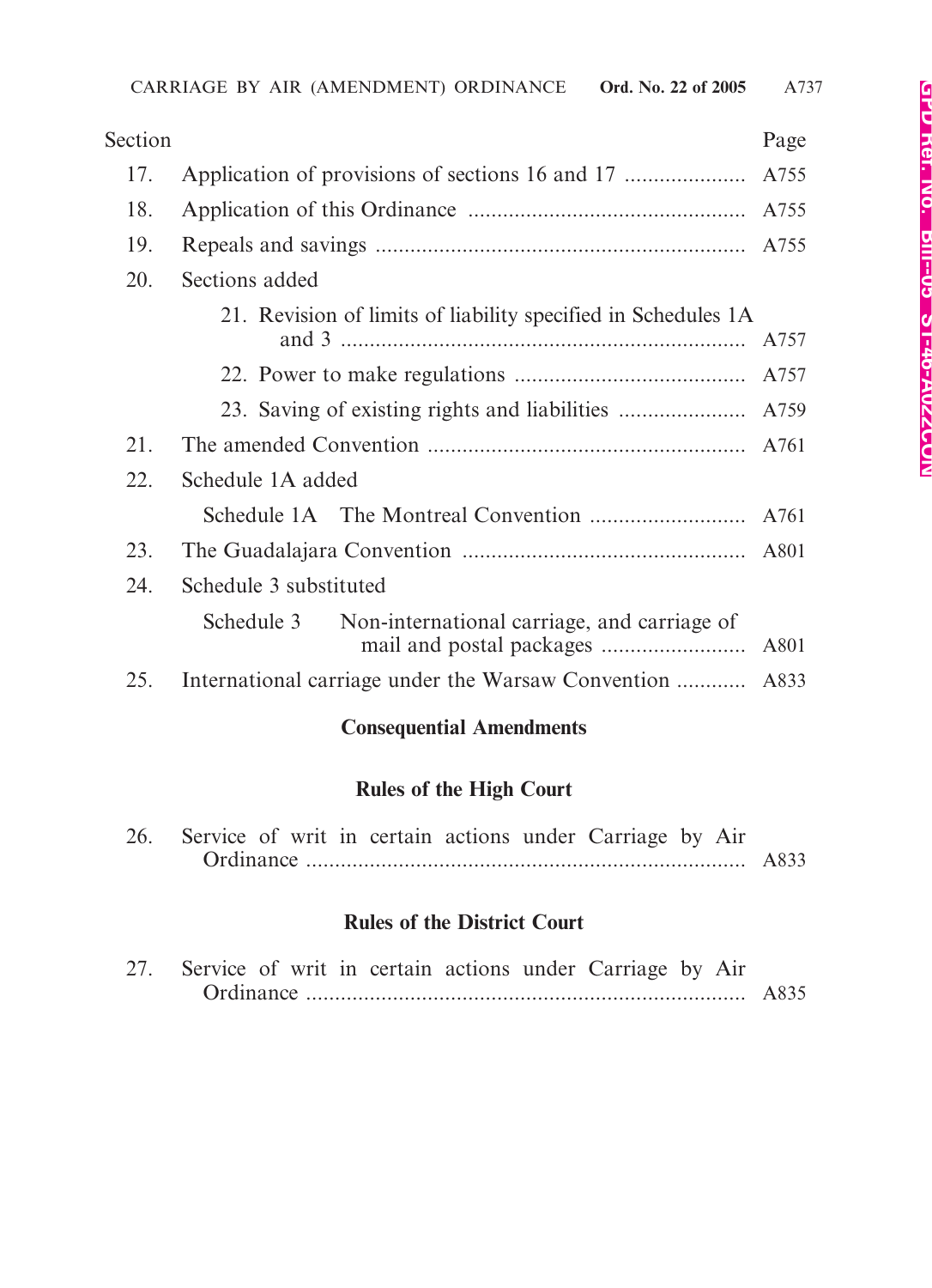| Section | | Page |
|---|---|---|
| 17. | Application of provisions of sections 16 and 17 | A755 |
| 18. | Application of this Ordinance | A755 |
| 19. | Repeals and savings | A755 |
| 20. | Sections added | |
| | 21. Revision of limits of liability specified in Schedules 1A and 3 | A757 |
| | 22. Power to make regulations | A757 |
| | 23. Saving of existing rights and liabilities | A759 |
| 21. | The amended Convention | A761 |
| 22. | Schedule 1A added | |
| | Schedule 1A The Montreal Convention | A761 |
| 23. | The Guadalajara Convention | A801 |
| 24. | Schedule 3 substituted | |
| | Schedule 3 Non-international carriage, and carriage of mail and postal packages | A801 |
| 25. | International carriage under the Warsaw Convention | A833 |

## Consequential Amendments

### Rules of the High Court

| | | |
|---|---|---|
| 26. | Service of writ in certain actions under Carriage by Air Ordinance | A833 |

### Rules of the District Court

| | | |
|---|---|---|
| 27. | Service of writ in certain actions under Carriage by Air Ordinance | A835 |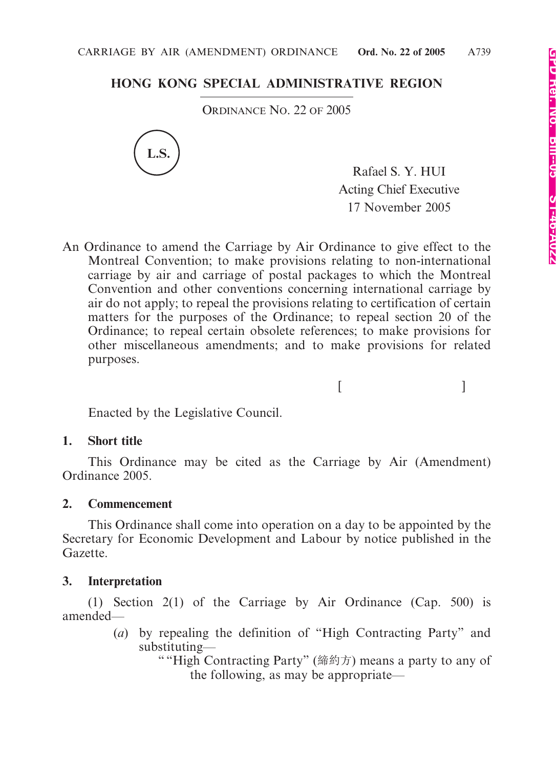# HONG KONG SPECIAL ADMINISTRATIVE REGION

ORDINANCE NO. 22 OF 2005

L.S.

Rafael S. Y. HUI
Acting Chief Executive
17 November 2005

An Ordinance to amend the Carriage by Air Ordinance to give effect to the Montreal Convention; to make provisions relating to non-international carriage by air and carriage of postal packages to which the Montreal Convention and other conventions concerning international carriage by air do not apply; to repeal the provisions relating to certification of certain matters for the purposes of the Ordinance; to repeal section 20 of the Ordinance; to repeal certain obsolete references; to make provisions for other miscellaneous amendments; and to make provisions for related purposes.

[ ]

Enacted by the Legislative Council.

**1. Short title**

This Ordinance may be cited as the Carriage by Air (Amendment) Ordinance 2005.

**2. Commencement**

This Ordinance shall come into operation on a day to be appointed by the Secretary for Economic Development and Labour by notice published in the Gazette.

**3. Interpretation**

(1) Section 2(1) of the Carriage by Air Ordinance (Cap. 500) is amended—

(*a*) by repealing the definition of "High Contracting Party" and substituting—

""High Contracting Party" (締約方) means a party to any of the following, as may be appropriate—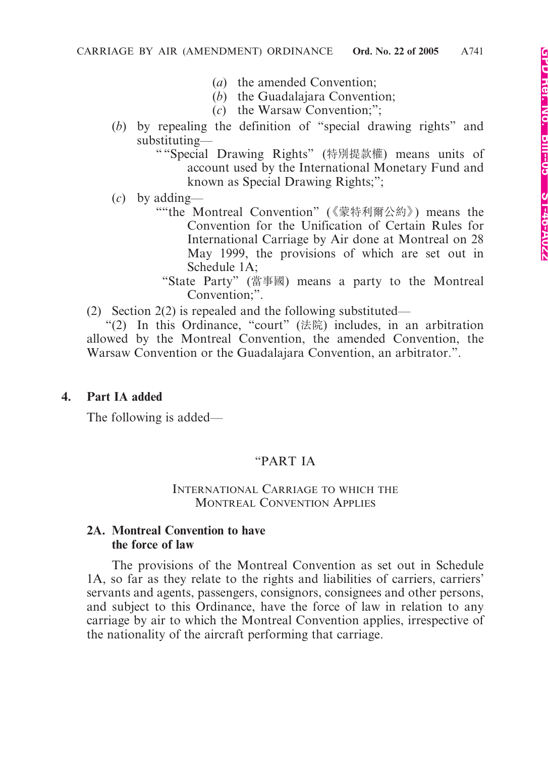(*a*) the amended Convention;
(*b*) the Guadalajara Convention;
(*c*) the Warsaw Convention;";

(*b*) by repealing the definition of "special drawing rights" and substituting—

""Special Drawing Rights" (特別提款權) means units of account used by the International Monetary Fund and known as Special Drawing Rights;";

(*c*) by adding—

""the Montreal Convention" (《蒙特利爾公約》) means the Convention for the Unification of Certain Rules for International Carriage by Air done at Montreal on 28 May 1999, the provisions of which are set out in Schedule 1A;

"State Party" (當事國) means a party to the Montreal Convention;".

(2) Section 2(2) is repealed and the following substituted—

"(2) In this Ordinance, "court" (法院) includes, in an arbitration allowed by the Montreal Convention, the amended Convention, the Warsaw Convention or the Guadalajara Convention, an arbitrator.".

**4. Part IA added**

The following is added—

"PART IA

INTERNATIONAL CARRIAGE TO WHICH THE MONTREAL CONVENTION APPLIES

**2A. Montreal Convention to have the force of law**

The provisions of the Montreal Convention as set out in Schedule 1A, so far as they relate to the rights and liabilities of carriers, carriers' servants and agents, passengers, consignors, consignees and other persons, and subject to this Ordinance, have the force of law in relation to any carriage by air to which the Montreal Convention applies, irrespective of the nationality of the aircraft performing that carriage.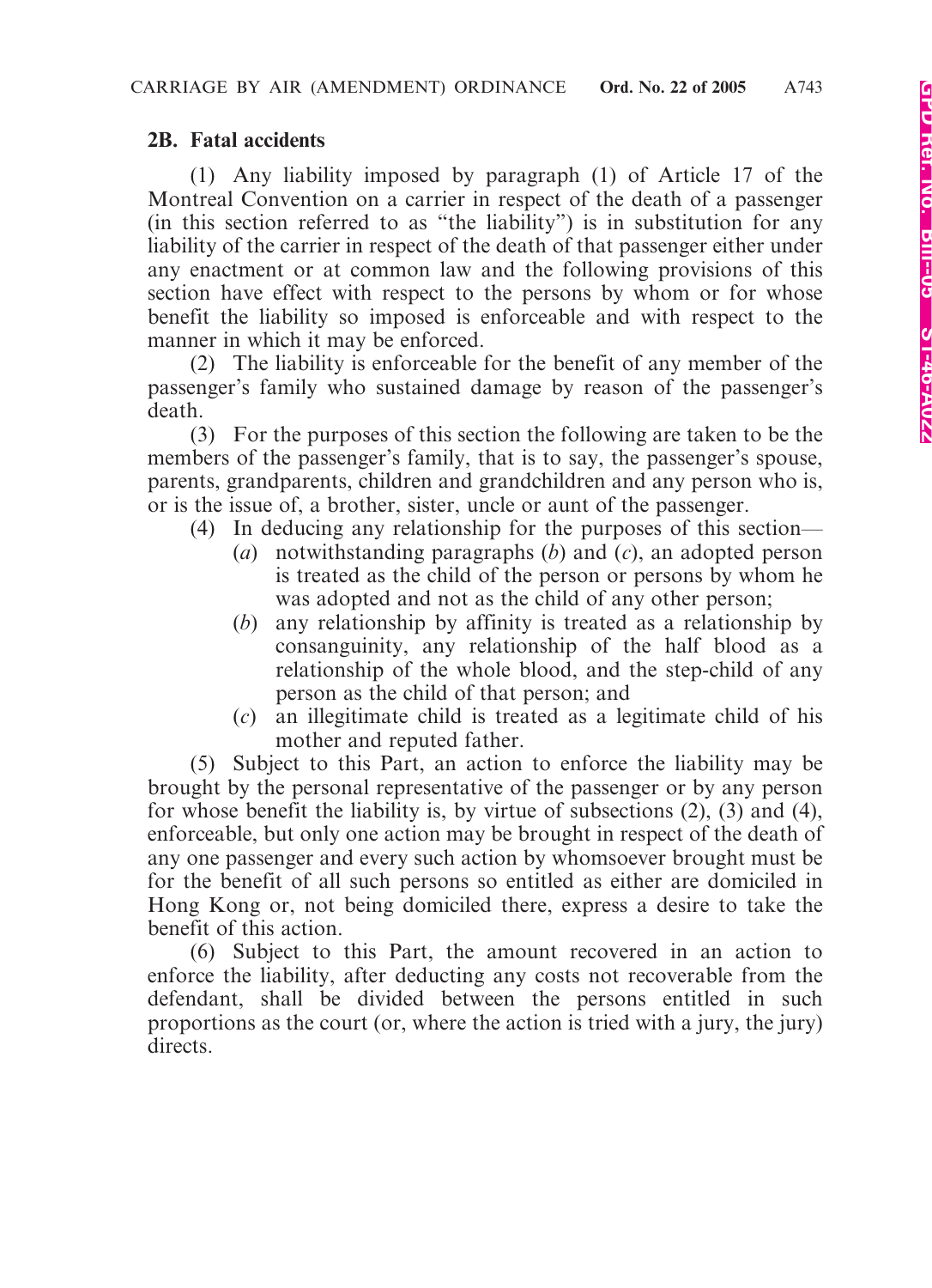## 2B. Fatal accidents

(1) Any liability imposed by paragraph (1) of Article 17 of the Montreal Convention on a carrier in respect of the death of a passenger (in this section referred to as "the liability") is in substitution for any liability of the carrier in respect of the death of that passenger either under any enactment or at common law and the following provisions of this section have effect with respect to the persons by whom or for whose benefit the liability so imposed is enforceable and with respect to the manner in which it may be enforced.

(2) The liability is enforceable for the benefit of any member of the passenger's family who sustained damage by reason of the passenger's death.

(3) For the purposes of this section the following are taken to be the members of the passenger's family, that is to say, the passenger's spouse, parents, grandparents, children and grandchildren and any person who is, or is the issue of, a brother, sister, uncle or aunt of the passenger.

(4) In deducing any relationship for the purposes of this section—

- (*a*) notwithstanding paragraphs (*b*) and (*c*), an adopted person is treated as the child of the person or persons by whom he was adopted and not as the child of any other person;
- (*b*) any relationship by affinity is treated as a relationship by consanguinity, any relationship of the half blood as a relationship of the whole blood, and the step-child of any person as the child of that person; and
- (*c*) an illegitimate child is treated as a legitimate child of his mother and reputed father.

(5) Subject to this Part, an action to enforce the liability may be brought by the personal representative of the passenger or by any person for whose benefit the liability is, by virtue of subsections (2), (3) and (4), enforceable, but only one action may be brought in respect of the death of any one passenger and every such action by whomsoever brought must be for the benefit of all such persons so entitled as either are domiciled in Hong Kong or, not being domiciled there, express a desire to take the benefit of this action.

(6) Subject to this Part, the amount recovered in an action to enforce the liability, after deducting any costs not recoverable from the defendant, shall be divided between the persons entitled in such proportions as the court (or, where the action is tried with a jury, the jury) directs.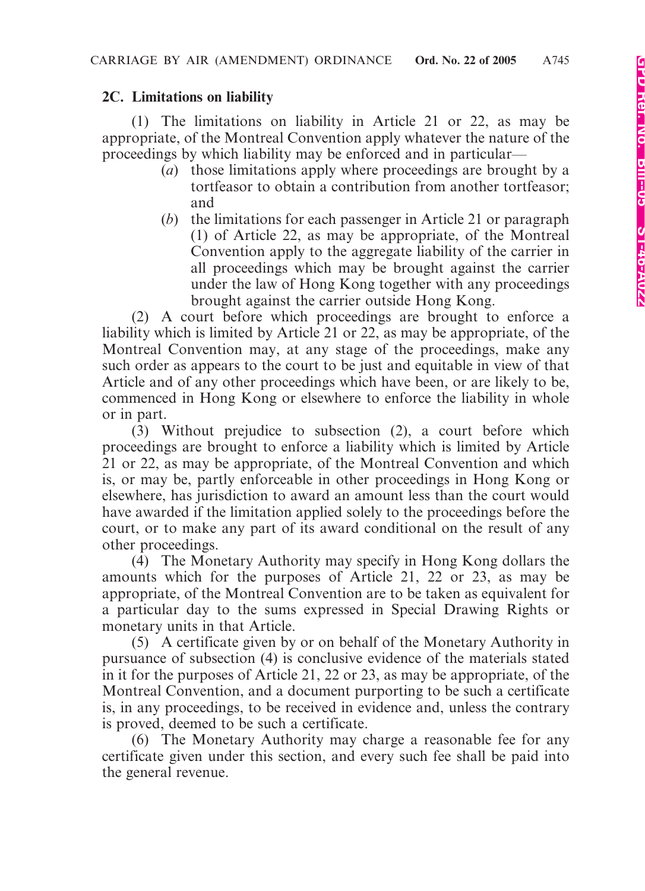### 2C. Limitations on liability

(1) The limitations on liability in Article 21 or 22, as may be appropriate, of the Montreal Convention apply whatever the nature of the proceedings by which liability may be enforced and in particular—

- (*a*) those limitations apply where proceedings are brought by a tortfeasor to obtain a contribution from another tortfeasor; and
- (*b*) the limitations for each passenger in Article 21 or paragraph (1) of Article 22, as may be appropriate, of the Montreal Convention apply to the aggregate liability of the carrier in all proceedings which may be brought against the carrier under the law of Hong Kong together with any proceedings brought against the carrier outside Hong Kong.

(2) A court before which proceedings are brought to enforce a liability which is limited by Article 21 or 22, as may be appropriate, of the Montreal Convention may, at any stage of the proceedings, make any such order as appears to the court to be just and equitable in view of that Article and of any other proceedings which have been, or are likely to be, commenced in Hong Kong or elsewhere to enforce the liability in whole or in part.

(3) Without prejudice to subsection (2), a court before which proceedings are brought to enforce a liability which is limited by Article 21 or 22, as may be appropriate, of the Montreal Convention and which is, or may be, partly enforceable in other proceedings in Hong Kong or elsewhere, has jurisdiction to award an amount less than the court would have awarded if the limitation applied solely to the proceedings before the court, or to make any part of its award conditional on the result of any other proceedings.

(4) The Monetary Authority may specify in Hong Kong dollars the amounts which for the purposes of Article 21, 22 or 23, as may be appropriate, of the Montreal Convention are to be taken as equivalent for a particular day to the sums expressed in Special Drawing Rights or monetary units in that Article.

(5) A certificate given by or on behalf of the Monetary Authority in pursuance of subsection (4) is conclusive evidence of the materials stated in it for the purposes of Article 21, 22 or 23, as may be appropriate, of the Montreal Convention, and a document purporting to be such a certificate is, in any proceedings, to be received in evidence and, unless the contrary is proved, deemed to be such a certificate.

(6) The Monetary Authority may charge a reasonable fee for any certificate given under this section, and every such fee shall be paid into the general revenue.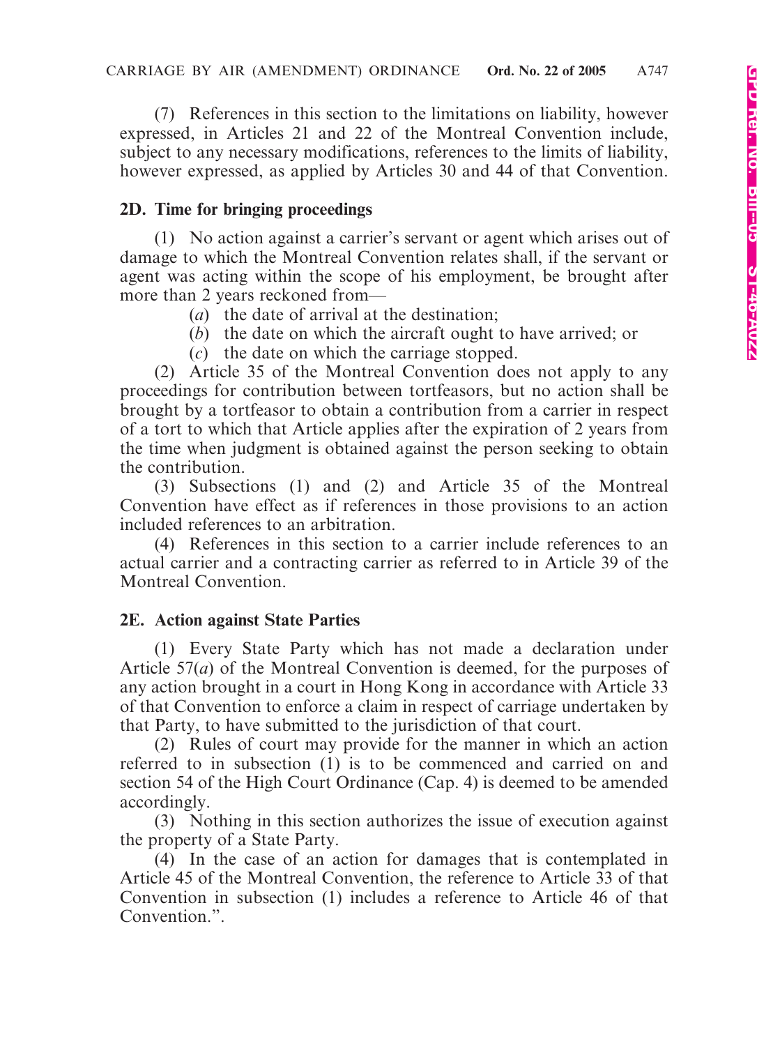(7) References in this section to the limitations on liability, however expressed, in Articles 21 and 22 of the Montreal Convention include, subject to any necessary modifications, references to the limits of liability, however expressed, as applied by Articles 30 and 44 of that Convention.

**2D. Time for bringing proceedings**

(1) No action against a carrier's servant or agent which arises out of damage to which the Montreal Convention relates shall, if the servant or agent was acting within the scope of his employment, be brought after more than 2 years reckoned from—

- (*a*) the date of arrival at the destination;
- (*b*) the date on which the aircraft ought to have arrived; or
- (*c*) the date on which the carriage stopped.

(2) Article 35 of the Montreal Convention does not apply to any proceedings for contribution between tortfeasors, but no action shall be brought by a tortfeasor to obtain a contribution from a carrier in respect of a tort to which that Article applies after the expiration of 2 years from the time when judgment is obtained against the person seeking to obtain the contribution.

(3) Subsections (1) and (2) and Article 35 of the Montreal Convention have effect as if references in those provisions to an action included references to an arbitration.

(4) References in this section to a carrier include references to an actual carrier and a contracting carrier as referred to in Article 39 of the Montreal Convention.

**2E. Action against State Parties**

(1) Every State Party which has not made a declaration under Article 57(*a*) of the Montreal Convention is deemed, for the purposes of any action brought in a court in Hong Kong in accordance with Article 33 of that Convention to enforce a claim in respect of carriage undertaken by that Party, to have submitted to the jurisdiction of that court.

(2) Rules of court may provide for the manner in which an action referred to in subsection (1) is to be commenced and carried on and section 54 of the High Court Ordinance (Cap. 4) is deemed to be amended accordingly.

(3) Nothing in this section authorizes the issue of execution against the property of a State Party.

(4) In the case of an action for damages that is contemplated in Article 45 of the Montreal Convention, the reference to Article 33 of that Convention in subsection (1) includes a reference to Article 46 of that Convention.".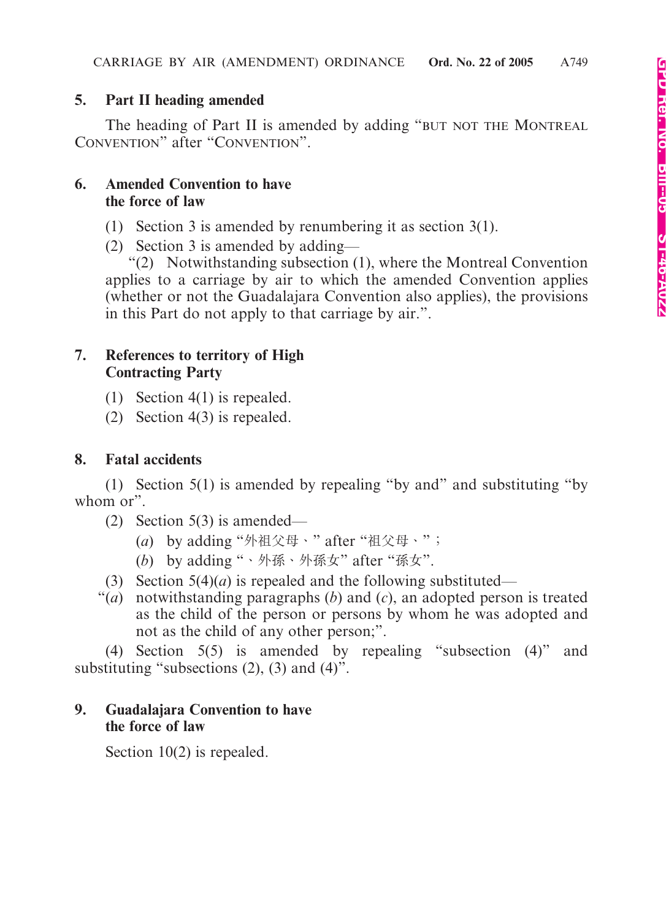**5. Part II heading amended**

The heading of Part II is amended by adding "BUT NOT THE MONTREAL CONVENTION" after "CONVENTION".

**6. Amended Convention to have the force of law**

(1) Section 3 is amended by renumbering it as section 3(1).

(2) Section 3 is amended by adding—

"(2) Notwithstanding subsection (1), where the Montreal Convention applies to a carriage by air to which the amended Convention applies (whether or not the Guadalajara Convention also applies), the provisions in this Part do not apply to that carriage by air.".

**7. References to territory of High Contracting Party**

(1) Section 4(1) is repealed.

(2) Section 4(3) is repealed.

**8. Fatal accidents**

(1) Section 5(1) is amended by repealing "by and" and substituting "by whom or".

(2) Section 5(3) is amended—

(*a*) by adding "外祖父母、" after "祖父母、";

(*b*) by adding "、外孫、外孫女" after "孫女".

(3) Section 5(4)(*a*) is repealed and the following substituted—

"(*a*) notwithstanding paragraphs (*b*) and (*c*), an adopted person is treated as the child of the person or persons by whom he was adopted and not as the child of any other person;".

(4) Section 5(5) is amended by repealing "subsection (4)" and substituting "subsections (2), (3) and (4)".

**9. Guadalajara Convention to have the force of law**

Section 10(2) is repealed.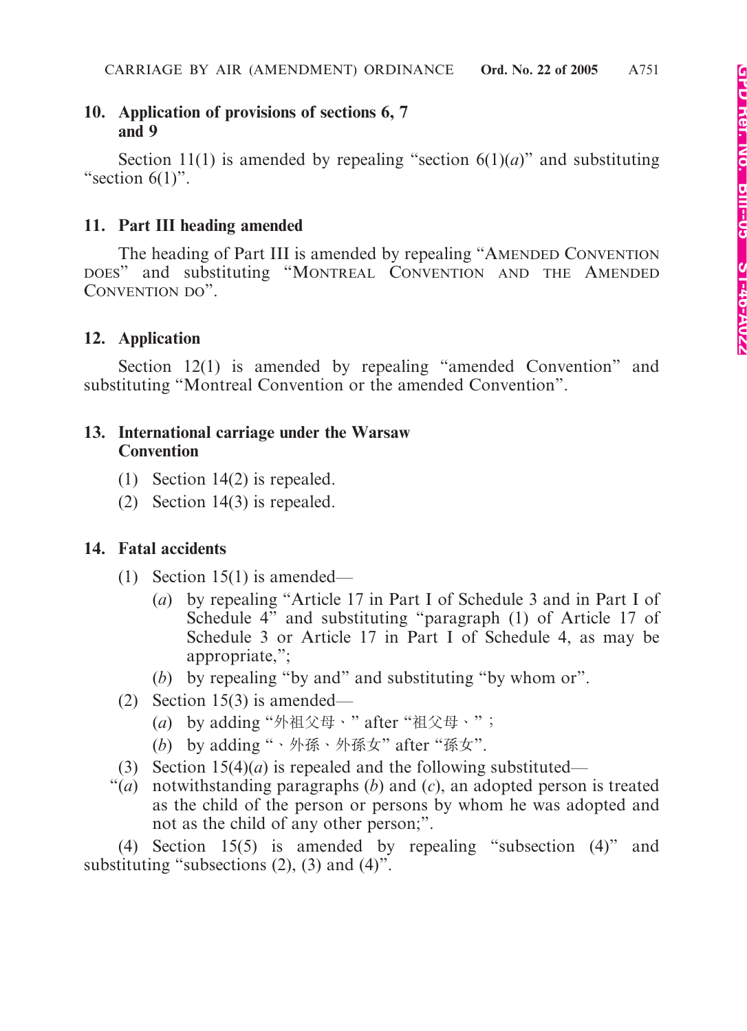### 10. Application of provisions of sections 6, 7 and 9

Section 11(1) is amended by repealing "section 6(1)(*a*)" and substituting "section 6(1)".

### 11. Part III heading amended

The heading of Part III is amended by repealing "AMENDED CONVENTION DOES" and substituting "MONTREAL CONVENTION AND THE AMENDED CONVENTION DO".

### 12. Application

Section 12(1) is amended by repealing "amended Convention" and substituting "Montreal Convention or the amended Convention".

### 13. International carriage under the Warsaw Convention

(1) Section 14(2) is repealed.

(2) Section 14(3) is repealed.

### 14. Fatal accidents

(1) Section 15(1) is amended—

(*a*) by repealing "Article 17 in Part I of Schedule 3 and in Part I of Schedule 4" and substituting "paragraph (1) of Article 17 of Schedule 3 or Article 17 in Part I of Schedule 4, as may be appropriate,";

(*b*) by repealing "by and" and substituting "by whom or".

(2) Section 15(3) is amended—

(*a*) by adding "外祖父母、" after "祖父母、";

(*b*) by adding "、外孫、外孫女" after "孫女".

(3) Section 15(4)(*a*) is repealed and the following substituted—

"(*a*) notwithstanding paragraphs (*b*) and (*c*), an adopted person is treated as the child of the person or persons by whom he was adopted and not as the child of any other person;".

(4) Section 15(5) is amended by repealing "subsection (4)" and substituting "subsections (2), (3) and (4)".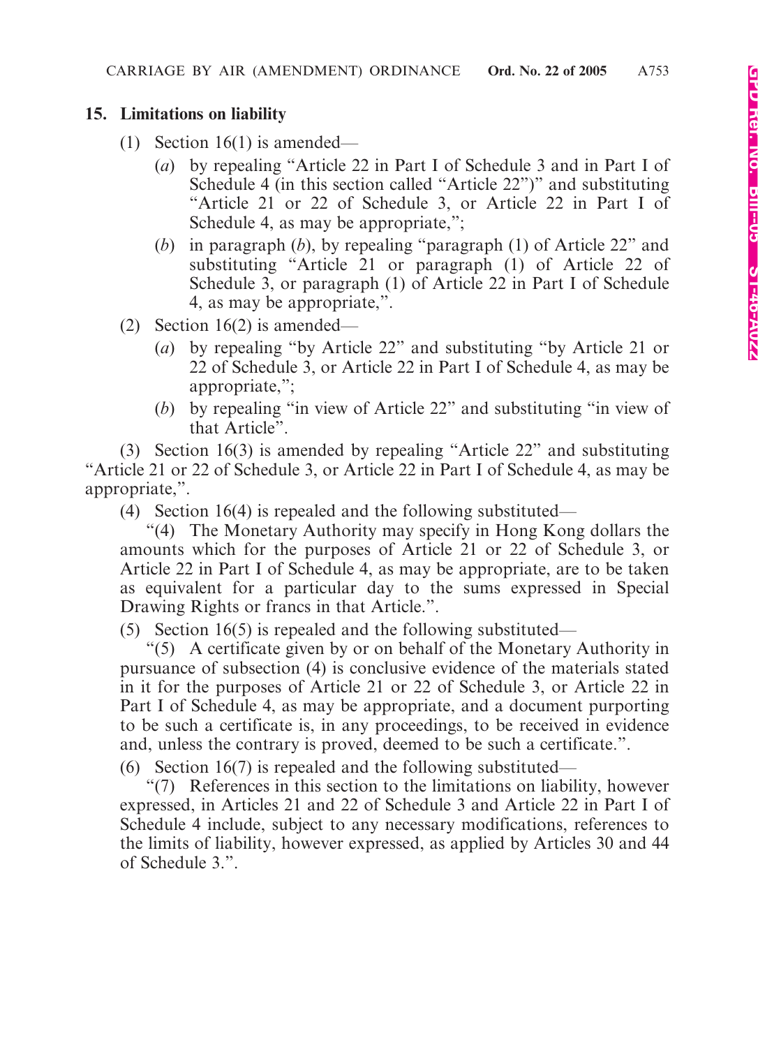## 15. Limitations on liability

(1) Section 16(1) is amended—

(*a*) by repealing "Article 22 in Part I of Schedule 3 and in Part I of Schedule 4 (in this section called "Article 22")" and substituting "Article 21 or 22 of Schedule 3, or Article 22 in Part I of Schedule 4, as may be appropriate,";

(*b*) in paragraph (*b*), by repealing "paragraph (1) of Article 22" and substituting "Article 21 or paragraph (1) of Article 22 of Schedule 3, or paragraph (1) of Article 22 in Part I of Schedule 4, as may be appropriate,".

(2) Section 16(2) is amended—

(*a*) by repealing "by Article 22" and substituting "by Article 21 or 22 of Schedule 3, or Article 22 in Part I of Schedule 4, as may be appropriate,";

(*b*) by repealing "in view of Article 22" and substituting "in view of that Article".

(3) Section 16(3) is amended by repealing "Article 22" and substituting "Article 21 or 22 of Schedule 3, or Article 22 in Part I of Schedule 4, as may be appropriate,".

(4) Section 16(4) is repealed and the following substituted—

"(4) The Monetary Authority may specify in Hong Kong dollars the amounts which for the purposes of Article 21 or 22 of Schedule 3, or Article 22 in Part I of Schedule 4, as may be appropriate, are to be taken as equivalent for a particular day to the sums expressed in Special Drawing Rights or francs in that Article.".

(5) Section 16(5) is repealed and the following substituted—

"(5) A certificate given by or on behalf of the Monetary Authority in pursuance of subsection (4) is conclusive evidence of the materials stated in it for the purposes of Article 21 or 22 of Schedule 3, or Article 22 in Part I of Schedule 4, as may be appropriate, and a document purporting to be such a certificate is, in any proceedings, to be received in evidence and, unless the contrary is proved, deemed to be such a certificate.".

(6) Section 16(7) is repealed and the following substituted—

"(7) References in this section to the limitations on liability, however expressed, in Articles 21 and 22 of Schedule 3 and Article 22 in Part I of Schedule 4 include, subject to any necessary modifications, references to the limits of liability, however expressed, as applied by Articles 30 and 44 of Schedule 3.".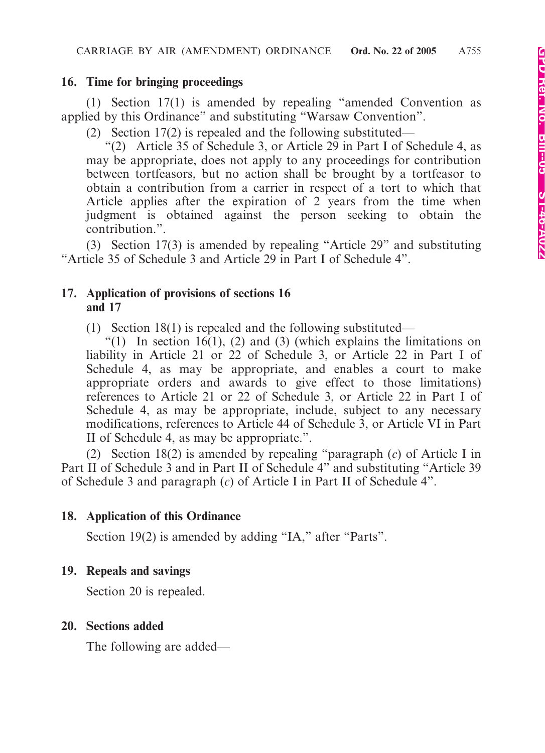**16. Time for bringing proceedings**

(1) Section 17(1) is amended by repealing "amended Convention as applied by this Ordinance" and substituting "Warsaw Convention".

(2) Section 17(2) is repealed and the following substituted—

"(2) Article 35 of Schedule 3, or Article 29 in Part I of Schedule 4, as may be appropriate, does not apply to any proceedings for contribution between tortfeasors, but no action shall be brought by a tortfeasor to obtain a contribution from a carrier in respect of a tort to which that Article applies after the expiration of 2 years from the time when judgment is obtained against the person seeking to obtain the contribution.".

(3) Section 17(3) is amended by repealing "Article 29" and substituting "Article 35 of Schedule 3 and Article 29 in Part I of Schedule 4".

**17. Application of provisions of sections 16 and 17**

(1) Section 18(1) is repealed and the following substituted—

"(1) In section 16(1), (2) and (3) (which explains the limitations on liability in Article 21 or 22 of Schedule 3, or Article 22 in Part I of Schedule 4, as may be appropriate, and enables a court to make appropriate orders and awards to give effect to those limitations) references to Article 21 or 22 of Schedule 3, or Article 22 in Part I of Schedule 4, as may be appropriate, include, subject to any necessary modifications, references to Article 44 of Schedule 3, or Article VI in Part II of Schedule 4, as may be appropriate.".

(2) Section 18(2) is amended by repealing "paragraph (*c*) of Article I in Part II of Schedule 3 and in Part II of Schedule 4" and substituting "Article 39 of Schedule 3 and paragraph (*c*) of Article I in Part II of Schedule 4".

**18. Application of this Ordinance**

Section 19(2) is amended by adding "IA," after "Parts".

**19. Repeals and savings**

Section 20 is repealed.

**20. Sections added**

The following are added—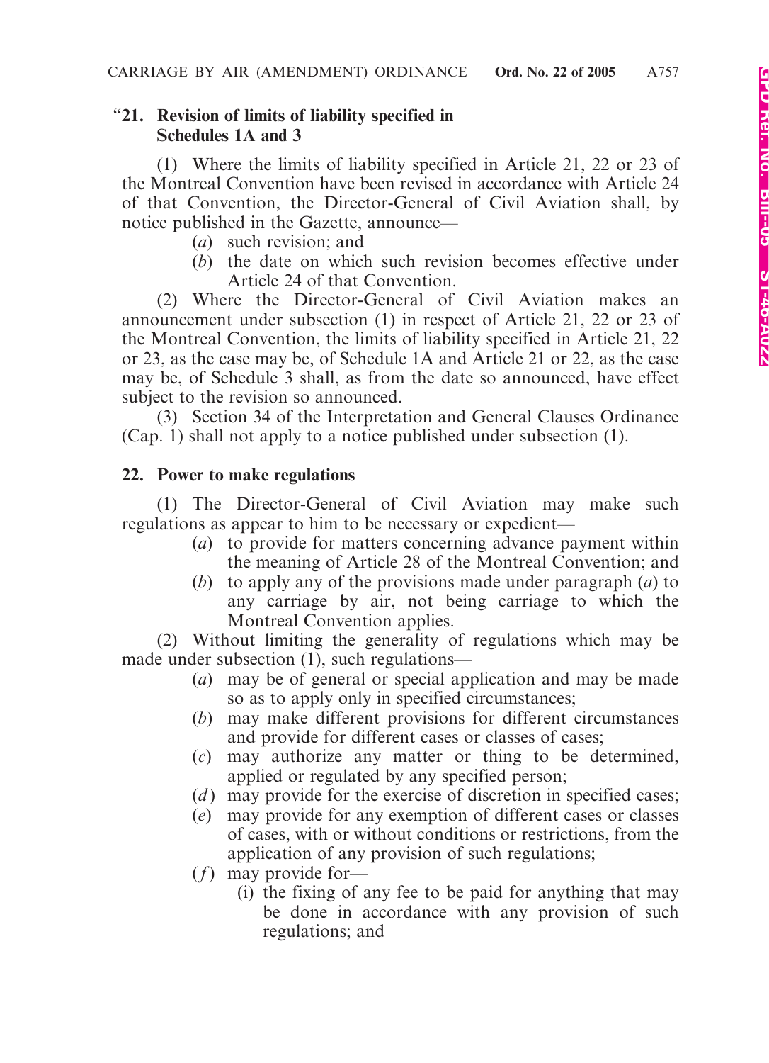**“21. Revision of limits of liability specified in Schedules 1A and 3**

(1) Where the limits of liability specified in Article 21, 22 or 23 of the Montreal Convention have been revised in accordance with Article 24 of that Convention, the Director-General of Civil Aviation shall, by notice published in the Gazette, announce—

(*a*) such revision; and

(*b*) the date on which such revision becomes effective under Article 24 of that Convention.

(2) Where the Director-General of Civil Aviation makes an announcement under subsection (1) in respect of Article 21, 22 or 23 of the Montreal Convention, the limits of liability specified in Article 21, 22 or 23, as the case may be, of Schedule 1A and Article 21 or 22, as the case may be, of Schedule 3 shall, as from the date so announced, have effect subject to the revision so announced.

(3) Section 34 of the Interpretation and General Clauses Ordinance (Cap. 1) shall not apply to a notice published under subsection (1).

**22. Power to make regulations**

(1) The Director-General of Civil Aviation may make such regulations as appear to him to be necessary or expedient—

(*a*) to provide for matters concerning advance payment within the meaning of Article 28 of the Montreal Convention; and

(*b*) to apply any of the provisions made under paragraph (*a*) to any carriage by air, not being carriage to which the Montreal Convention applies.

(2) Without limiting the generality of regulations which may be made under subsection (1), such regulations—

(*a*) may be of general or special application and may be made so as to apply only in specified circumstances;

(*b*) may make different provisions for different circumstances and provide for different cases or classes of cases;

(*c*) may authorize any matter or thing to be determined, applied or regulated by any specified person;

(*d*) may provide for the exercise of discretion in specified cases;

(*e*) may provide for any exemption of different cases or classes of cases, with or without conditions or restrictions, from the application of any provision of such regulations;

(*f*) may provide for—

(i) the fixing of any fee to be paid for anything that may be done in accordance with any provision of such regulations; and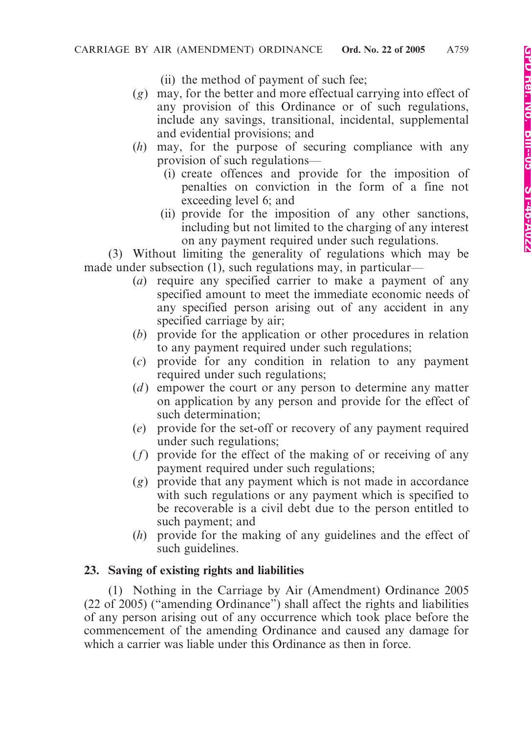(ii) the method of payment of such fee;

(*g*) may, for the better and more effectual carrying into effect of any provision of this Ordinance or of such regulations, include any savings, transitional, incidental, supplemental and evidential provisions; and

(*h*) may, for the purpose of securing compliance with any provision of such regulations—

(i) create offences and provide for the imposition of penalties on conviction in the form of a fine not exceeding level 6; and

(ii) provide for the imposition of any other sanctions, including but not limited to the charging of any interest on any payment required under such regulations.

(3) Without limiting the generality of regulations which may be made under subsection (1), such regulations may, in particular—

(*a*) require any specified carrier to make a payment of any specified amount to meet the immediate economic needs of any specified person arising out of any accident in any specified carriage by air;

(*b*) provide for the application or other procedures in relation to any payment required under such regulations;

(*c*) provide for any condition in relation to any payment required under such regulations;

(*d*) empower the court or any person to determine any matter on application by any person and provide for the effect of such determination;

(*e*) provide for the set-off or recovery of any payment required under such regulations;

(*f*) provide for the effect of the making of or receiving of any payment required under such regulations;

(*g*) provide that any payment which is not made in accordance with such regulations or any payment which is specified to be recoverable is a civil debt due to the person entitled to such payment; and

(*h*) provide for the making of any guidelines and the effect of such guidelines.

**23. Saving of existing rights and liabilities**

(1) Nothing in the Carriage by Air (Amendment) Ordinance 2005 (22 of 2005) ("amending Ordinance") shall affect the rights and liabilities of any person arising out of any occurrence which took place before the commencement of the amending Ordinance and caused any damage for which a carrier was liable under this Ordinance as then in force.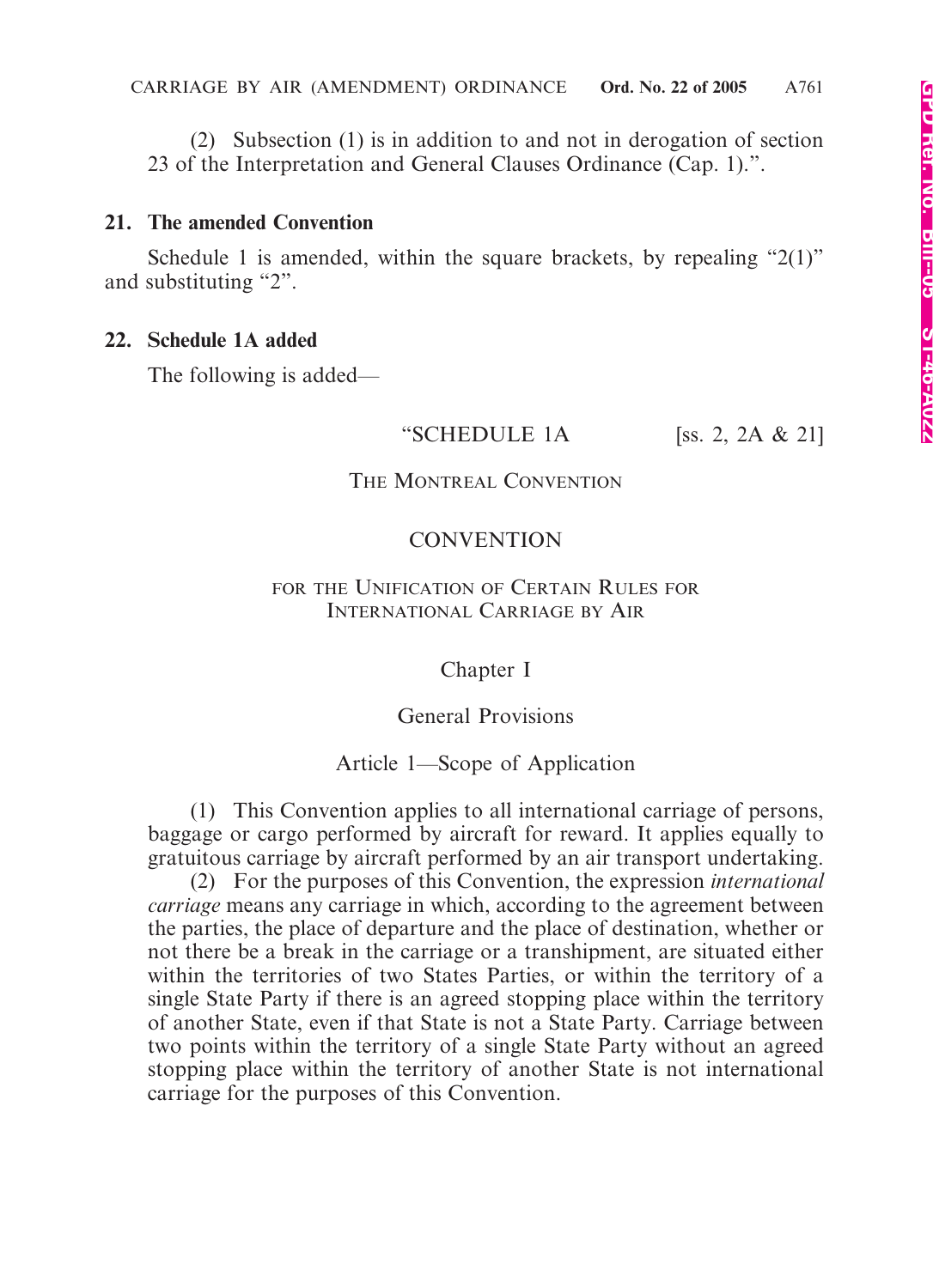(2) Subsection (1) is in addition to and not in derogation of section 23 of the Interpretation and General Clauses Ordinance (Cap. 1).".

**21. The amended Convention**

Schedule 1 is amended, within the square brackets, by repealing "2(1)" and substituting "2".

**22. Schedule 1A added**

The following is added—

"SCHEDULE 1A [ss. 2, 2A & 21]

THE MONTREAL CONVENTION

CONVENTION

FOR THE UNIFICATION OF CERTAIN RULES FOR INTERNATIONAL CARRIAGE BY AIR

Chapter I

General Provisions

Article 1—Scope of Application

(1) This Convention applies to all international carriage of persons, baggage or cargo performed by aircraft for reward. It applies equally to gratuitous carriage by aircraft performed by an air transport undertaking.

(2) For the purposes of this Convention, the expression *international carriage* means any carriage in which, according to the agreement between the parties, the place of departure and the place of destination, whether or not there be a break in the carriage or a transhipment, are situated either within the territories of two States Parties, or within the territory of a single State Party if there is an agreed stopping place within the territory of another State, even if that State is not a State Party. Carriage between two points within the territory of a single State Party without an agreed stopping place within the territory of another State is not international carriage for the purposes of this Convention.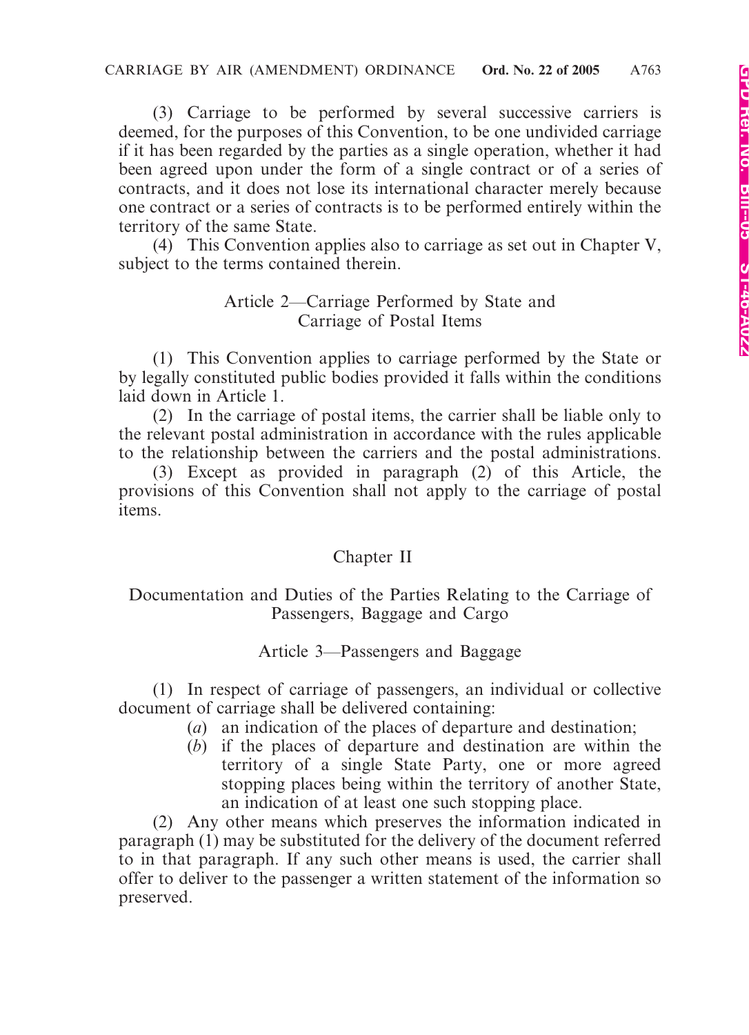(3) Carriage to be performed by several successive carriers is deemed, for the purposes of this Convention, to be one undivided carriage if it has been regarded by the parties as a single operation, whether it had been agreed upon under the form of a single contract or of a series of contracts, and it does not lose its international character merely because one contract or a series of contracts is to be performed entirely within the territory of the same State.

(4) This Convention applies also to carriage as set out in Chapter V, subject to the terms contained therein.

### Article 2—Carriage Performed by State and Carriage of Postal Items

(1) This Convention applies to carriage performed by the State or by legally constituted public bodies provided it falls within the conditions laid down in Article 1.

(2) In the carriage of postal items, the carrier shall be liable only to the relevant postal administration in accordance with the rules applicable to the relationship between the carriers and the postal administrations.

(3) Except as provided in paragraph (2) of this Article, the provisions of this Convention shall not apply to the carriage of postal items.

## Chapter II

## Documentation and Duties of the Parties Relating to the Carriage of Passengers, Baggage and Cargo

### Article 3—Passengers and Baggage

(1) In respect of carriage of passengers, an individual or collective document of carriage shall be delivered containing:

(*a*) an indication of the places of departure and destination;

(*b*) if the places of departure and destination are within the territory of a single State Party, one or more agreed stopping places being within the territory of another State, an indication of at least one such stopping place.

(2) Any other means which preserves the information indicated in paragraph (1) may be substituted for the delivery of the document referred to in that paragraph. If any such other means is used, the carrier shall offer to deliver to the passenger a written statement of the information so preserved.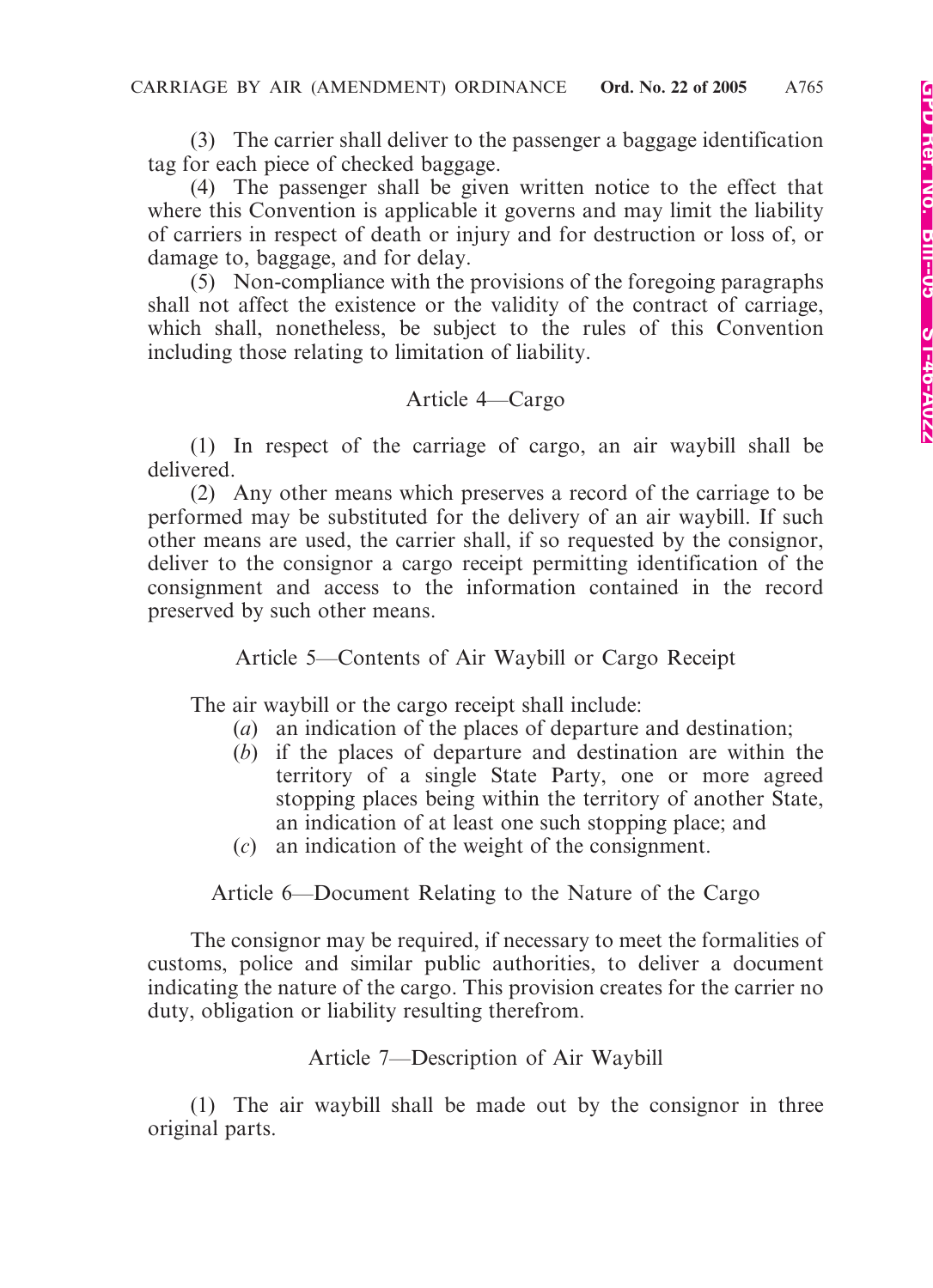(3) The carrier shall deliver to the passenger a baggage identification tag for each piece of checked baggage.

(4) The passenger shall be given written notice to the effect that where this Convention is applicable it governs and may limit the liability of carriers in respect of death or injury and for destruction or loss of, or damage to, baggage, and for delay.

(5) Non-compliance with the provisions of the foregoing paragraphs shall not affect the existence or the validity of the contract of carriage, which shall, nonetheless, be subject to the rules of this Convention including those relating to limitation of liability.

### Article 4—Cargo

(1) In respect of the carriage of cargo, an air waybill shall be delivered.

(2) Any other means which preserves a record of the carriage to be performed may be substituted for the delivery of an air waybill. If such other means are used, the carrier shall, if so requested by the consignor, deliver to the consignor a cargo receipt permitting identification of the consignment and access to the information contained in the record preserved by such other means.

### Article 5—Contents of Air Waybill or Cargo Receipt

The air waybill or the cargo receipt shall include:

(*a*) an indication of the places of departure and destination;

(*b*) if the places of departure and destination are within the territory of a single State Party, one or more agreed stopping places being within the territory of another State, an indication of at least one such stopping place; and

(*c*) an indication of the weight of the consignment.

### Article 6—Document Relating to the Nature of the Cargo

The consignor may be required, if necessary to meet the formalities of customs, police and similar public authorities, to deliver a document indicating the nature of the cargo. This provision creates for the carrier no duty, obligation or liability resulting therefrom.

### Article 7—Description of Air Waybill

(1) The air waybill shall be made out by the consignor in three original parts.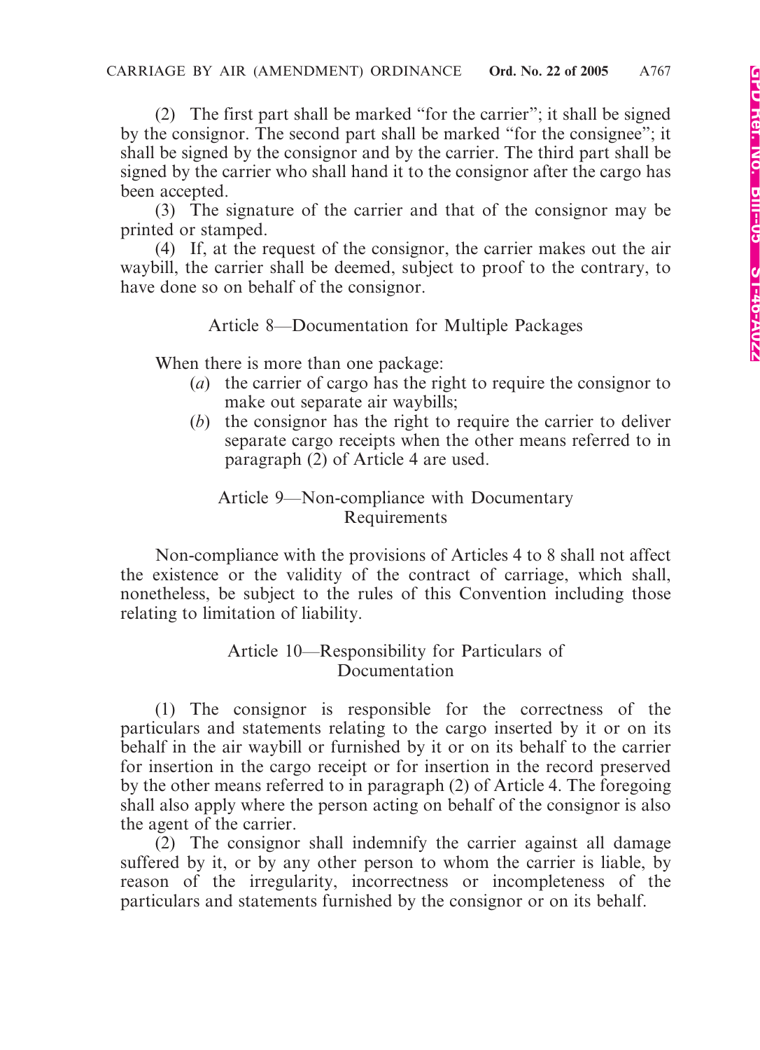(2) The first part shall be marked "for the carrier"; it shall be signed by the consignor. The second part shall be marked "for the consignee"; it shall be signed by the consignor and by the carrier. The third part shall be signed by the carrier who shall hand it to the consignor after the cargo has been accepted.

(3) The signature of the carrier and that of the consignor may be printed or stamped.

(4) If, at the request of the consignor, the carrier makes out the air waybill, the carrier shall be deemed, subject to proof to the contrary, to have done so on behalf of the consignor.

### Article 8—Documentation for Multiple Packages

When there is more than one package:

(*a*) the carrier of cargo has the right to require the consignor to make out separate air waybills;

(*b*) the consignor has the right to require the carrier to deliver separate cargo receipts when the other means referred to in paragraph (2) of Article 4 are used.

### Article 9—Non-compliance with Documentary Requirements

Non-compliance with the provisions of Articles 4 to 8 shall not affect the existence or the validity of the contract of carriage, which shall, nonetheless, be subject to the rules of this Convention including those relating to limitation of liability.

### Article 10—Responsibility for Particulars of Documentation

(1) The consignor is responsible for the correctness of the particulars and statements relating to the cargo inserted by it or on its behalf in the air waybill or furnished by it or on its behalf to the carrier for insertion in the cargo receipt or for insertion in the record preserved by the other means referred to in paragraph (2) of Article 4. The foregoing shall also apply where the person acting on behalf of the consignor is also the agent of the carrier.

(2) The consignor shall indemnify the carrier against all damage suffered by it, or by any other person to whom the carrier is liable, by reason of the irregularity, incorrectness or incompleteness of the particulars and statements furnished by the consignor or on its behalf.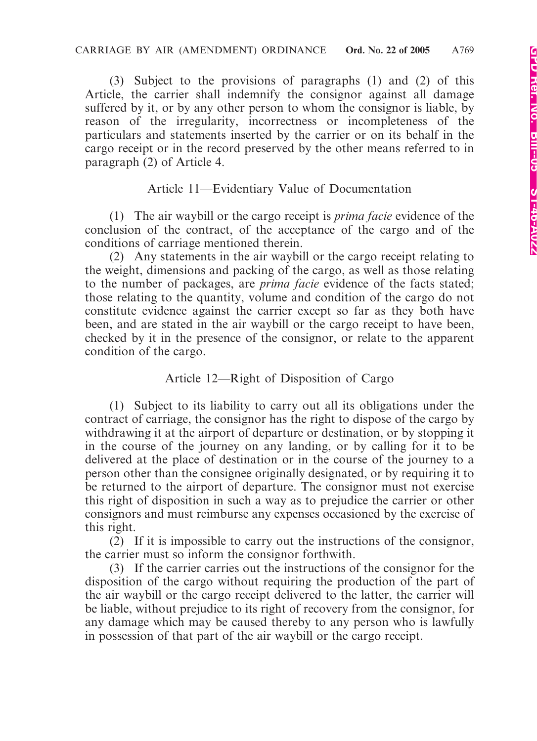(3) Subject to the provisions of paragraphs (1) and (2) of this Article, the carrier shall indemnify the consignor against all damage suffered by it, or by any other person to whom the consignor is liable, by reason of the irregularity, incorrectness or incompleteness of the particulars and statements inserted by the carrier or on its behalf in the cargo receipt or in the record preserved by the other means referred to in paragraph (2) of Article 4.

### Article 11—Evidentiary Value of Documentation

(1) The air waybill or the cargo receipt is *prima facie* evidence of the conclusion of the contract, of the acceptance of the cargo and of the conditions of carriage mentioned therein.

(2) Any statements in the air waybill or the cargo receipt relating to the weight, dimensions and packing of the cargo, as well as those relating to the number of packages, are *prima facie* evidence of the facts stated; those relating to the quantity, volume and condition of the cargo do not constitute evidence against the carrier except so far as they both have been, and are stated in the air waybill or the cargo receipt to have been, checked by it in the presence of the consignor, or relate to the apparent condition of the cargo.

### Article 12—Right of Disposition of Cargo

(1) Subject to its liability to carry out all its obligations under the contract of carriage, the consignor has the right to dispose of the cargo by withdrawing it at the airport of departure or destination, or by stopping it in the course of the journey on any landing, or by calling for it to be delivered at the place of destination or in the course of the journey to a person other than the consignee originally designated, or by requiring it to be returned to the airport of departure. The consignor must not exercise this right of disposition in such a way as to prejudice the carrier or other consignors and must reimburse any expenses occasioned by the exercise of this right.

(2) If it is impossible to carry out the instructions of the consignor, the carrier must so inform the consignor forthwith.

(3) If the carrier carries out the instructions of the consignor for the disposition of the cargo without requiring the production of the part of the air waybill or the cargo receipt delivered to the latter, the carrier will be liable, without prejudice to its right of recovery from the consignor, for any damage which may be caused thereby to any person who is lawfully in possession of that part of the air waybill or the cargo receipt.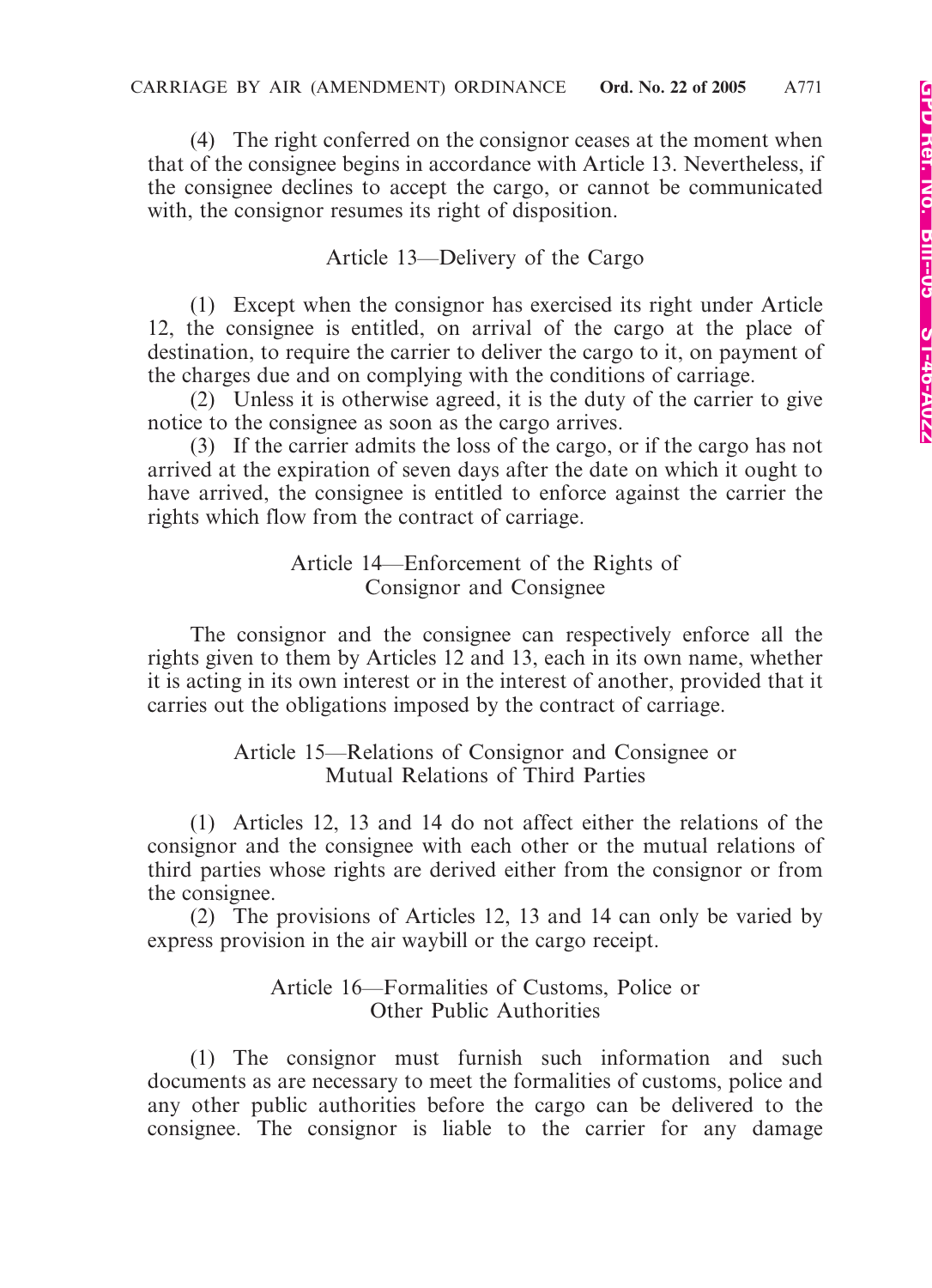(4) The right conferred on the consignor ceases at the moment when that of the consignee begins in accordance with Article 13. Nevertheless, if the consignee declines to accept the cargo, or cannot be communicated with, the consignor resumes its right of disposition.

### Article 13—Delivery of the Cargo

(1) Except when the consignor has exercised its right under Article 12, the consignee is entitled, on arrival of the cargo at the place of destination, to require the carrier to deliver the cargo to it, on payment of the charges due and on complying with the conditions of carriage.

(2) Unless it is otherwise agreed, it is the duty of the carrier to give notice to the consignee as soon as the cargo arrives.

(3) If the carrier admits the loss of the cargo, or if the cargo has not arrived at the expiration of seven days after the date on which it ought to have arrived, the consignee is entitled to enforce against the carrier the rights which flow from the contract of carriage.

### Article 14—Enforcement of the Rights of Consignor and Consignee

The consignor and the consignee can respectively enforce all the rights given to them by Articles 12 and 13, each in its own name, whether it is acting in its own interest or in the interest of another, provided that it carries out the obligations imposed by the contract of carriage.

### Article 15—Relations of Consignor and Consignee or Mutual Relations of Third Parties

(1) Articles 12, 13 and 14 do not affect either the relations of the consignor and the consignee with each other or the mutual relations of third parties whose rights are derived either from the consignor or from the consignee.

(2) The provisions of Articles 12, 13 and 14 can only be varied by express provision in the air waybill or the cargo receipt.

### Article 16—Formalities of Customs, Police or Other Public Authorities

(1) The consignor must furnish such information and such documents as are necessary to meet the formalities of customs, police and any other public authorities before the cargo can be delivered to the consignee. The consignor is liable to the carrier for any damage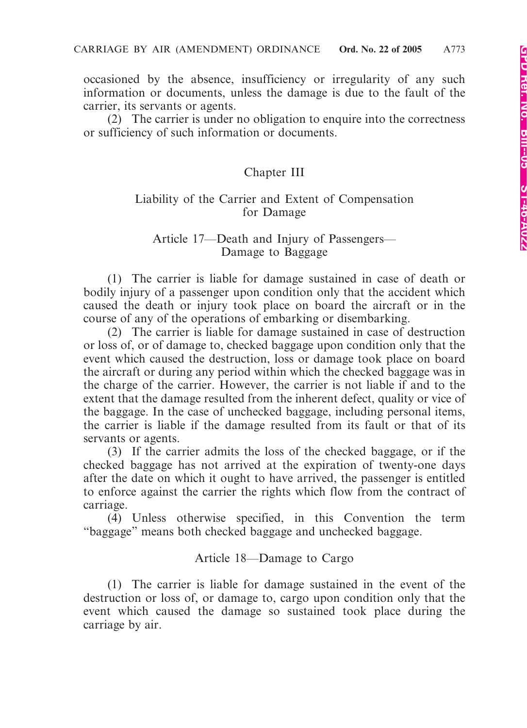occasioned by the absence, insufficiency or irregularity of any such information or documents, unless the damage is due to the fault of the carrier, its servants or agents.

(2) The carrier is under no obligation to enquire into the correctness or sufficiency of such information or documents.

## Chapter III

## Liability of the Carrier and Extent of Compensation for Damage

### Article 17—Death and Injury of Passengers—Damage to Baggage

(1) The carrier is liable for damage sustained in case of death or bodily injury of a passenger upon condition only that the accident which caused the death or injury took place on board the aircraft or in the course of any of the operations of embarking or disembarking.

(2) The carrier is liable for damage sustained in case of destruction or loss of, or of damage to, checked baggage upon condition only that the event which caused the destruction, loss or damage took place on board the aircraft or during any period within which the checked baggage was in the charge of the carrier. However, the carrier is not liable if and to the extent that the damage resulted from the inherent defect, quality or vice of the baggage. In the case of unchecked baggage, including personal items, the carrier is liable if the damage resulted from its fault or that of its servants or agents.

(3) If the carrier admits the loss of the checked baggage, or if the checked baggage has not arrived at the expiration of twenty-one days after the date on which it ought to have arrived, the passenger is entitled to enforce against the carrier the rights which flow from the contract of carriage.

(4) Unless otherwise specified, in this Convention the term "baggage" means both checked baggage and unchecked baggage.

### Article 18—Damage to Cargo

(1) The carrier is liable for damage sustained in the event of the destruction or loss of, or damage to, cargo upon condition only that the event which caused the damage so sustained took place during the carriage by air.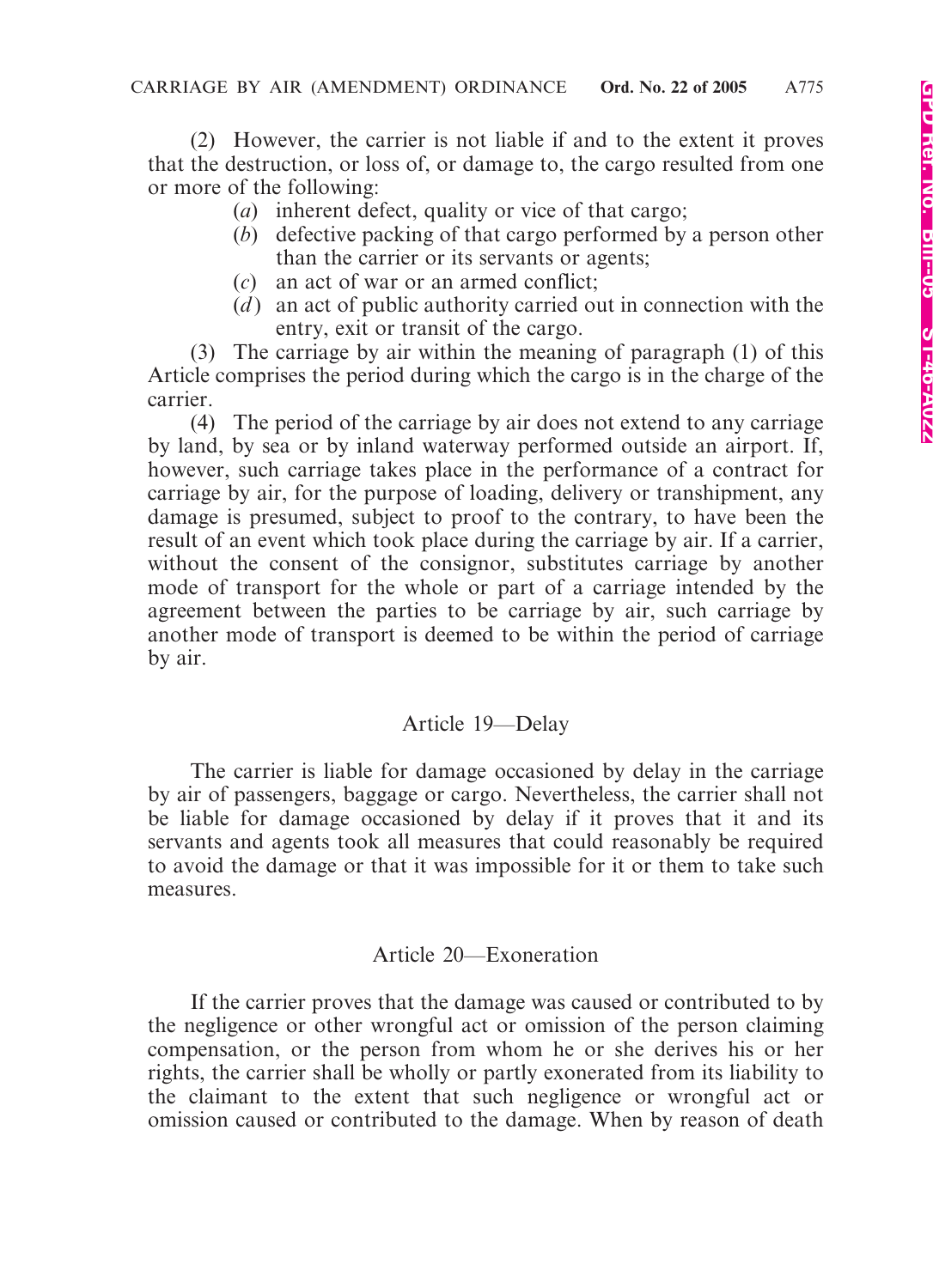(2) However, the carrier is not liable if and to the extent it proves that the destruction, or loss of, or damage to, the cargo resulted from one or more of the following:

- (*a*) inherent defect, quality or vice of that cargo;
- (*b*) defective packing of that cargo performed by a person other than the carrier or its servants or agents;
- (*c*) an act of war or an armed conflict;
- (*d*) an act of public authority carried out in connection with the entry, exit or transit of the cargo.

(3) The carriage by air within the meaning of paragraph (1) of this Article comprises the period during which the cargo is in the charge of the carrier.

(4) The period of the carriage by air does not extend to any carriage by land, by sea or by inland waterway performed outside an airport. If, however, such carriage takes place in the performance of a contract for carriage by air, for the purpose of loading, delivery or transhipment, any damage is presumed, subject to proof to the contrary, to have been the result of an event which took place during the carriage by air. If a carrier, without the consent of the consignor, substitutes carriage by another mode of transport for the whole or part of a carriage intended by the agreement between the parties to be carriage by air, such carriage by another mode of transport is deemed to be within the period of carriage by air.

## Article 19—Delay

The carrier is liable for damage occasioned by delay in the carriage by air of passengers, baggage or cargo. Nevertheless, the carrier shall not be liable for damage occasioned by delay if it proves that it and its servants and agents took all measures that could reasonably be required to avoid the damage or that it was impossible for it or them to take such measures.

## Article 20—Exoneration

If the carrier proves that the damage was caused or contributed to by the negligence or other wrongful act or omission of the person claiming compensation, or the person from whom he or she derives his or her rights, the carrier shall be wholly or partly exonerated from its liability to the claimant to the extent that such negligence or wrongful act or omission caused or contributed to the damage. When by reason of death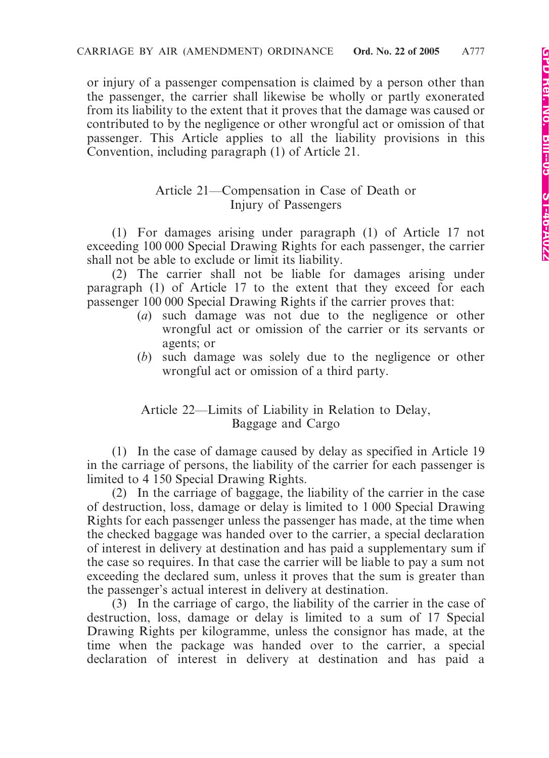or injury of a passenger compensation is claimed by a person other than the passenger, the carrier shall likewise be wholly or partly exonerated from its liability to the extent that it proves that the damage was caused or contributed to by the negligence or other wrongful act or omission of that passenger. This Article applies to all the liability provisions in this Convention, including paragraph (1) of Article 21.

### Article 21—Compensation in Case of Death or Injury of Passengers

(1) For damages arising under paragraph (1) of Article 17 not exceeding 100 000 Special Drawing Rights for each passenger, the carrier shall not be able to exclude or limit its liability.

(2) The carrier shall not be liable for damages arising under paragraph (1) of Article 17 to the extent that they exceed for each passenger 100 000 Special Drawing Rights if the carrier proves that:

(*a*) such damage was not due to the negligence or other wrongful act or omission of the carrier or its servants or agents; or

(*b*) such damage was solely due to the negligence or other wrongful act or omission of a third party.

### Article 22—Limits of Liability in Relation to Delay, Baggage and Cargo

(1) In the case of damage caused by delay as specified in Article 19 in the carriage of persons, the liability of the carrier for each passenger is limited to 4 150 Special Drawing Rights.

(2) In the carriage of baggage, the liability of the carrier in the case of destruction, loss, damage or delay is limited to 1 000 Special Drawing Rights for each passenger unless the passenger has made, at the time when the checked baggage was handed over to the carrier, a special declaration of interest in delivery at destination and has paid a supplementary sum if the case so requires. In that case the carrier will be liable to pay a sum not exceeding the declared sum, unless it proves that the sum is greater than the passenger's actual interest in delivery at destination.

(3) In the carriage of cargo, the liability of the carrier in the case of destruction, loss, damage or delay is limited to a sum of 17 Special Drawing Rights per kilogramme, unless the consignor has made, at the time when the package was handed over to the carrier, a special declaration of interest in delivery at destination and has paid a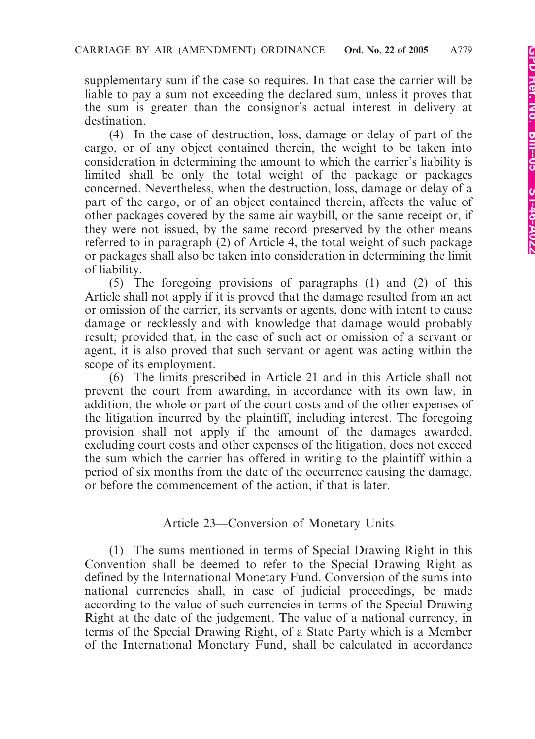supplementary sum if the case so requires. In that case the carrier will be liable to pay a sum not exceeding the declared sum, unless it proves that the sum is greater than the consignor's actual interest in delivery at destination.

(4) In the case of destruction, loss, damage or delay of part of the cargo, or of any object contained therein, the weight to be taken into consideration in determining the amount to which the carrier's liability is limited shall be only the total weight of the package or packages concerned. Nevertheless, when the destruction, loss, damage or delay of a part of the cargo, or of an object contained therein, affects the value of other packages covered by the same air waybill, or the same receipt or, if they were not issued, by the same record preserved by the other means referred to in paragraph (2) of Article 4, the total weight of such package or packages shall also be taken into consideration in determining the limit of liability.

(5) The foregoing provisions of paragraphs (1) and (2) of this Article shall not apply if it is proved that the damage resulted from an act or omission of the carrier, its servants or agents, done with intent to cause damage or recklessly and with knowledge that damage would probably result; provided that, in the case of such act or omission of a servant or agent, it is also proved that such servant or agent was acting within the scope of its employment.

(6) The limits prescribed in Article 21 and in this Article shall not prevent the court from awarding, in accordance with its own law, in addition, the whole or part of the court costs and of the other expenses of the litigation incurred by the plaintiff, including interest. The foregoing provision shall not apply if the amount of the damages awarded, excluding court costs and other expenses of the litigation, does not exceed the sum which the carrier has offered in writing to the plaintiff within a period of six months from the date of the occurrence causing the damage, or before the commencement of the action, if that is later.

### Article 23—Conversion of Monetary Units

(1) The sums mentioned in terms of Special Drawing Right in this Convention shall be deemed to refer to the Special Drawing Right as defined by the International Monetary Fund. Conversion of the sums into national currencies shall, in case of judicial proceedings, be made according to the value of such currencies in terms of the Special Drawing Right at the date of the judgement. The value of a national currency, in terms of the Special Drawing Right, of a State Party which is a Member of the International Monetary Fund, shall be calculated in accordance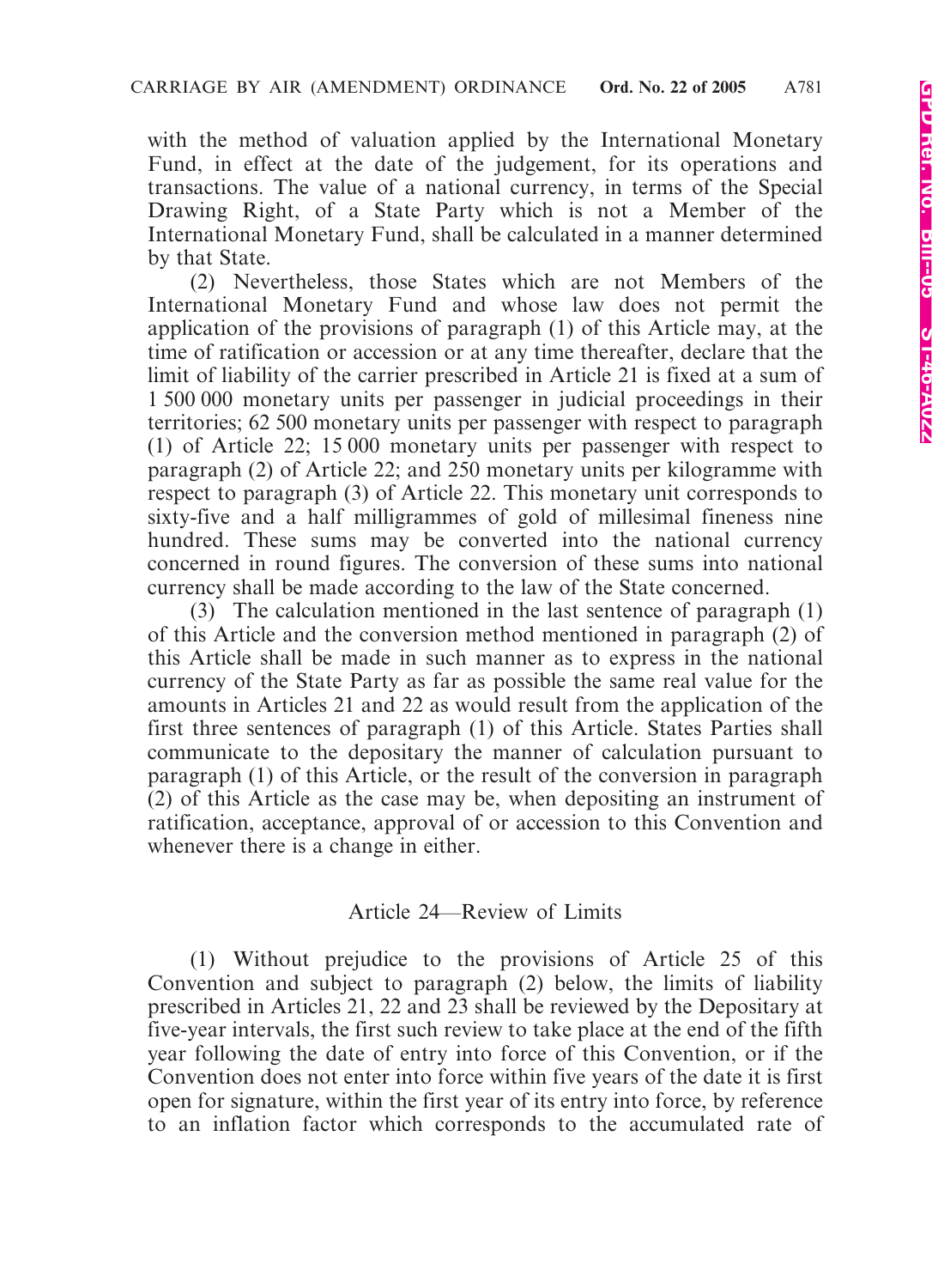with the method of valuation applied by the International Monetary Fund, in effect at the date of the judgement, for its operations and transactions. The value of a national currency, in terms of the Special Drawing Right, of a State Party which is not a Member of the International Monetary Fund, shall be calculated in a manner determined by that State.

(2) Nevertheless, those States which are not Members of the International Monetary Fund and whose law does not permit the application of the provisions of paragraph (1) of this Article may, at the time of ratification or accession or at any time thereafter, declare that the limit of liability of the carrier prescribed in Article 21 is fixed at a sum of 1 500 000 monetary units per passenger in judicial proceedings in their territories; 62 500 monetary units per passenger with respect to paragraph (1) of Article 22; 15 000 monetary units per passenger with respect to paragraph (2) of Article 22; and 250 monetary units per kilogramme with respect to paragraph (3) of Article 22. This monetary unit corresponds to sixty-five and a half milligrammes of gold of millesimal fineness nine hundred. These sums may be converted into the national currency concerned in round figures. The conversion of these sums into national currency shall be made according to the law of the State concerned.

(3) The calculation mentioned in the last sentence of paragraph (1) of this Article and the conversion method mentioned in paragraph (2) of this Article shall be made in such manner as to express in the national currency of the State Party as far as possible the same real value for the amounts in Articles 21 and 22 as would result from the application of the first three sentences of paragraph (1) of this Article. States Parties shall communicate to the depositary the manner of calculation pursuant to paragraph (1) of this Article, or the result of the conversion in paragraph (2) of this Article as the case may be, when depositing an instrument of ratification, acceptance, approval of or accession to this Convention and whenever there is a change in either.

## Article 24—Review of Limits

(1) Without prejudice to the provisions of Article 25 of this Convention and subject to paragraph (2) below, the limits of liability prescribed in Articles 21, 22 and 23 shall be reviewed by the Depositary at five-year intervals, the first such review to take place at the end of the fifth year following the date of entry into force of this Convention, or if the Convention does not enter into force within five years of the date it is first open for signature, within the first year of its entry into force, by reference to an inflation factor which corresponds to the accumulated rate of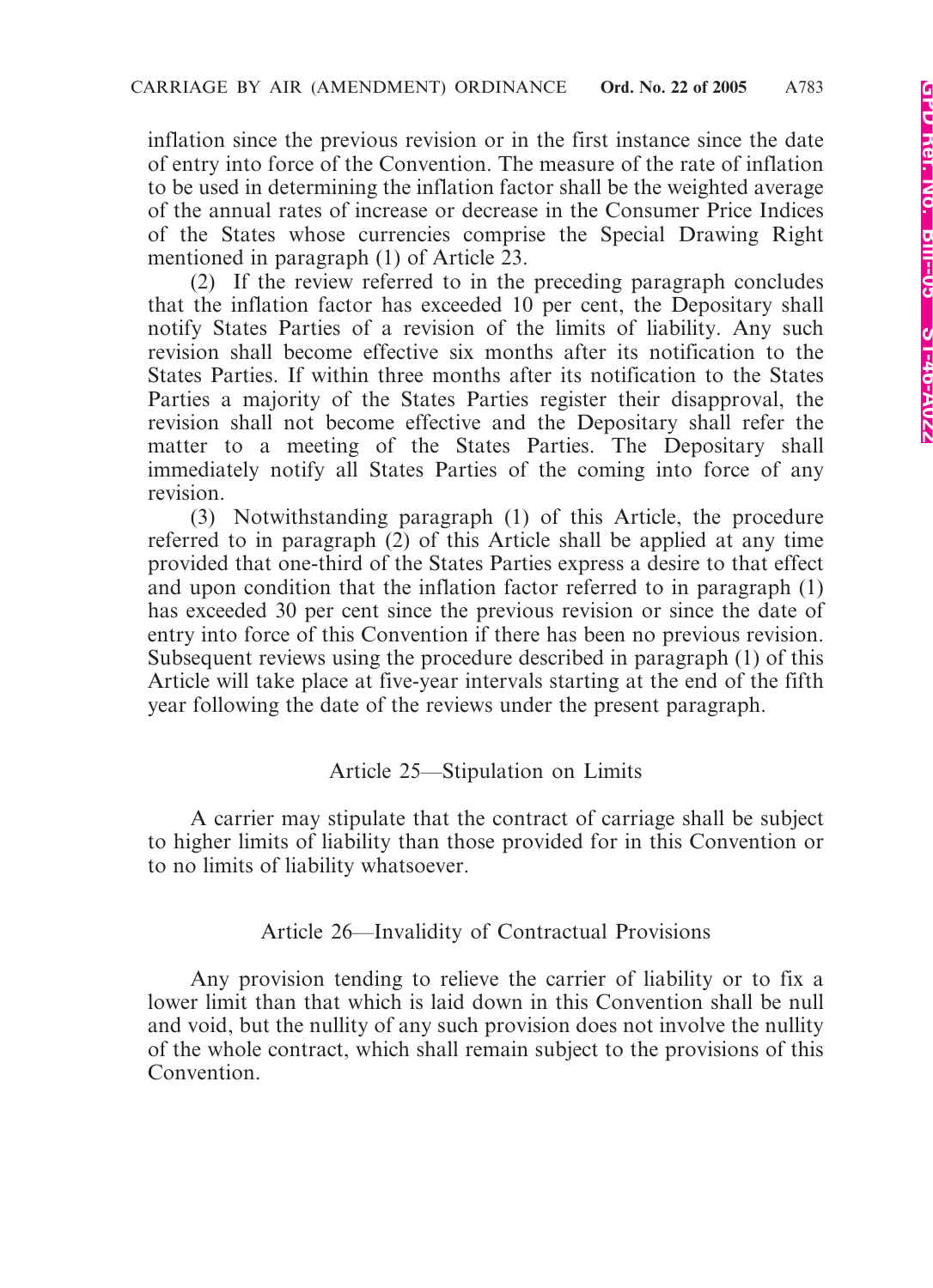inflation since the previous revision or in the first instance since the date of entry into force of the Convention. The measure of the rate of inflation to be used in determining the inflation factor shall be the weighted average of the annual rates of increase or decrease in the Consumer Price Indices of the States whose currencies comprise the Special Drawing Right mentioned in paragraph (1) of Article 23.

(2) If the review referred to in the preceding paragraph concludes that the inflation factor has exceeded 10 per cent, the Depositary shall notify States Parties of a revision of the limits of liability. Any such revision shall become effective six months after its notification to the States Parties. If within three months after its notification to the States Parties a majority of the States Parties register their disapproval, the revision shall not become effective and the Depositary shall refer the matter to a meeting of the States Parties. The Depositary shall immediately notify all States Parties of the coming into force of any revision.

(3) Notwithstanding paragraph (1) of this Article, the procedure referred to in paragraph (2) of this Article shall be applied at any time provided that one-third of the States Parties express a desire to that effect and upon condition that the inflation factor referred to in paragraph (1) has exceeded 30 per cent since the previous revision or since the date of entry into force of this Convention if there has been no previous revision. Subsequent reviews using the procedure described in paragraph (1) of this Article will take place at five-year intervals starting at the end of the fifth year following the date of the reviews under the present paragraph.

## Article 25—Stipulation on Limits

A carrier may stipulate that the contract of carriage shall be subject to higher limits of liability than those provided for in this Convention or to no limits of liability whatsoever.

## Article 26—Invalidity of Contractual Provisions

Any provision tending to relieve the carrier of liability or to fix a lower limit than that which is laid down in this Convention shall be null and void, but the nullity of any such provision does not involve the nullity of the whole contract, which shall remain subject to the provisions of this Convention.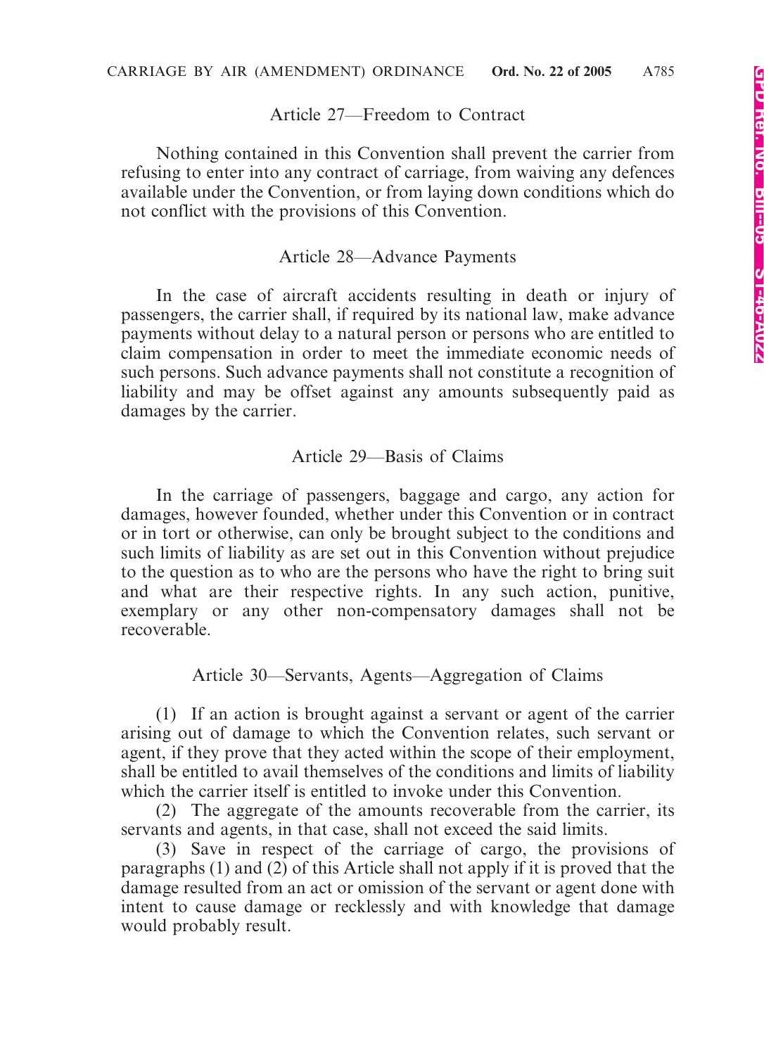### Article 27—Freedom to Contract

Nothing contained in this Convention shall prevent the carrier from refusing to enter into any contract of carriage, from waiving any defences available under the Convention, or from laying down conditions which do not conflict with the provisions of this Convention.

### Article 28—Advance Payments

In the case of aircraft accidents resulting in death or injury of passengers, the carrier shall, if required by its national law, make advance payments without delay to a natural person or persons who are entitled to claim compensation in order to meet the immediate economic needs of such persons. Such advance payments shall not constitute a recognition of liability and may be offset against any amounts subsequently paid as damages by the carrier.

### Article 29—Basis of Claims

In the carriage of passengers, baggage and cargo, any action for damages, however founded, whether under this Convention or in contract or in tort or otherwise, can only be brought subject to the conditions and such limits of liability as are set out in this Convention without prejudice to the question as to who are the persons who have the right to bring suit and what are their respective rights. In any such action, punitive, exemplary or any other non-compensatory damages shall not be recoverable.

### Article 30—Servants, Agents—Aggregation of Claims

(1) If an action is brought against a servant or agent of the carrier arising out of damage to which the Convention relates, such servant or agent, if they prove that they acted within the scope of their employment, shall be entitled to avail themselves of the conditions and limits of liability which the carrier itself is entitled to invoke under this Convention.

(2) The aggregate of the amounts recoverable from the carrier, its servants and agents, in that case, shall not exceed the said limits.

(3) Save in respect of the carriage of cargo, the provisions of paragraphs (1) and (2) of this Article shall not apply if it is proved that the damage resulted from an act or omission of the servant or agent done with intent to cause damage or recklessly and with knowledge that damage would probably result.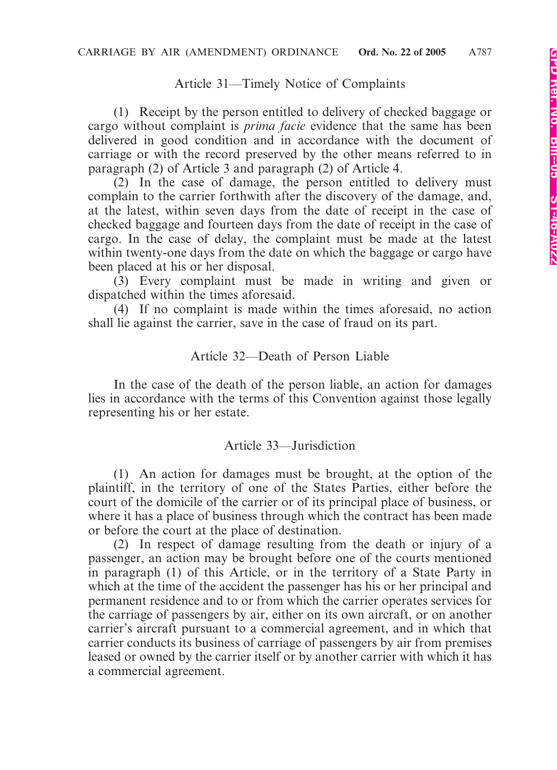## Article 31—Timely Notice of Complaints

(1) Receipt by the person entitled to delivery of checked baggage or cargo without complaint is *prima facie* evidence that the same has been delivered in good condition and in accordance with the document of carriage or with the record preserved by the other means referred to in paragraph (2) of Article 3 and paragraph (2) of Article 4.

(2) In the case of damage, the person entitled to delivery must complain to the carrier forthwith after the discovery of the damage, and, at the latest, within seven days from the date of receipt in the case of checked baggage and fourteen days from the date of receipt in the case of cargo. In the case of delay, the complaint must be made at the latest within twenty-one days from the date on which the baggage or cargo have been placed at his or her disposal.

(3) Every complaint must be made in writing and given or dispatched within the times aforesaid.

(4) If no complaint is made within the times aforesaid, no action shall lie against the carrier, save in the case of fraud on its part.

## Article 32—Death of Person Liable

In the case of the death of the person liable, an action for damages lies in accordance with the terms of this Convention against those legally representing his or her estate.

## Article 33—Jurisdiction

(1) An action for damages must be brought, at the option of the plaintiff, in the territory of one of the States Parties, either before the court of the domicile of the carrier or of its principal place of business, or where it has a place of business through which the contract has been made or before the court at the place of destination.

(2) In respect of damage resulting from the death or injury of a passenger, an action may be brought before one of the courts mentioned in paragraph (1) of this Article, or in the territory of a State Party in which at the time of the accident the passenger has his or her principal and permanent residence and to or from which the carrier operates services for the carriage of passengers by air, either on its own aircraft, or on another carrier's aircraft pursuant to a commercial agreement, and in which that carrier conducts its business of carriage of passengers by air from premises leased or owned by the carrier itself or by another carrier with which it has a commercial agreement.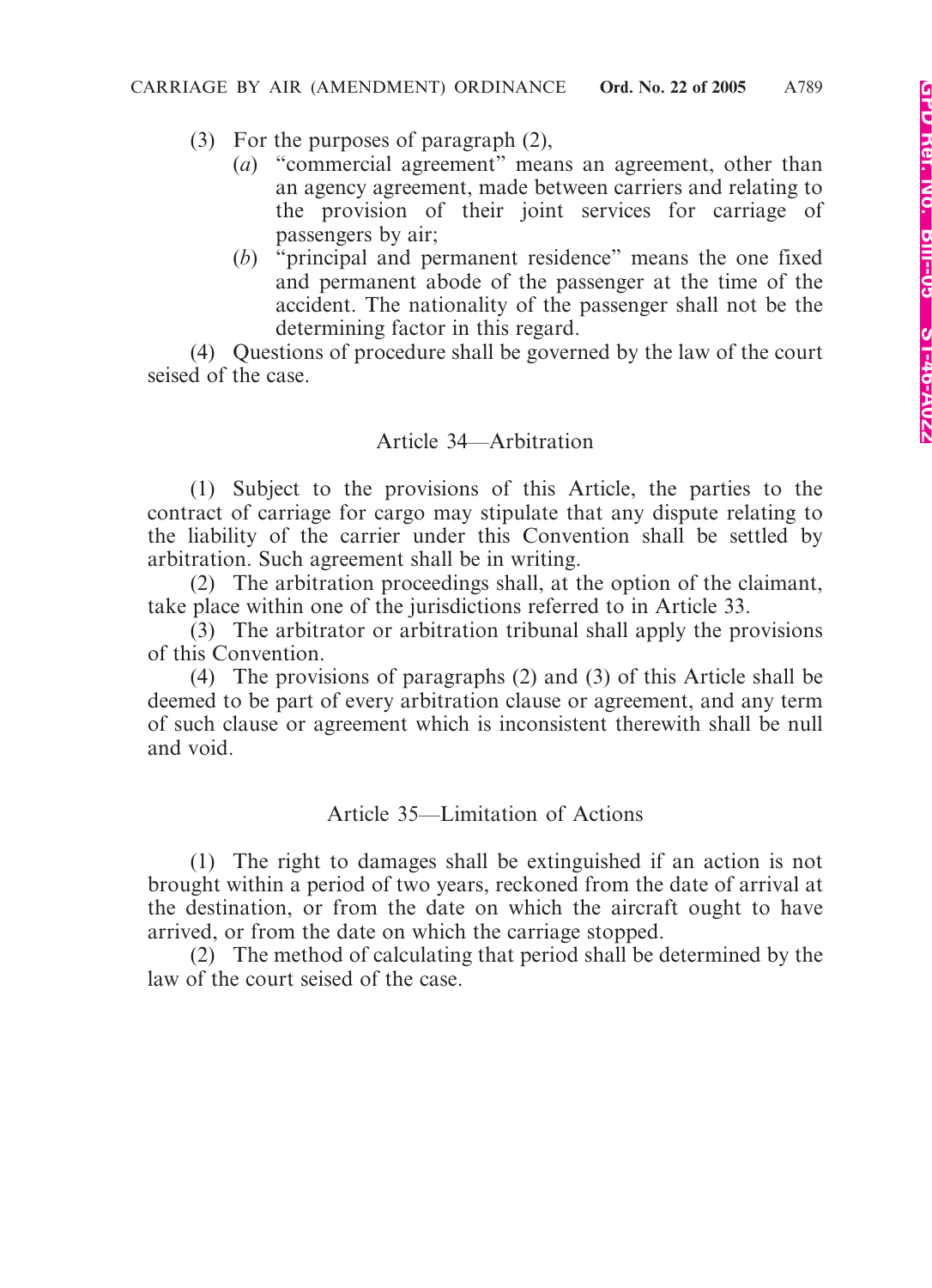(3) For the purposes of paragraph (2),

(*a*) "commercial agreement" means an agreement, other than an agency agreement, made between carriers and relating to the provision of their joint services for carriage of passengers by air;

(*b*) "principal and permanent residence" means the one fixed and permanent abode of the passenger at the time of the accident. The nationality of the passenger shall not be the determining factor in this regard.

(4) Questions of procedure shall be governed by the law of the court seised of the case.

## Article 34—Arbitration

(1) Subject to the provisions of this Article, the parties to the contract of carriage for cargo may stipulate that any dispute relating to the liability of the carrier under this Convention shall be settled by arbitration. Such agreement shall be in writing.

(2) The arbitration proceedings shall, at the option of the claimant, take place within one of the jurisdictions referred to in Article 33.

(3) The arbitrator or arbitration tribunal shall apply the provisions of this Convention.

(4) The provisions of paragraphs (2) and (3) of this Article shall be deemed to be part of every arbitration clause or agreement, and any term of such clause or agreement which is inconsistent therewith shall be null and void.

## Article 35—Limitation of Actions

(1) The right to damages shall be extinguished if an action is not brought within a period of two years, reckoned from the date of arrival at the destination, or from the date on which the aircraft ought to have arrived, or from the date on which the carriage stopped.

(2) The method of calculating that period shall be determined by the law of the court seised of the case.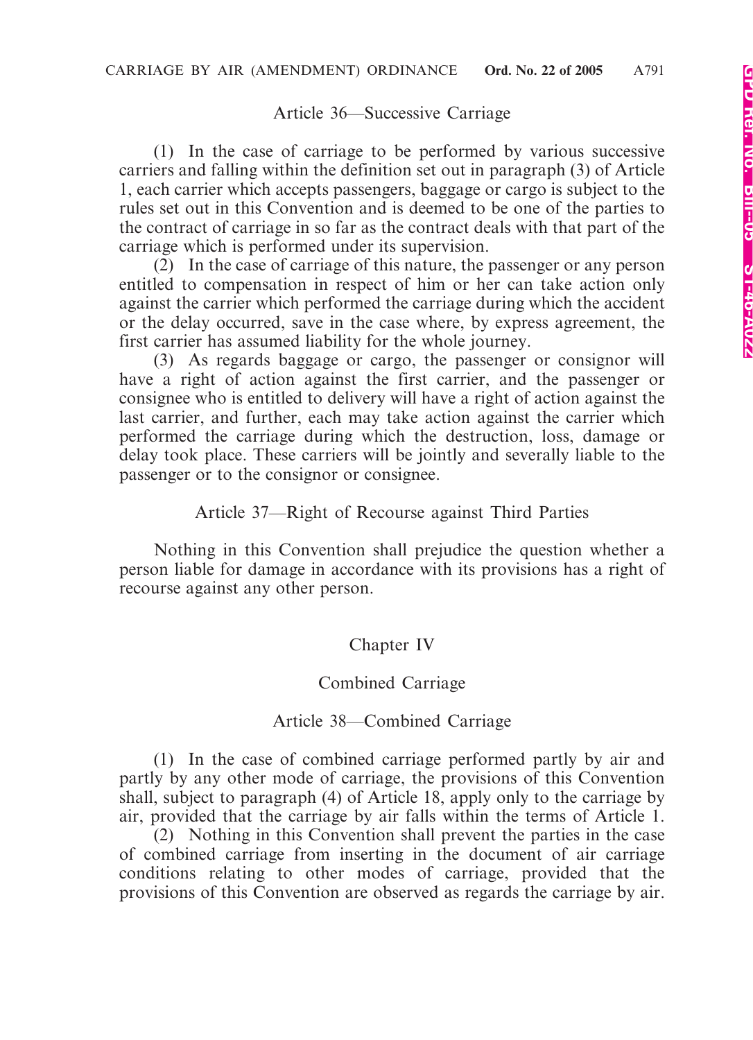### Article 36—Successive Carriage

(1) In the case of carriage to be performed by various successive carriers and falling within the definition set out in paragraph (3) of Article 1, each carrier which accepts passengers, baggage or cargo is subject to the rules set out in this Convention and is deemed to be one of the parties to the contract of carriage in so far as the contract deals with that part of the carriage which is performed under its supervision.

(2) In the case of carriage of this nature, the passenger or any person entitled to compensation in respect of him or her can take action only against the carrier which performed the carriage during which the accident or the delay occurred, save in the case where, by express agreement, the first carrier has assumed liability for the whole journey.

(3) As regards baggage or cargo, the passenger or consignor will have a right of action against the first carrier, and the passenger or consignee who is entitled to delivery will have a right of action against the last carrier, and further, each may take action against the carrier which performed the carriage during which the destruction, loss, damage or delay took place. These carriers will be jointly and severally liable to the passenger or to the consignor or consignee.

### Article 37—Right of Recourse against Third Parties

Nothing in this Convention shall prejudice the question whether a person liable for damage in accordance with its provisions has a right of recourse against any other person.

## Chapter IV

## Combined Carriage

### Article 38—Combined Carriage

(1) In the case of combined carriage performed partly by air and partly by any other mode of carriage, the provisions of this Convention shall, subject to paragraph (4) of Article 18, apply only to the carriage by air, provided that the carriage by air falls within the terms of Article 1.

(2) Nothing in this Convention shall prevent the parties in the case of combined carriage from inserting in the document of air carriage conditions relating to other modes of carriage, provided that the provisions of this Convention are observed as regards the carriage by air.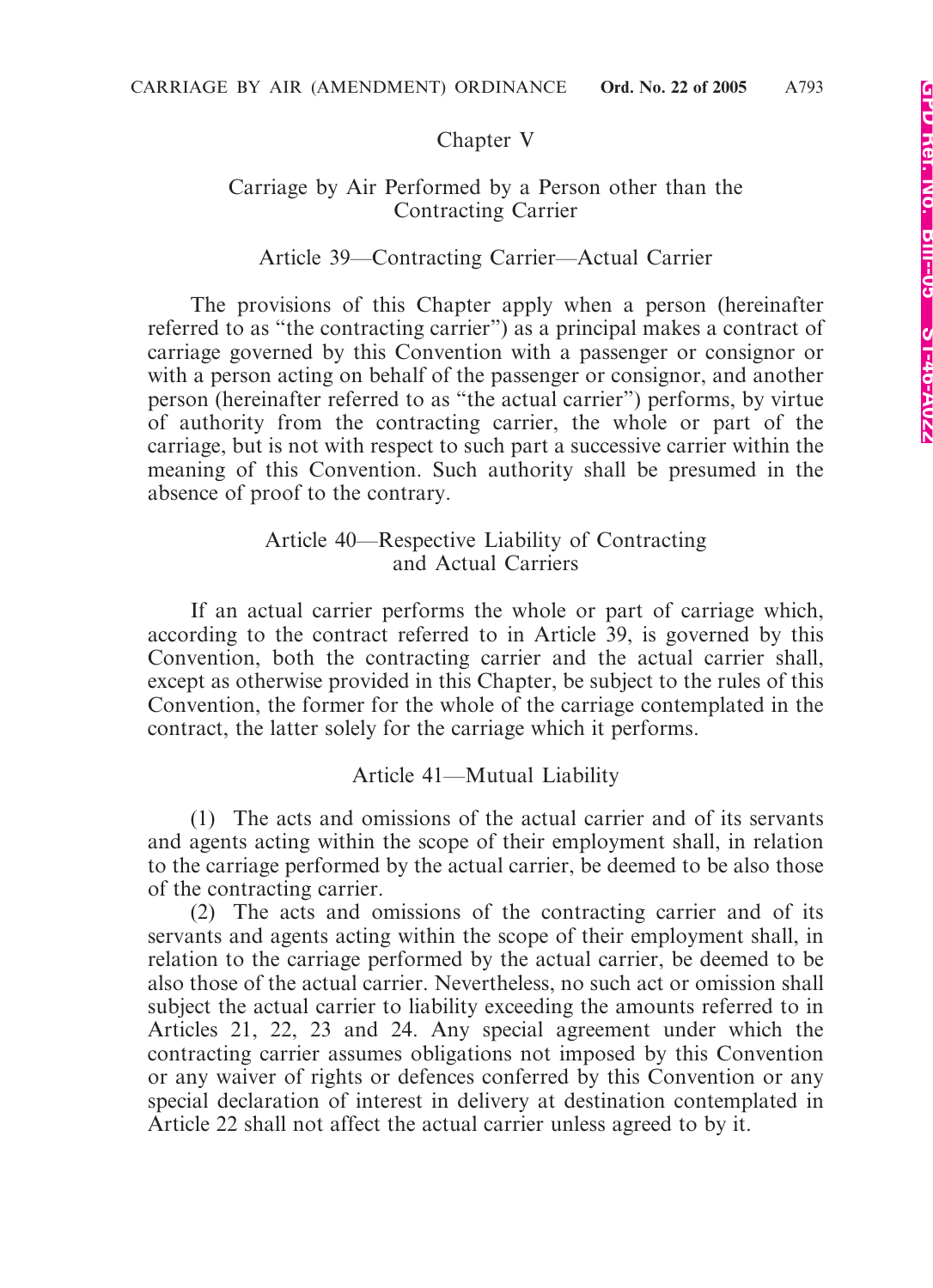## Chapter V

### Carriage by Air Performed by a Person other than the Contracting Carrier

#### Article 39—Contracting Carrier—Actual Carrier

The provisions of this Chapter apply when a person (hereinafter referred to as "the contracting carrier") as a principal makes a contract of carriage governed by this Convention with a passenger or consignor or with a person acting on behalf of the passenger or consignor, and another person (hereinafter referred to as "the actual carrier") performs, by virtue of authority from the contracting carrier, the whole or part of the carriage, but is not with respect to such part a successive carrier within the meaning of this Convention. Such authority shall be presumed in the absence of proof to the contrary.

#### Article 40—Respective Liability of Contracting and Actual Carriers

If an actual carrier performs the whole or part of carriage which, according to the contract referred to in Article 39, is governed by this Convention, both the contracting carrier and the actual carrier shall, except as otherwise provided in this Chapter, be subject to the rules of this Convention, the former for the whole of the carriage contemplated in the contract, the latter solely for the carriage which it performs.

#### Article 41—Mutual Liability

(1) The acts and omissions of the actual carrier and of its servants and agents acting within the scope of their employment shall, in relation to the carriage performed by the actual carrier, be deemed to be also those of the contracting carrier.

(2) The acts and omissions of the contracting carrier and of its servants and agents acting within the scope of their employment shall, in relation to the carriage performed by the actual carrier, be deemed to be also those of the actual carrier. Nevertheless, no such act or omission shall subject the actual carrier to liability exceeding the amounts referred to in Articles 21, 22, 23 and 24. Any special agreement under which the contracting carrier assumes obligations not imposed by this Convention or any waiver of rights or defences conferred by this Convention or any special declaration of interest in delivery at destination contemplated in Article 22 shall not affect the actual carrier unless agreed to by it.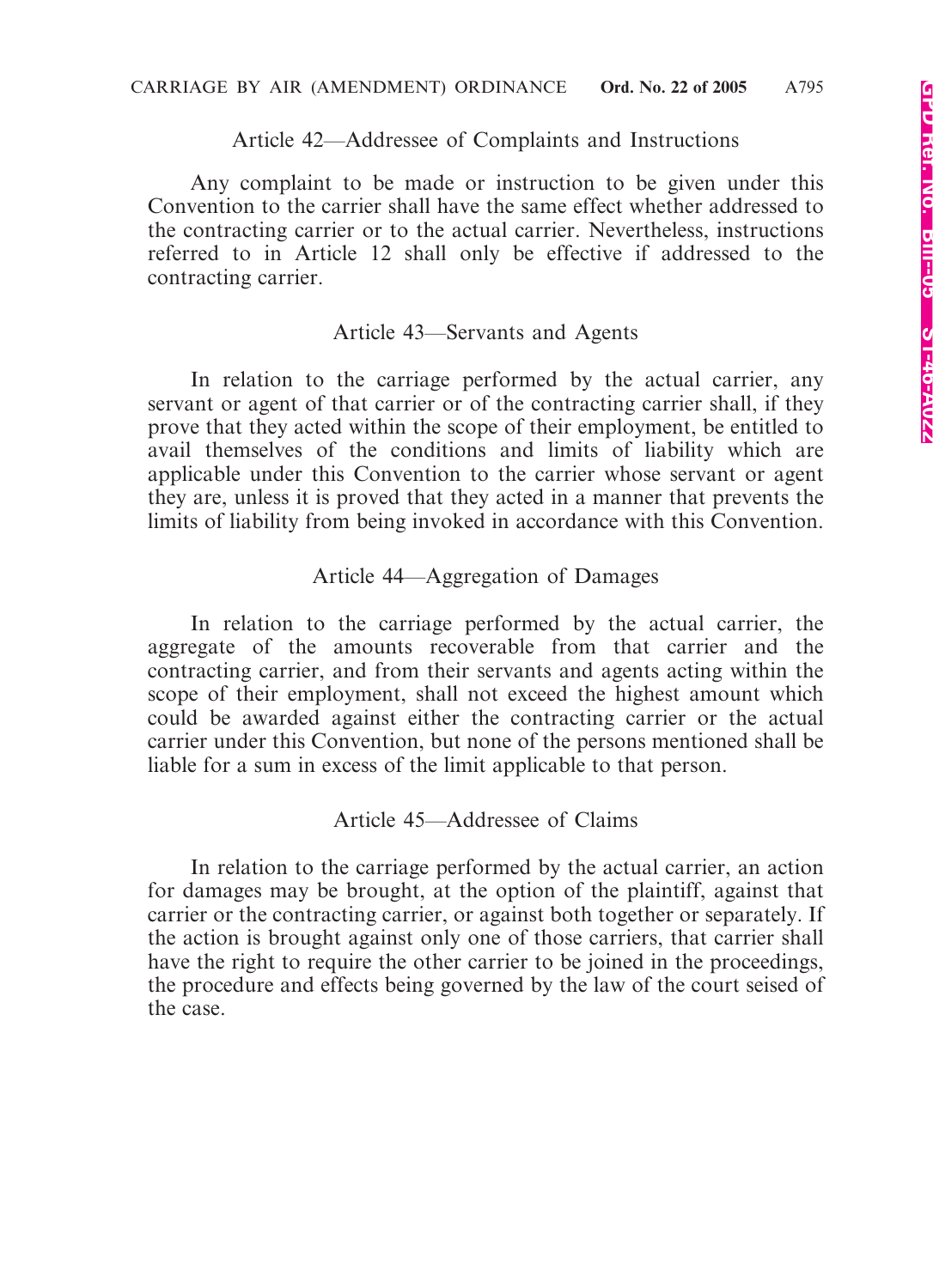### Article 42—Addressee of Complaints and Instructions

Any complaint to be made or instruction to be given under this Convention to the carrier shall have the same effect whether addressed to the contracting carrier or to the actual carrier. Nevertheless, instructions referred to in Article 12 shall only be effective if addressed to the contracting carrier.

### Article 43—Servants and Agents

In relation to the carriage performed by the actual carrier, any servant or agent of that carrier or of the contracting carrier shall, if they prove that they acted within the scope of their employment, be entitled to avail themselves of the conditions and limits of liability which are applicable under this Convention to the carrier whose servant or agent they are, unless it is proved that they acted in a manner that prevents the limits of liability from being invoked in accordance with this Convention.

### Article 44—Aggregation of Damages

In relation to the carriage performed by the actual carrier, the aggregate of the amounts recoverable from that carrier and the contracting carrier, and from their servants and agents acting within the scope of their employment, shall not exceed the highest amount which could be awarded against either the contracting carrier or the actual carrier under this Convention, but none of the persons mentioned shall be liable for a sum in excess of the limit applicable to that person.

### Article 45—Addressee of Claims

In relation to the carriage performed by the actual carrier, an action for damages may be brought, at the option of the plaintiff, against that carrier or the contracting carrier, or against both together or separately. If the action is brought against only one of those carriers, that carrier shall have the right to require the other carrier to be joined in the proceedings, the procedure and effects being governed by the law of the court seised of the case.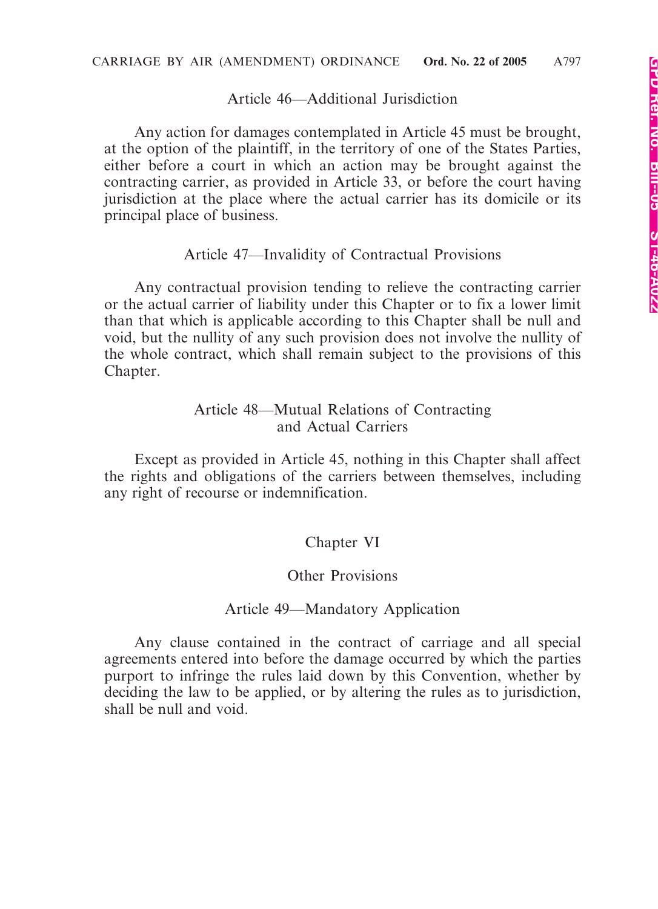### Article 46—Additional Jurisdiction

Any action for damages contemplated in Article 45 must be brought, at the option of the plaintiff, in the territory of one of the States Parties, either before a court in which an action may be brought against the contracting carrier, as provided in Article 33, or before the court having jurisdiction at the place where the actual carrier has its domicile or its principal place of business.

### Article 47—Invalidity of Contractual Provisions

Any contractual provision tending to relieve the contracting carrier or the actual carrier of liability under this Chapter or to fix a lower limit than that which is applicable according to this Chapter shall be null and void, but the nullity of any such provision does not involve the nullity of the whole contract, which shall remain subject to the provisions of this Chapter.

### Article 48—Mutual Relations of Contracting and Actual Carriers

Except as provided in Article 45, nothing in this Chapter shall affect the rights and obligations of the carriers between themselves, including any right of recourse or indemnification.

## Chapter VI

## Other Provisions

### Article 49—Mandatory Application

Any clause contained in the contract of carriage and all special agreements entered into before the damage occurred by which the parties purport to infringe the rules laid down by this Convention, whether by deciding the law to be applied, or by altering the rules as to jurisdiction, shall be null and void.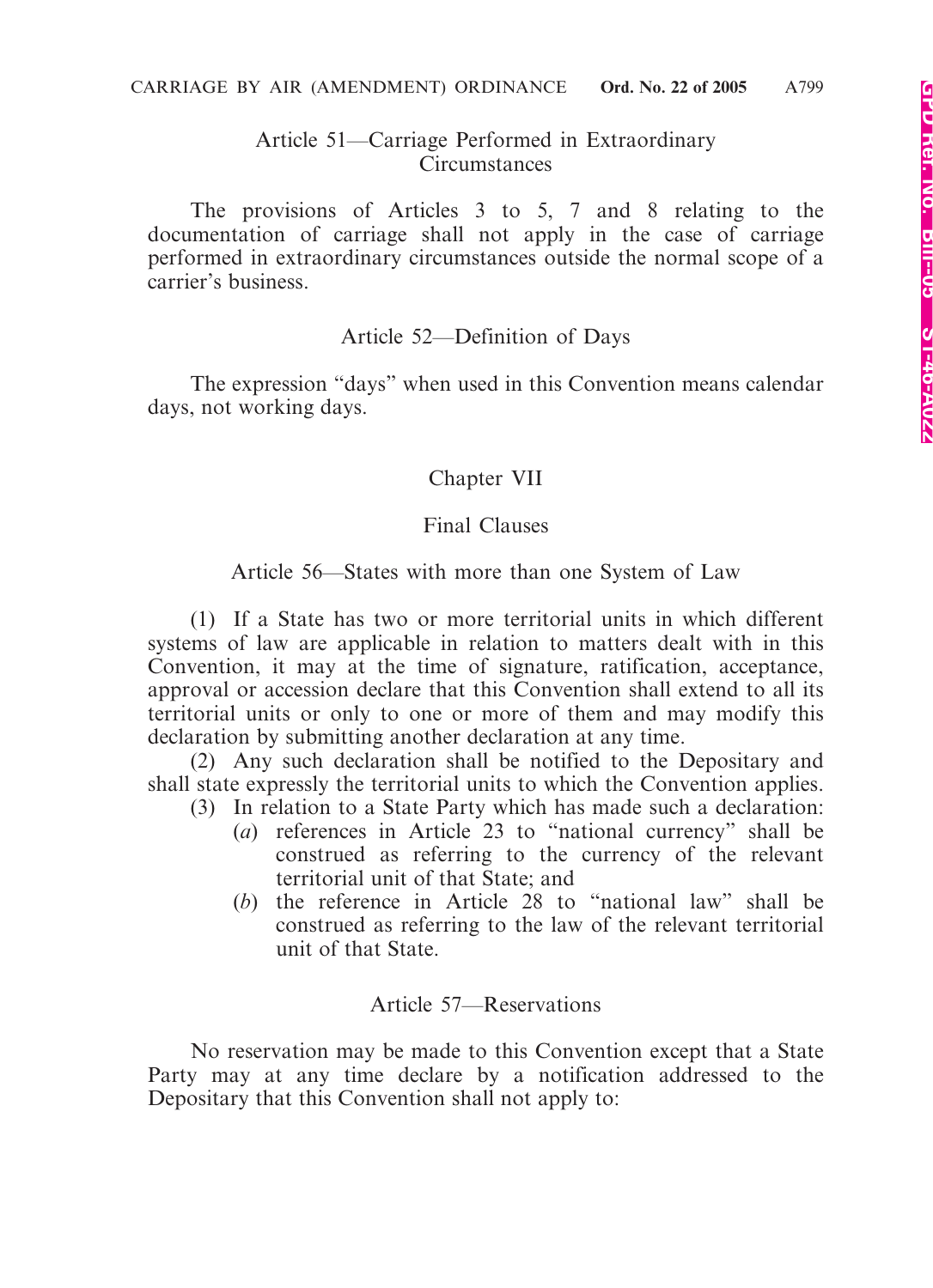### Article 51—Carriage Performed in Extraordinary Circumstances

The provisions of Articles 3 to 5, 7 and 8 relating to the documentation of carriage shall not apply in the case of carriage performed in extraordinary circumstances outside the normal scope of a carrier's business.

### Article 52—Definition of Days

The expression "days" when used in this Convention means calendar days, not working days.

## Chapter VII

## Final Clauses

### Article 56—States with more than one System of Law

(1) If a State has two or more territorial units in which different systems of law are applicable in relation to matters dealt with in this Convention, it may at the time of signature, ratification, acceptance, approval or accession declare that this Convention shall extend to all its territorial units or only to one or more of them and may modify this declaration by submitting another declaration at any time.

(2) Any such declaration shall be notified to the Depositary and shall state expressly the territorial units to which the Convention applies.

(3) In relation to a State Party which has made such a declaration:

- (*a*) references in Article 23 to "national currency" shall be construed as referring to the currency of the relevant territorial unit of that State; and
- (*b*) the reference in Article 28 to "national law" shall be construed as referring to the law of the relevant territorial unit of that State.

### Article 57—Reservations

No reservation may be made to this Convention except that a State Party may at any time declare by a notification addressed to the Depositary that this Convention shall not apply to: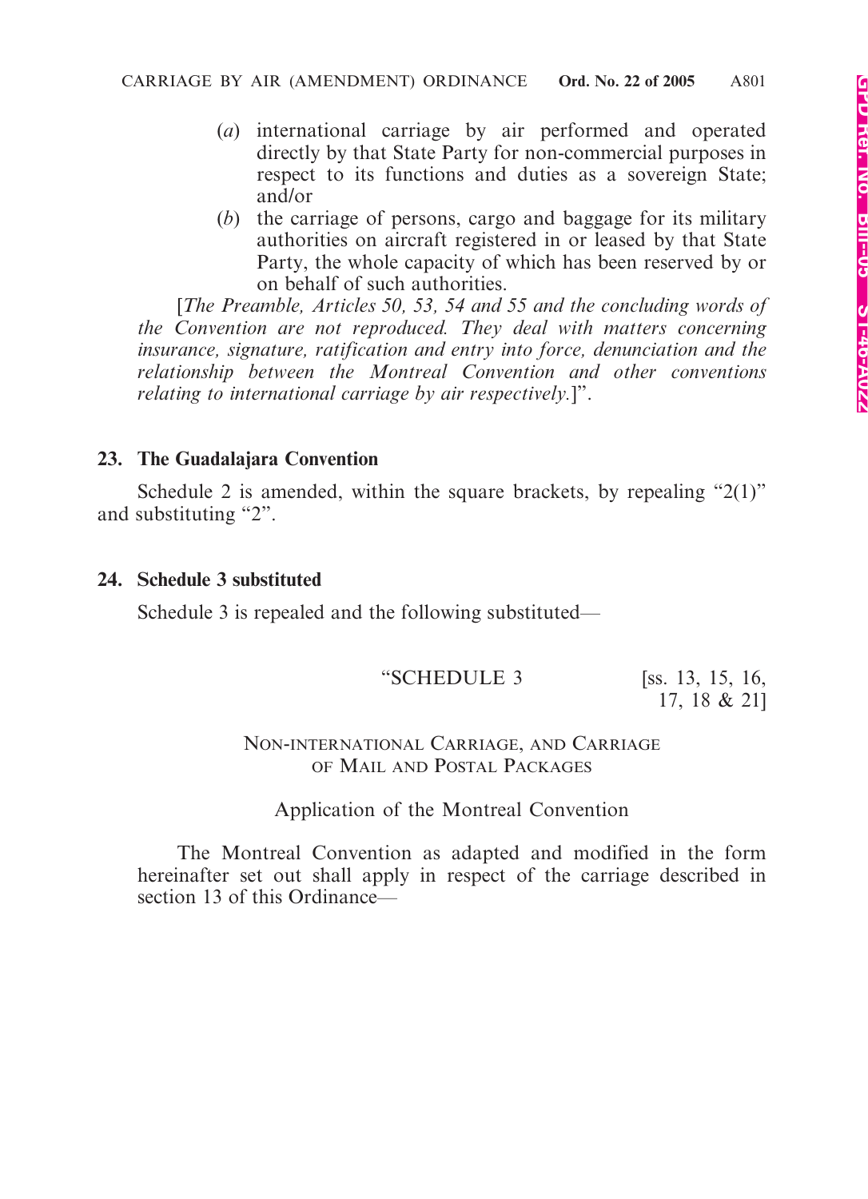(*a*) international carriage by air performed and operated directly by that State Party for non-commercial purposes in respect to its functions and duties as a sovereign State; and/or

(*b*) the carriage of persons, cargo and baggage for its military authorities on aircraft registered in or leased by that State Party, the whole capacity of which has been reserved by or on behalf of such authorities.

[*The Preamble, Articles 50, 53, 54 and 55 and the concluding words of the Convention are not reproduced. They deal with matters concerning insurance, signature, ratification and entry into force, denunciation and the relationship between the Montreal Convention and other conventions relating to international carriage by air respectively.*]".

**23. The Guadalajara Convention**

Schedule 2 is amended, within the square brackets, by repealing "2(1)" and substituting "2".

**24. Schedule 3 substituted**

Schedule 3 is repealed and the following substituted—

"SCHEDULE 3 [ss. 13, 15, 16, 17, 18 & 21]

NON-INTERNATIONAL CARRIAGE, AND CARRIAGE OF MAIL AND POSTAL PACKAGES

Application of the Montreal Convention

The Montreal Convention as adapted and modified in the form hereinafter set out shall apply in respect of the carriage described in section 13 of this Ordinance—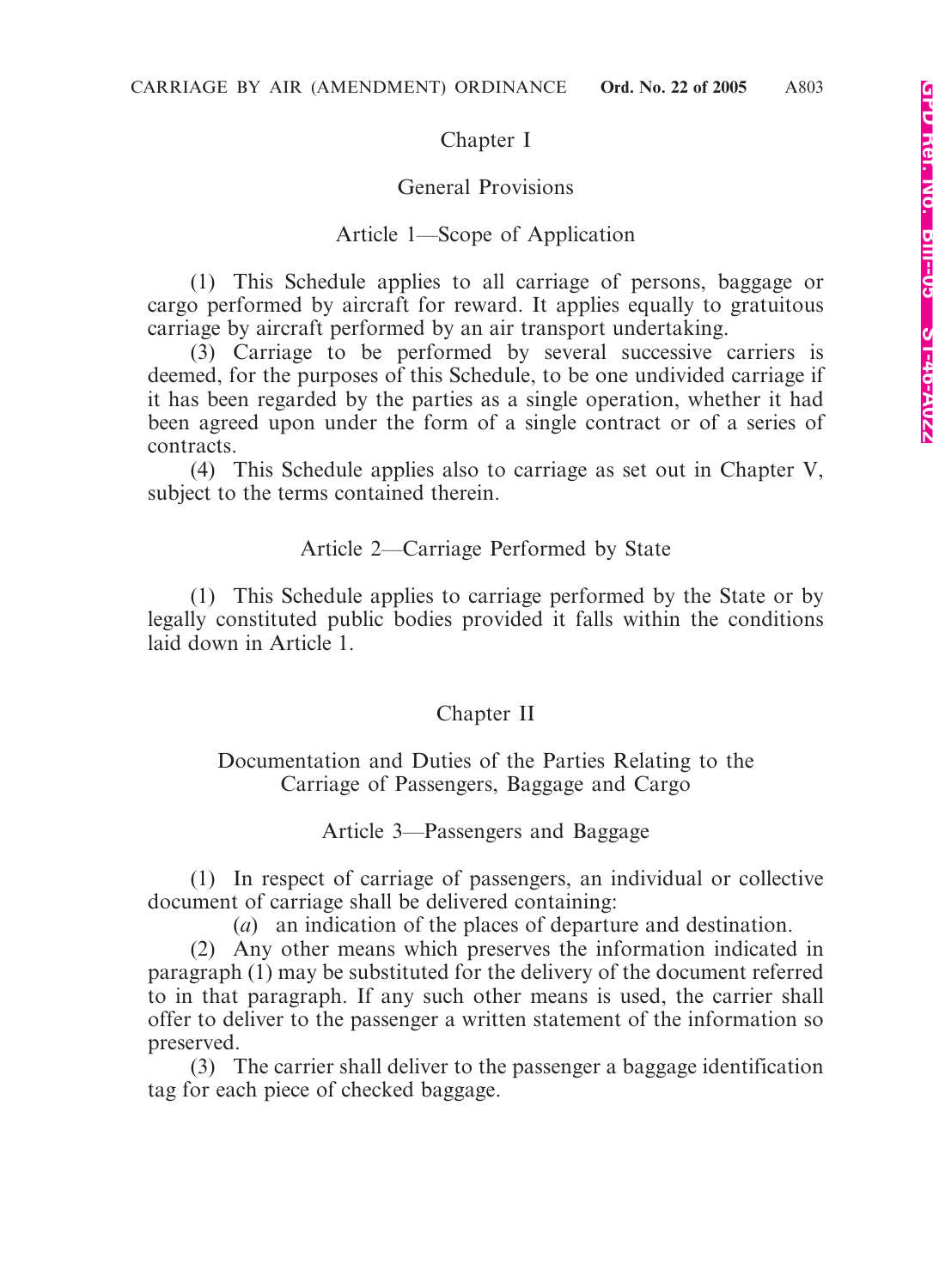## Chapter I

### General Provisions

#### Article 1—Scope of Application

(1) This Schedule applies to all carriage of persons, baggage or cargo performed by aircraft for reward. It applies equally to gratuitous carriage by aircraft performed by an air transport undertaking.

(3) Carriage to be performed by several successive carriers is deemed, for the purposes of this Schedule, to be one undivided carriage if it has been regarded by the parties as a single operation, whether it had been agreed upon under the form of a single contract or of a series of contracts.

(4) This Schedule applies also to carriage as set out in Chapter V, subject to the terms contained therein.

#### Article 2—Carriage Performed by State

(1) This Schedule applies to carriage performed by the State or by legally constituted public bodies provided it falls within the conditions laid down in Article 1.

## Chapter II

### Documentation and Duties of the Parties Relating to the Carriage of Passengers, Baggage and Cargo

#### Article 3—Passengers and Baggage

(1) In respect of carriage of passengers, an individual or collective document of carriage shall be delivered containing:

(*a*) an indication of the places of departure and destination.

(2) Any other means which preserves the information indicated in paragraph (1) may be substituted for the delivery of the document referred to in that paragraph. If any such other means is used, the carrier shall offer to deliver to the passenger a written statement of the information so preserved.

(3) The carrier shall deliver to the passenger a baggage identification tag for each piece of checked baggage.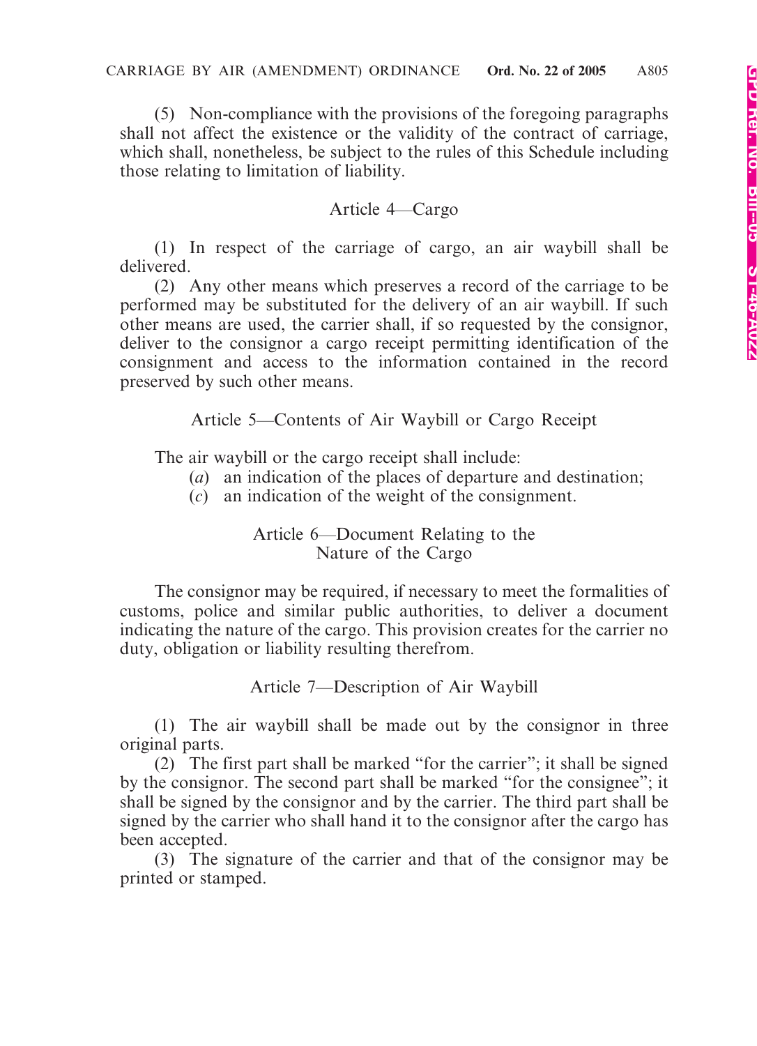(5) Non-compliance with the provisions of the foregoing paragraphs shall not affect the existence or the validity of the contract of carriage, which shall, nonetheless, be subject to the rules of this Schedule including those relating to limitation of liability.

### Article 4—Cargo

(1) In respect of the carriage of cargo, an air waybill shall be delivered.

(2) Any other means which preserves a record of the carriage to be performed may be substituted for the delivery of an air waybill. If such other means are used, the carrier shall, if so requested by the consignor, deliver to the consignor a cargo receipt permitting identification of the consignment and access to the information contained in the record preserved by such other means.

### Article 5—Contents of Air Waybill or Cargo Receipt

The air waybill or the cargo receipt shall include:

(*a*) an indication of the places of departure and destination;

(*c*) an indication of the weight of the consignment.

### Article 6—Document Relating to the Nature of the Cargo

The consignor may be required, if necessary to meet the formalities of customs, police and similar public authorities, to deliver a document indicating the nature of the cargo. This provision creates for the carrier no duty, obligation or liability resulting therefrom.

### Article 7—Description of Air Waybill

(1) The air waybill shall be made out by the consignor in three original parts.

(2) The first part shall be marked "for the carrier"; it shall be signed by the consignor. The second part shall be marked "for the consignee"; it shall be signed by the consignor and by the carrier. The third part shall be signed by the carrier who shall hand it to the consignor after the cargo has been accepted.

(3) The signature of the carrier and that of the consignor may be printed or stamped.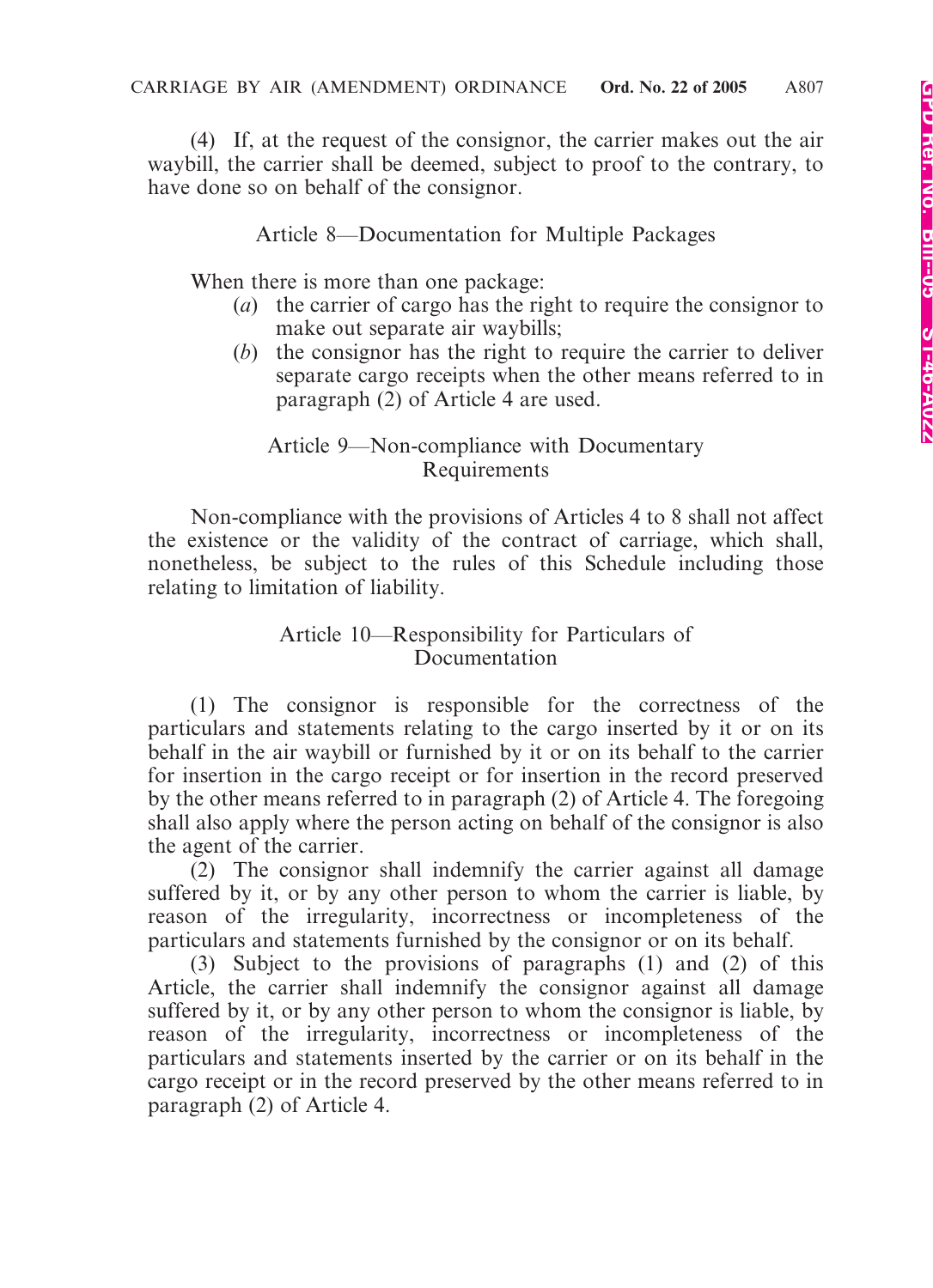(4) If, at the request of the consignor, the carrier makes out the air waybill, the carrier shall be deemed, subject to proof to the contrary, to have done so on behalf of the consignor.

### Article 8—Documentation for Multiple Packages

When there is more than one package:

- (*a*) the carrier of cargo has the right to require the consignor to make out separate air waybills;
- (*b*) the consignor has the right to require the carrier to deliver separate cargo receipts when the other means referred to in paragraph (2) of Article 4 are used.

### Article 9—Non-compliance with Documentary Requirements

Non-compliance with the provisions of Articles 4 to 8 shall not affect the existence or the validity of the contract of carriage, which shall, nonetheless, be subject to the rules of this Schedule including those relating to limitation of liability.

### Article 10—Responsibility for Particulars of Documentation

(1) The consignor is responsible for the correctness of the particulars and statements relating to the cargo inserted by it or on its behalf in the air waybill or furnished by it or on its behalf to the carrier for insertion in the cargo receipt or for insertion in the record preserved by the other means referred to in paragraph (2) of Article 4. The foregoing shall also apply where the person acting on behalf of the consignor is also the agent of the carrier.

(2) The consignor shall indemnify the carrier against all damage suffered by it, or by any other person to whom the carrier is liable, by reason of the irregularity, incorrectness or incompleteness of the particulars and statements furnished by the consignor or on its behalf.

(3) Subject to the provisions of paragraphs (1) and (2) of this Article, the carrier shall indemnify the consignor against all damage suffered by it, or by any other person to whom the consignor is liable, by reason of the irregularity, incorrectness or incompleteness of the particulars and statements inserted by the carrier or on its behalf in the cargo receipt or in the record preserved by the other means referred to in paragraph (2) of Article 4.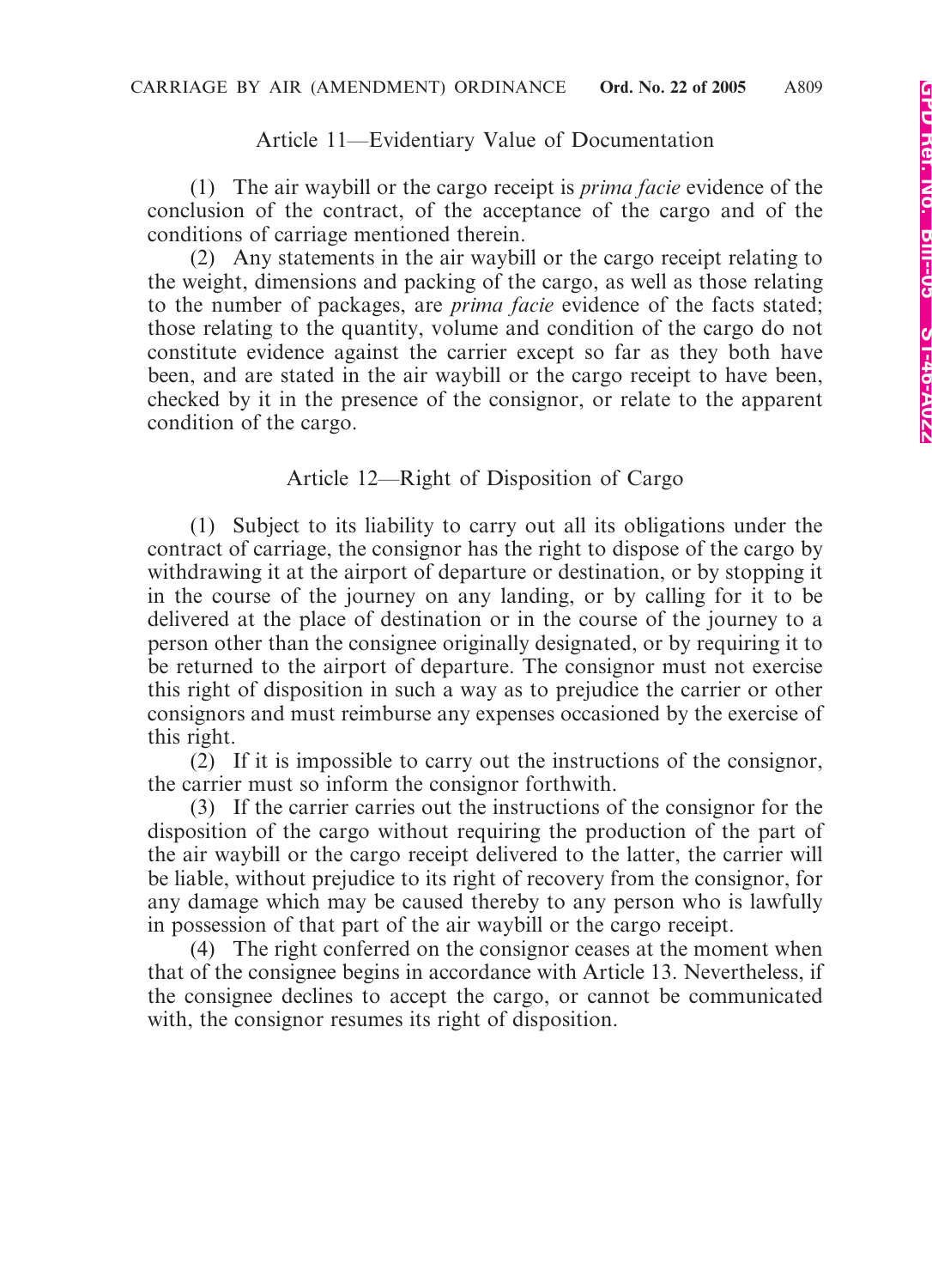### Article 11—Evidentiary Value of Documentation

(1) The air waybill or the cargo receipt is *prima facie* evidence of the conclusion of the contract, of the acceptance of the cargo and of the conditions of carriage mentioned therein.

(2) Any statements in the air waybill or the cargo receipt relating to the weight, dimensions and packing of the cargo, as well as those relating to the number of packages, are *prima facie* evidence of the facts stated; those relating to the quantity, volume and condition of the cargo do not constitute evidence against the carrier except so far as they both have been, and are stated in the air waybill or the cargo receipt to have been, checked by it in the presence of the consignor, or relate to the apparent condition of the cargo.

### Article 12—Right of Disposition of Cargo

(1) Subject to its liability to carry out all its obligations under the contract of carriage, the consignor has the right to dispose of the cargo by withdrawing it at the airport of departure or destination, or by stopping it in the course of the journey on any landing, or by calling for it to be delivered at the place of destination or in the course of the journey to a person other than the consignee originally designated, or by requiring it to be returned to the airport of departure. The consignor must not exercise this right of disposition in such a way as to prejudice the carrier or other consignors and must reimburse any expenses occasioned by the exercise of this right.

(2) If it is impossible to carry out the instructions of the consignor, the carrier must so inform the consignor forthwith.

(3) If the carrier carries out the instructions of the consignor for the disposition of the cargo without requiring the production of the part of the air waybill or the cargo receipt delivered to the latter, the carrier will be liable, without prejudice to its right of recovery from the consignor, for any damage which may be caused thereby to any person who is lawfully in possession of that part of the air waybill or the cargo receipt.

(4) The right conferred on the consignor ceases at the moment when that of the consignee begins in accordance with Article 13. Nevertheless, if the consignee declines to accept the cargo, or cannot be communicated with, the consignor resumes its right of disposition.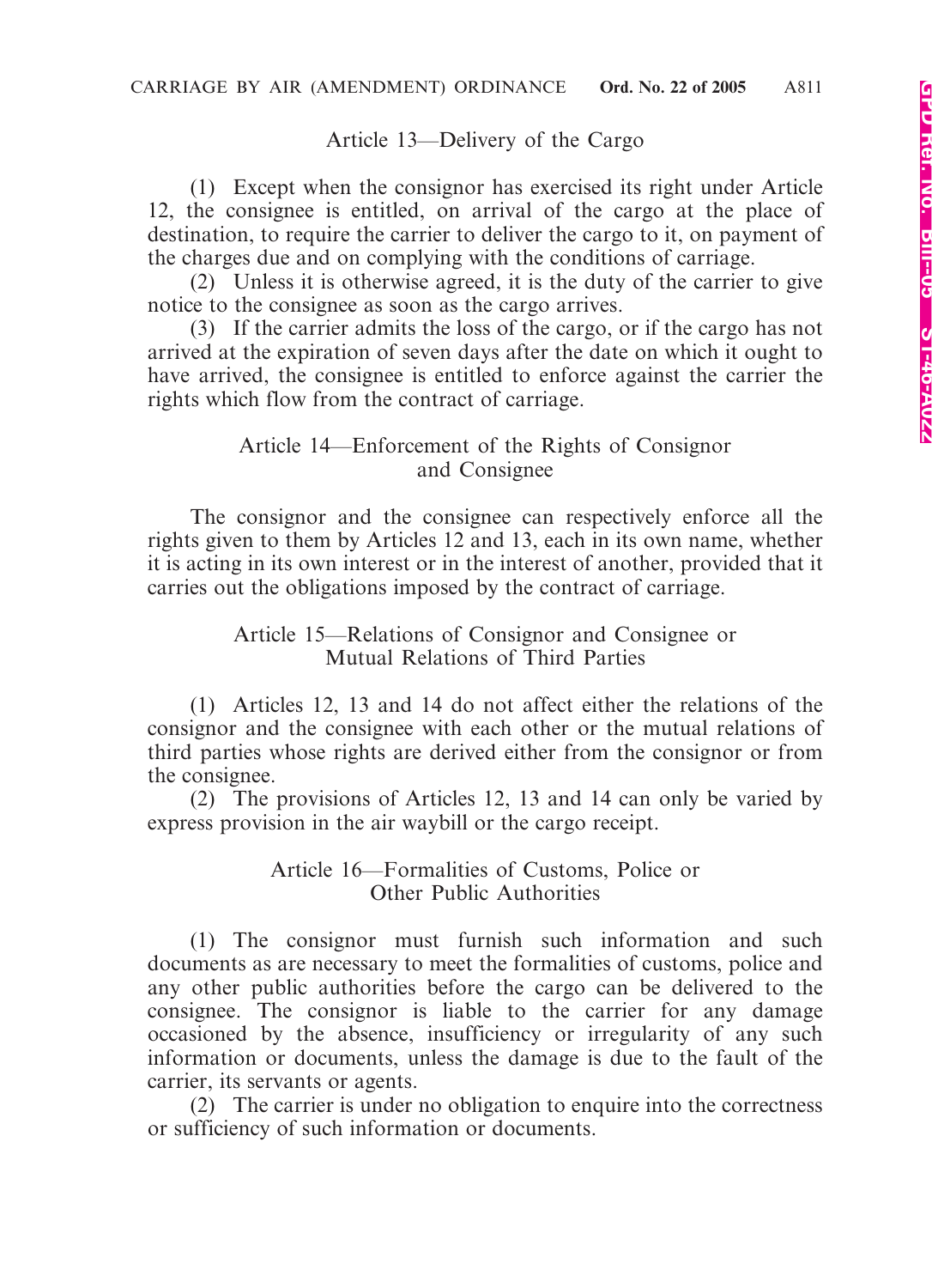### Article 13—Delivery of the Cargo

(1) Except when the consignor has exercised its right under Article 12, the consignee is entitled, on arrival of the cargo at the place of destination, to require the carrier to deliver the cargo to it, on payment of the charges due and on complying with the conditions of carriage.

(2) Unless it is otherwise agreed, it is the duty of the carrier to give notice to the consignee as soon as the cargo arrives.

(3) If the carrier admits the loss of the cargo, or if the cargo has not arrived at the expiration of seven days after the date on which it ought to have arrived, the consignee is entitled to enforce against the carrier the rights which flow from the contract of carriage.

### Article 14—Enforcement of the Rights of Consignor and Consignee

The consignor and the consignee can respectively enforce all the rights given to them by Articles 12 and 13, each in its own name, whether it is acting in its own interest or in the interest of another, provided that it carries out the obligations imposed by the contract of carriage.

### Article 15—Relations of Consignor and Consignee or Mutual Relations of Third Parties

(1) Articles 12, 13 and 14 do not affect either the relations of the consignor and the consignee with each other or the mutual relations of third parties whose rights are derived either from the consignor or from the consignee.

(2) The provisions of Articles 12, 13 and 14 can only be varied by express provision in the air waybill or the cargo receipt.

### Article 16—Formalities of Customs, Police or Other Public Authorities

(1) The consignor must furnish such information and such documents as are necessary to meet the formalities of customs, police and any other public authorities before the cargo can be delivered to the consignee. The consignor is liable to the carrier for any damage occasioned by the absence, insufficiency or irregularity of any such information or documents, unless the damage is due to the fault of the carrier, its servants or agents.

(2) The carrier is under no obligation to enquire into the correctness or sufficiency of such information or documents.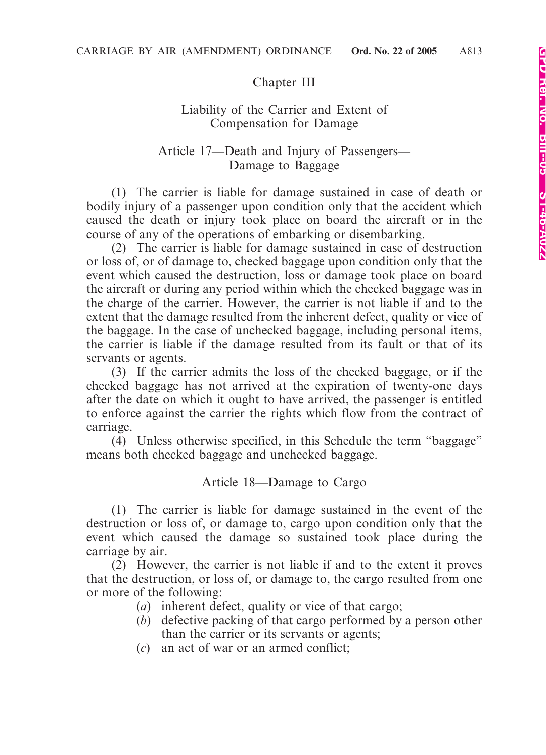## Chapter III

## Liability of the Carrier and Extent of Compensation for Damage

### Article 17—Death and Injury of Passengers—Damage to Baggage

(1) The carrier is liable for damage sustained in case of death or bodily injury of a passenger upon condition only that the accident which caused the death or injury took place on board the aircraft or in the course of any of the operations of embarking or disembarking.

(2) The carrier is liable for damage sustained in case of destruction or loss of, or of damage to, checked baggage upon condition only that the event which caused the destruction, loss or damage took place on board the aircraft or during any period within which the checked baggage was in the charge of the carrier. However, the carrier is not liable if and to the extent that the damage resulted from the inherent defect, quality or vice of the baggage. In the case of unchecked baggage, including personal items, the carrier is liable if the damage resulted from its fault or that of its servants or agents.

(3) If the carrier admits the loss of the checked baggage, or if the checked baggage has not arrived at the expiration of twenty-one days after the date on which it ought to have arrived, the passenger is entitled to enforce against the carrier the rights which flow from the contract of carriage.

(4) Unless otherwise specified, in this Schedule the term "baggage" means both checked baggage and unchecked baggage.

### Article 18—Damage to Cargo

(1) The carrier is liable for damage sustained in the event of the destruction or loss of, or damage to, cargo upon condition only that the event which caused the damage so sustained took place during the carriage by air.

(2) However, the carrier is not liable if and to the extent it proves that the destruction, or loss of, or damage to, the cargo resulted from one or more of the following:

- (*a*) inherent defect, quality or vice of that cargo;
- (*b*) defective packing of that cargo performed by a person other than the carrier or its servants or agents;
- (*c*) an act of war or an armed conflict;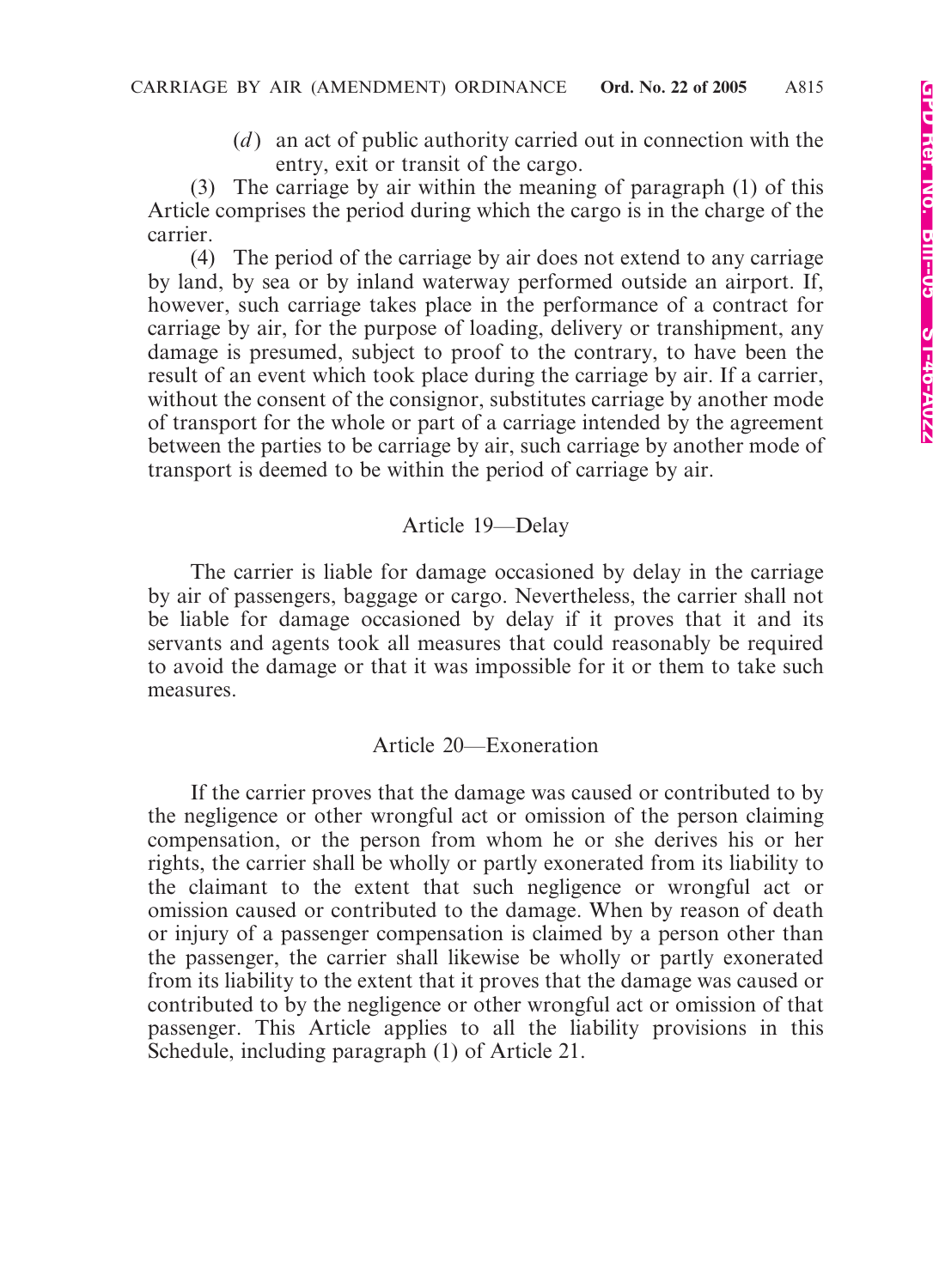(*d*) an act of public authority carried out in connection with the entry, exit or transit of the cargo.

(3) The carriage by air within the meaning of paragraph (1) of this Article comprises the period during which the cargo is in the charge of the carrier.

(4) The period of the carriage by air does not extend to any carriage by land, by sea or by inland waterway performed outside an airport. If, however, such carriage takes place in the performance of a contract for carriage by air, for the purpose of loading, delivery or transhipment, any damage is presumed, subject to proof to the contrary, to have been the result of an event which took place during the carriage by air. If a carrier, without the consent of the consignor, substitutes carriage by another mode of transport for the whole or part of a carriage intended by the agreement between the parties to be carriage by air, such carriage by another mode of transport is deemed to be within the period of carriage by air.

## Article 19—Delay

The carrier is liable for damage occasioned by delay in the carriage by air of passengers, baggage or cargo. Nevertheless, the carrier shall not be liable for damage occasioned by delay if it proves that it and its servants and agents took all measures that could reasonably be required to avoid the damage or that it was impossible for it or them to take such measures.

## Article 20—Exoneration

If the carrier proves that the damage was caused or contributed to by the negligence or other wrongful act or omission of the person claiming compensation, or the person from whom he or she derives his or her rights, the carrier shall be wholly or partly exonerated from its liability to the claimant to the extent that such negligence or wrongful act or omission caused or contributed to the damage. When by reason of death or injury of a passenger compensation is claimed by a person other than the passenger, the carrier shall likewise be wholly or partly exonerated from its liability to the extent that it proves that the damage was caused or contributed to by the negligence or other wrongful act or omission of that passenger. This Article applies to all the liability provisions in this Schedule, including paragraph (1) of Article 21.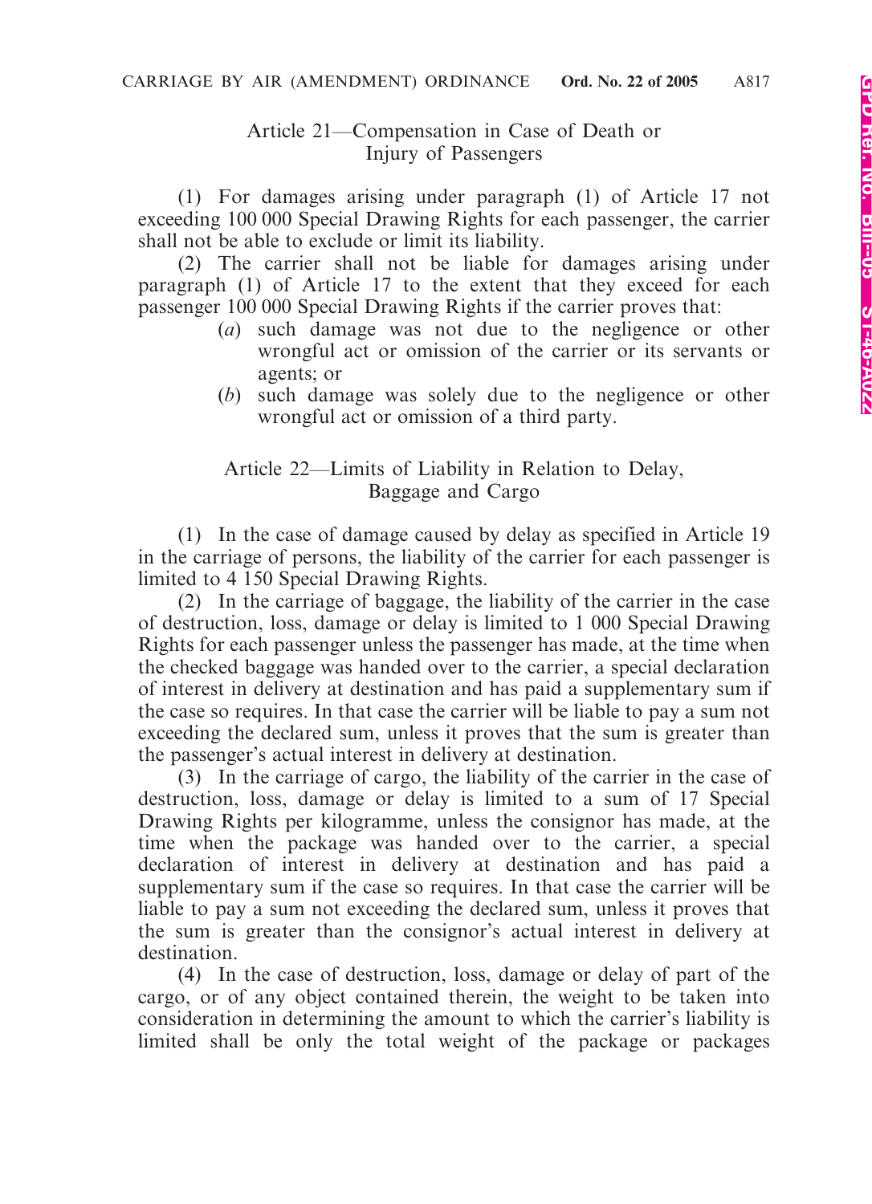Article 21—Compensation in Case of Death or Injury of Passengers

(1) For damages arising under paragraph (1) of Article 17 not exceeding 100 000 Special Drawing Rights for each passenger, the carrier shall not be able to exclude or limit its liability.

(2) The carrier shall not be liable for damages arising under paragraph (1) of Article 17 to the extent that they exceed for each passenger 100 000 Special Drawing Rights if the carrier proves that:

(*a*) such damage was not due to the negligence or other wrongful act or omission of the carrier or its servants or agents; or

(*b*) such damage was solely due to the negligence or other wrongful act or omission of a third party.

Article 22—Limits of Liability in Relation to Delay, Baggage and Cargo

(1) In the case of damage caused by delay as specified in Article 19 in the carriage of persons, the liability of the carrier for each passenger is limited to 4 150 Special Drawing Rights.

(2) In the carriage of baggage, the liability of the carrier in the case of destruction, loss, damage or delay is limited to 1 000 Special Drawing Rights for each passenger unless the passenger has made, at the time when the checked baggage was handed over to the carrier, a special declaration of interest in delivery at destination and has paid a supplementary sum if the case so requires. In that case the carrier will be liable to pay a sum not exceeding the declared sum, unless it proves that the sum is greater than the passenger's actual interest in delivery at destination.

(3) In the carriage of cargo, the liability of the carrier in the case of destruction, loss, damage or delay is limited to a sum of 17 Special Drawing Rights per kilogramme, unless the consignor has made, at the time when the package was handed over to the carrier, a special declaration of interest in delivery at destination and has paid a supplementary sum if the case so requires. In that case the carrier will be liable to pay a sum not exceeding the declared sum, unless it proves that the sum is greater than the consignor's actual interest in delivery at destination.

(4) In the case of destruction, loss, damage or delay of part of the cargo, or of any object contained therein, the weight to be taken into consideration in determining the amount to which the carrier's liability is limited shall be only the total weight of the package or packages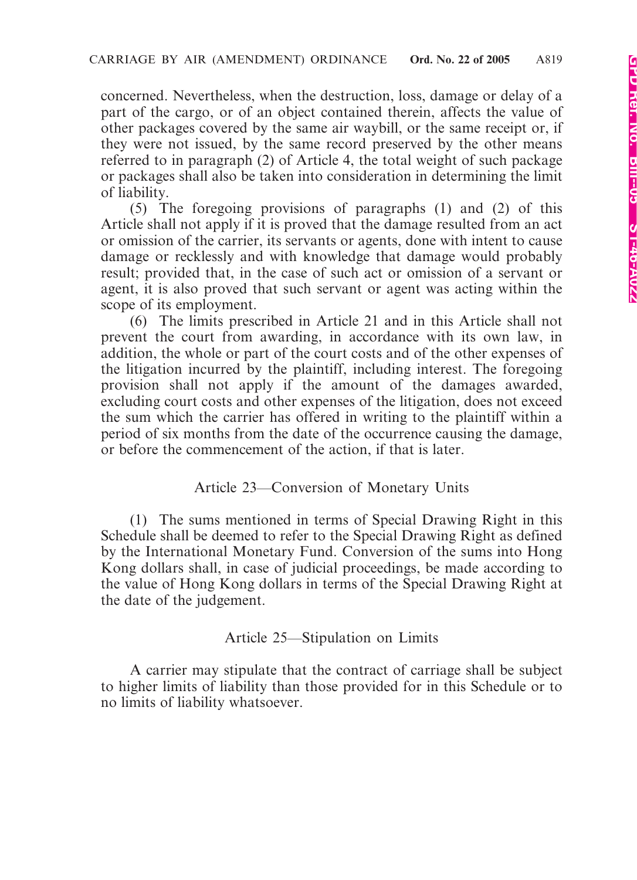concerned. Nevertheless, when the destruction, loss, damage or delay of a part of the cargo, or of an object contained therein, affects the value of other packages covered by the same air waybill, or the same receipt or, if they were not issued, by the same record preserved by the other means referred to in paragraph (2) of Article 4, the total weight of such package or packages shall also be taken into consideration in determining the limit of liability.

(5) The foregoing provisions of paragraphs (1) and (2) of this Article shall not apply if it is proved that the damage resulted from an act or omission of the carrier, its servants or agents, done with intent to cause damage or recklessly and with knowledge that damage would probably result; provided that, in the case of such act or omission of a servant or agent, it is also proved that such servant or agent was acting within the scope of its employment.

(6) The limits prescribed in Article 21 and in this Article shall not prevent the court from awarding, in accordance with its own law, in addition, the whole or part of the court costs and of the other expenses of the litigation incurred by the plaintiff, including interest. The foregoing provision shall not apply if the amount of the damages awarded, excluding court costs and other expenses of the litigation, does not exceed the sum which the carrier has offered in writing to the plaintiff within a period of six months from the date of the occurrence causing the damage, or before the commencement of the action, if that is later.

## Article 23—Conversion of Monetary Units

(1) The sums mentioned in terms of Special Drawing Right in this Schedule shall be deemed to refer to the Special Drawing Right as defined by the International Monetary Fund. Conversion of the sums into Hong Kong dollars shall, in case of judicial proceedings, be made according to the value of Hong Kong dollars in terms of the Special Drawing Right at the date of the judgement.

## Article 25—Stipulation on Limits

A carrier may stipulate that the contract of carriage shall be subject to higher limits of liability than those provided for in this Schedule or to no limits of liability whatsoever.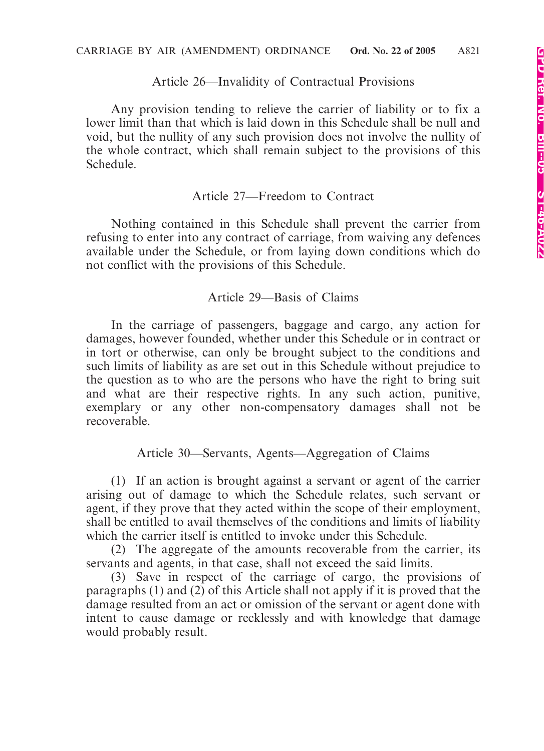### Article 26—Invalidity of Contractual Provisions

Any provision tending to relieve the carrier of liability or to fix a lower limit than that which is laid down in this Schedule shall be null and void, but the nullity of any such provision does not involve the nullity of the whole contract, which shall remain subject to the provisions of this Schedule.

### Article 27—Freedom to Contract

Nothing contained in this Schedule shall prevent the carrier from refusing to enter into any contract of carriage, from waiving any defences available under the Schedule, or from laying down conditions which do not conflict with the provisions of this Schedule.

### Article 29—Basis of Claims

In the carriage of passengers, baggage and cargo, any action for damages, however founded, whether under this Schedule or in contract or in tort or otherwise, can only be brought subject to the conditions and such limits of liability as are set out in this Schedule without prejudice to the question as to who are the persons who have the right to bring suit and what are their respective rights. In any such action, punitive, exemplary or any other non-compensatory damages shall not be recoverable.

### Article 30—Servants, Agents—Aggregation of Claims

(1) If an action is brought against a servant or agent of the carrier arising out of damage to which the Schedule relates, such servant or agent, if they prove that they acted within the scope of their employment, shall be entitled to avail themselves of the conditions and limits of liability which the carrier itself is entitled to invoke under this Schedule.

(2) The aggregate of the amounts recoverable from the carrier, its servants and agents, in that case, shall not exceed the said limits.

(3) Save in respect of the carriage of cargo, the provisions of paragraphs (1) and (2) of this Article shall not apply if it is proved that the damage resulted from an act or omission of the servant or agent done with intent to cause damage or recklessly and with knowledge that damage would probably result.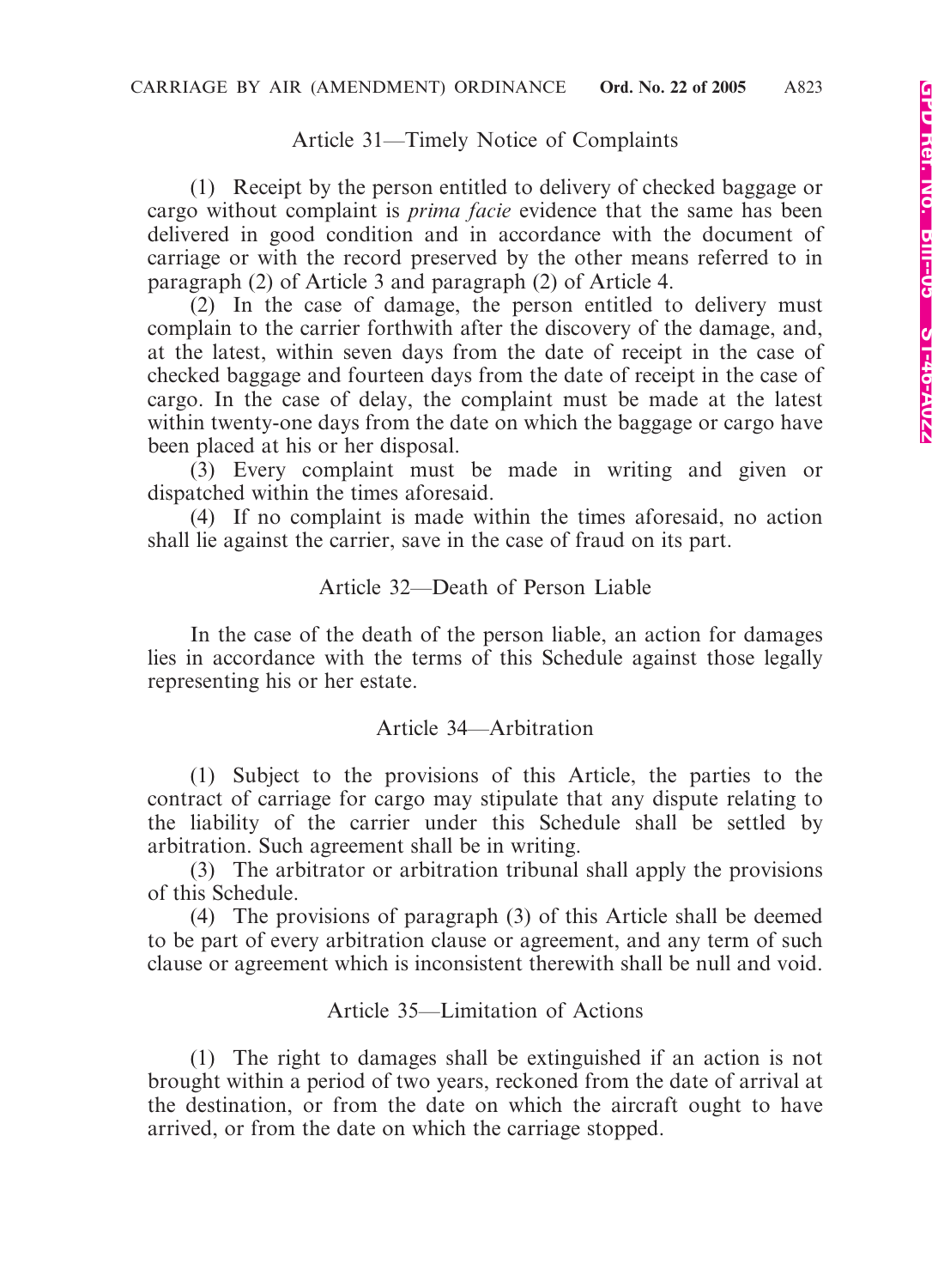## Article 31—Timely Notice of Complaints

(1) Receipt by the person entitled to delivery of checked baggage or cargo without complaint is *prima facie* evidence that the same has been delivered in good condition and in accordance with the document of carriage or with the record preserved by the other means referred to in paragraph (2) of Article 3 and paragraph (2) of Article 4.

(2) In the case of damage, the person entitled to delivery must complain to the carrier forthwith after the discovery of the damage, and, at the latest, within seven days from the date of receipt in the case of checked baggage and fourteen days from the date of receipt in the case of cargo. In the case of delay, the complaint must be made at the latest within twenty-one days from the date on which the baggage or cargo have been placed at his or her disposal.

(3) Every complaint must be made in writing and given or dispatched within the times aforesaid.

(4) If no complaint is made within the times aforesaid, no action shall lie against the carrier, save in the case of fraud on its part.

## Article 32—Death of Person Liable

In the case of the death of the person liable, an action for damages lies in accordance with the terms of this Schedule against those legally representing his or her estate.

## Article 34—Arbitration

(1) Subject to the provisions of this Article, the parties to the contract of carriage for cargo may stipulate that any dispute relating to the liability of the carrier under this Schedule shall be settled by arbitration. Such agreement shall be in writing.

(3) The arbitrator or arbitration tribunal shall apply the provisions of this Schedule.

(4) The provisions of paragraph (3) of this Article shall be deemed to be part of every arbitration clause or agreement, and any term of such clause or agreement which is inconsistent therewith shall be null and void.

## Article 35—Limitation of Actions

(1) The right to damages shall be extinguished if an action is not brought within a period of two years, reckoned from the date of arrival at the destination, or from the date on which the aircraft ought to have arrived, or from the date on which the carriage stopped.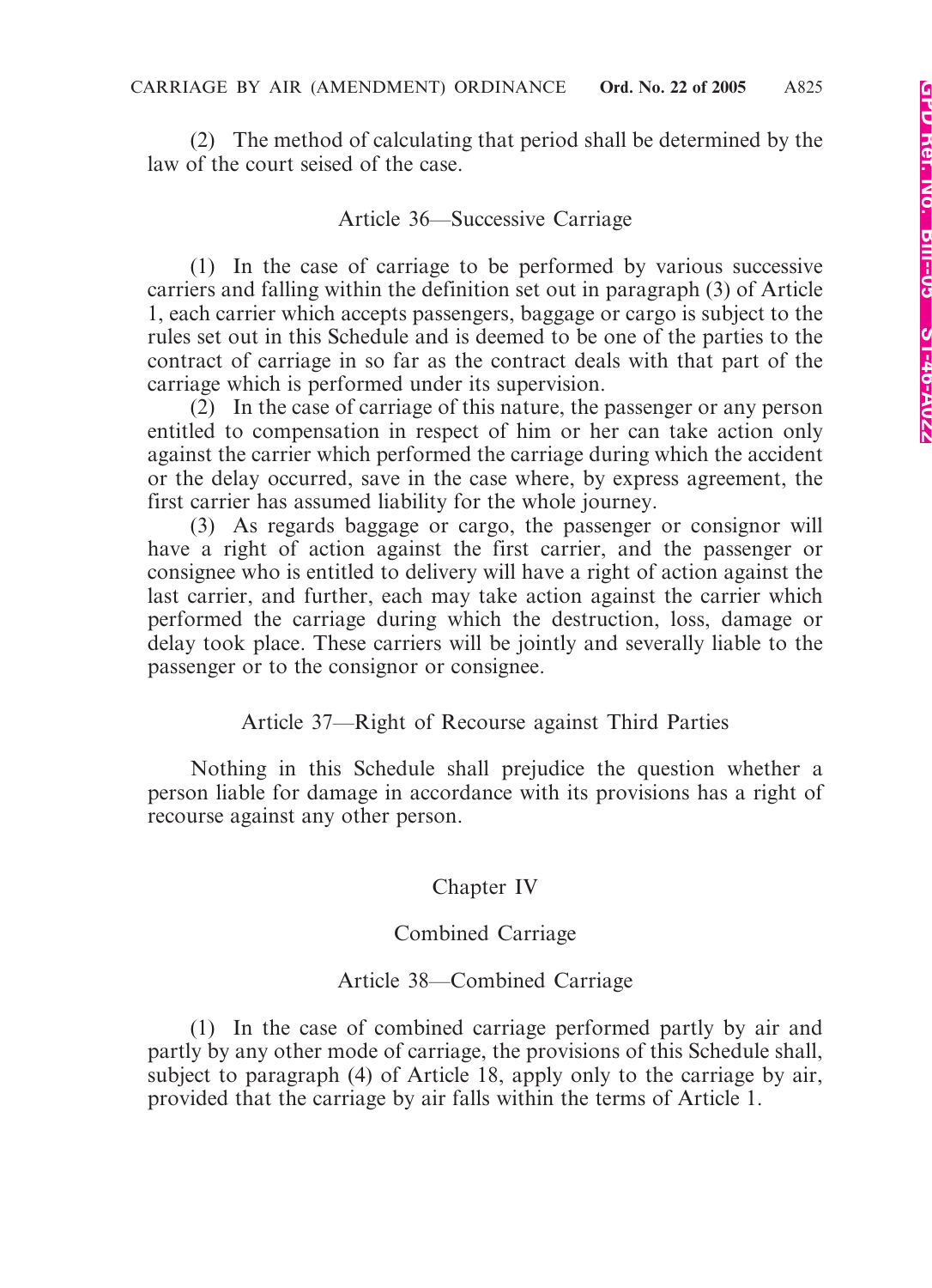(2) The method of calculating that period shall be determined by the law of the court seised of the case.

### Article 36—Successive Carriage

(1) In the case of carriage to be performed by various successive carriers and falling within the definition set out in paragraph (3) of Article 1, each carrier which accepts passengers, baggage or cargo is subject to the rules set out in this Schedule and is deemed to be one of the parties to the contract of carriage in so far as the contract deals with that part of the carriage which is performed under its supervision.

(2) In the case of carriage of this nature, the passenger or any person entitled to compensation in respect of him or her can take action only against the carrier which performed the carriage during which the accident or the delay occurred, save in the case where, by express agreement, the first carrier has assumed liability for the whole journey.

(3) As regards baggage or cargo, the passenger or consignor will have a right of action against the first carrier, and the passenger or consignee who is entitled to delivery will have a right of action against the last carrier, and further, each may take action against the carrier which performed the carriage during which the destruction, loss, damage or delay took place. These carriers will be jointly and severally liable to the passenger or to the consignor or consignee.

### Article 37—Right of Recourse against Third Parties

Nothing in this Schedule shall prejudice the question whether a person liable for damage in accordance with its provisions has a right of recourse against any other person.

## Chapter IV

## Combined Carriage

### Article 38—Combined Carriage

(1) In the case of combined carriage performed partly by air and partly by any other mode of carriage, the provisions of this Schedule shall, subject to paragraph (4) of Article 18, apply only to the carriage by air, provided that the carriage by air falls within the terms of Article 1.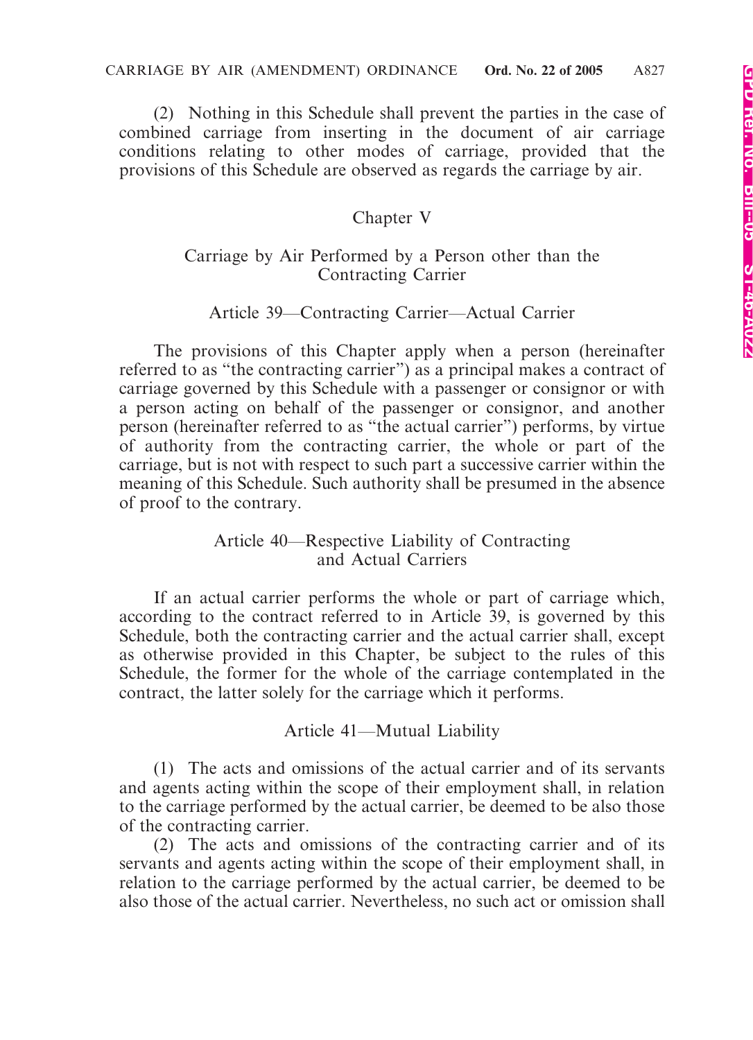(2) Nothing in this Schedule shall prevent the parties in the case of combined carriage from inserting in the document of air carriage conditions relating to other modes of carriage, provided that the provisions of this Schedule are observed as regards the carriage by air.

## Chapter V

## Carriage by Air Performed by a Person other than the Contracting Carrier

### Article 39—Contracting Carrier—Actual Carrier

The provisions of this Chapter apply when a person (hereinafter referred to as "the contracting carrier") as a principal makes a contract of carriage governed by this Schedule with a passenger or consignor or with a person acting on behalf of the passenger or consignor, and another person (hereinafter referred to as "the actual carrier") performs, by virtue of authority from the contracting carrier, the whole or part of the carriage, but is not with respect to such part a successive carrier within the meaning of this Schedule. Such authority shall be presumed in the absence of proof to the contrary.

### Article 40—Respective Liability of Contracting and Actual Carriers

If an actual carrier performs the whole or part of carriage which, according to the contract referred to in Article 39, is governed by this Schedule, both the contracting carrier and the actual carrier shall, except as otherwise provided in this Chapter, be subject to the rules of this Schedule, the former for the whole of the carriage contemplated in the contract, the latter solely for the carriage which it performs.

### Article 41—Mutual Liability

(1) The acts and omissions of the actual carrier and of its servants and agents acting within the scope of their employment shall, in relation to the carriage performed by the actual carrier, be deemed to be also those of the contracting carrier.

(2) The acts and omissions of the contracting carrier and of its servants and agents acting within the scope of their employment shall, in relation to the carriage performed by the actual carrier, be deemed to be also those of the actual carrier. Nevertheless, no such act or omission shall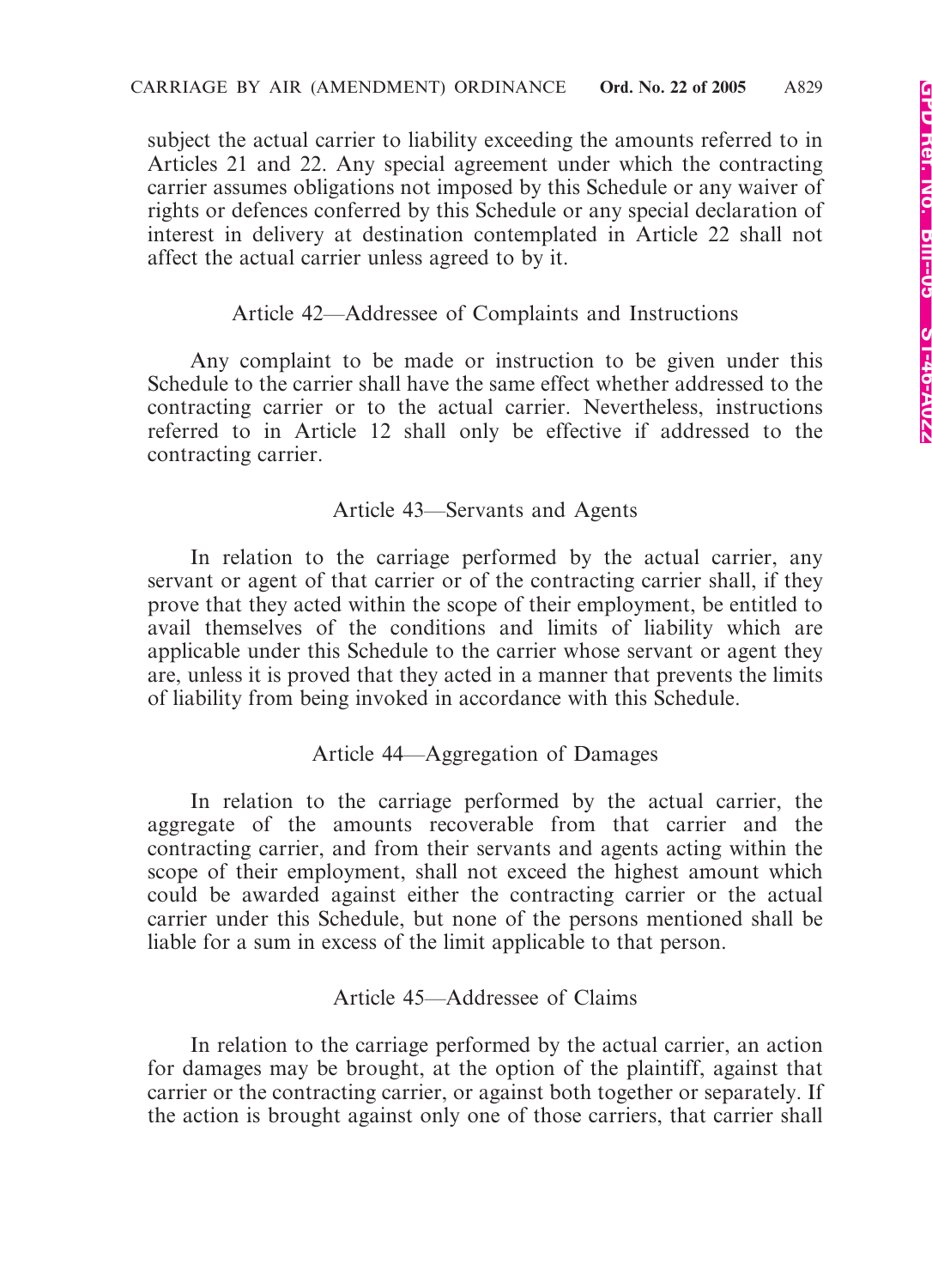subject the actual carrier to liability exceeding the amounts referred to in Articles 21 and 22. Any special agreement under which the contracting carrier assumes obligations not imposed by this Schedule or any waiver of rights or defences conferred by this Schedule or any special declaration of interest in delivery at destination contemplated in Article 22 shall not affect the actual carrier unless agreed to by it.

### Article 42—Addressee of Complaints and Instructions

Any complaint to be made or instruction to be given under this Schedule to the carrier shall have the same effect whether addressed to the contracting carrier or to the actual carrier. Nevertheless, instructions referred to in Article 12 shall only be effective if addressed to the contracting carrier.

### Article 43—Servants and Agents

In relation to the carriage performed by the actual carrier, any servant or agent of that carrier or of the contracting carrier shall, if they prove that they acted within the scope of their employment, be entitled to avail themselves of the conditions and limits of liability which are applicable under this Schedule to the carrier whose servant or agent they are, unless it is proved that they acted in a manner that prevents the limits of liability from being invoked in accordance with this Schedule.

### Article 44—Aggregation of Damages

In relation to the carriage performed by the actual carrier, the aggregate of the amounts recoverable from that carrier and the contracting carrier, and from their servants and agents acting within the scope of their employment, shall not exceed the highest amount which could be awarded against either the contracting carrier or the actual carrier under this Schedule, but none of the persons mentioned shall be liable for a sum in excess of the limit applicable to that person.

### Article 45—Addressee of Claims

In relation to the carriage performed by the actual carrier, an action for damages may be brought, at the option of the plaintiff, against that carrier or the contracting carrier, or against both together or separately. If the action is brought against only one of those carriers, that carrier shall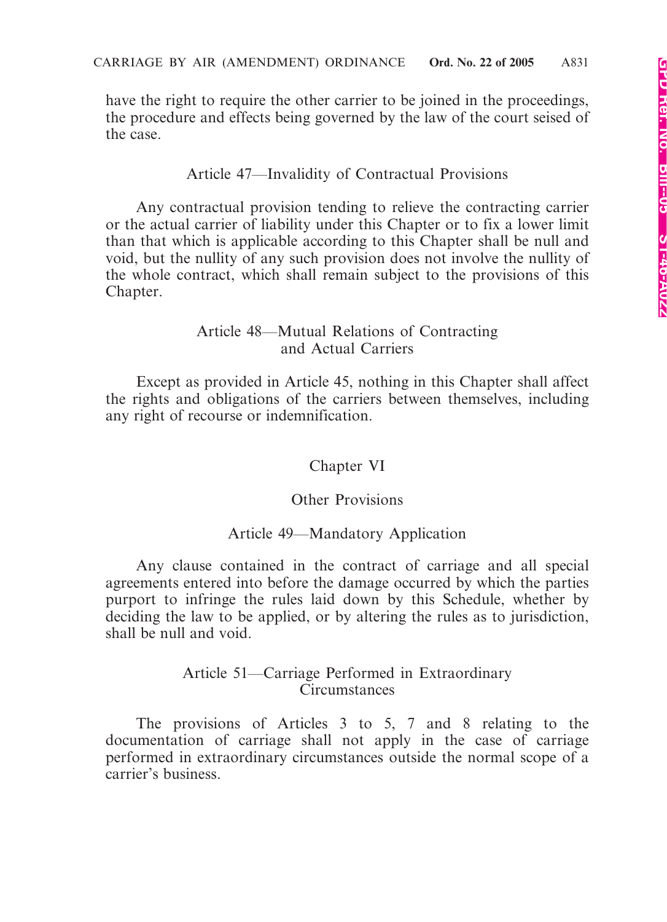have the right to require the other carrier to be joined in the proceedings, the procedure and effects being governed by the law of the court seised of the case.

### Article 47—Invalidity of Contractual Provisions

Any contractual provision tending to relieve the contracting carrier or the actual carrier of liability under this Chapter or to fix a lower limit than that which is applicable according to this Chapter shall be null and void, but the nullity of any such provision does not involve the nullity of the whole contract, which shall remain subject to the provisions of this Chapter.

### Article 48—Mutual Relations of Contracting and Actual Carriers

Except as provided in Article 45, nothing in this Chapter shall affect the rights and obligations of the carriers between themselves, including any right of recourse or indemnification.

## Chapter VI

## Other Provisions

### Article 49—Mandatory Application

Any clause contained in the contract of carriage and all special agreements entered into before the damage occurred by which the parties purport to infringe the rules laid down by this Schedule, whether by deciding the law to be applied, or by altering the rules as to jurisdiction, shall be null and void.

### Article 51—Carriage Performed in Extraordinary Circumstances

The provisions of Articles 3 to 5, 7 and 8 relating to the documentation of carriage shall not apply in the case of carriage performed in extraordinary circumstances outside the normal scope of a carrier's business.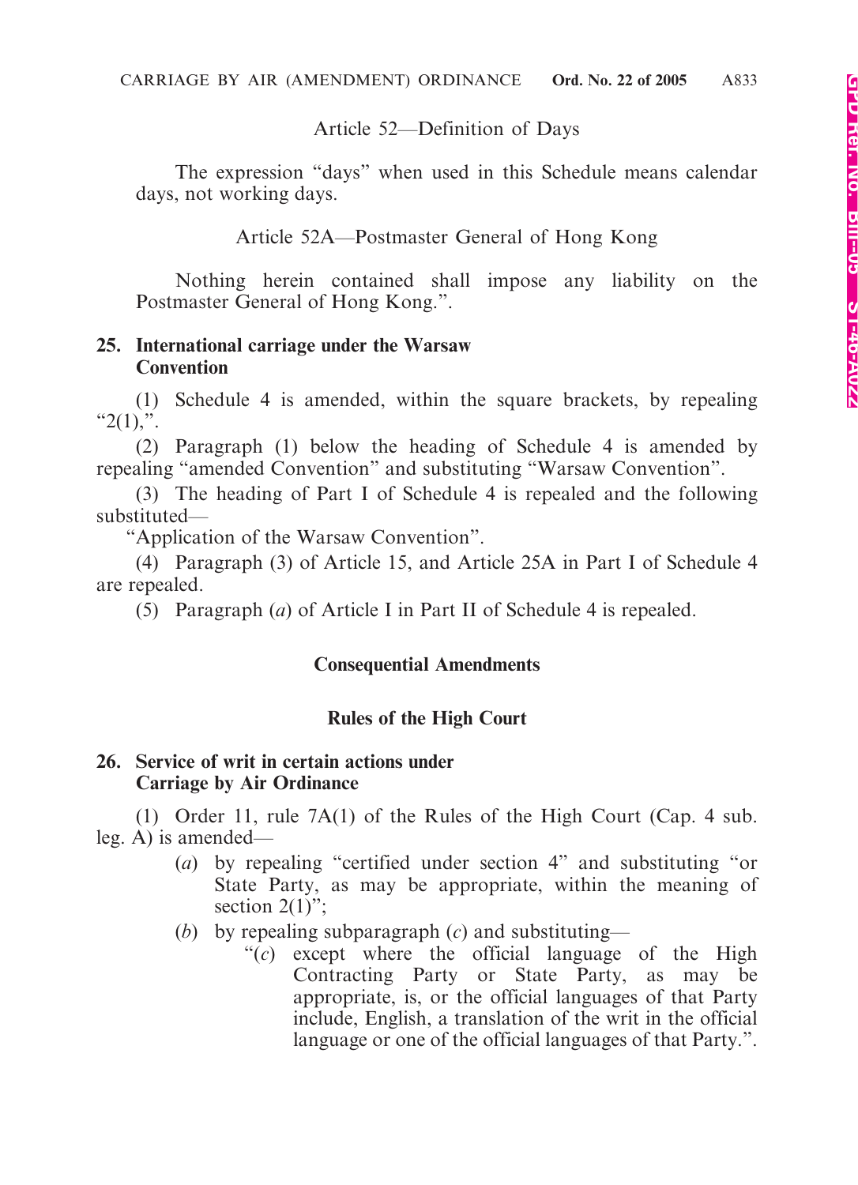Article 52—Definition of Days

The expression “days” when used in this Schedule means calendar days, not working days.

Article 52A—Postmaster General of Hong Kong

Nothing herein contained shall impose any liability on the Postmaster General of Hong Kong.”.

**25. International carriage under the Warsaw Convention**

(1) Schedule 4 is amended, within the square brackets, by repealing “2(1),”.

(2) Paragraph (1) below the heading of Schedule 4 is amended by repealing “amended Convention” and substituting “Warsaw Convention”.

(3) The heading of Part I of Schedule 4 is repealed and the following substituted—

“Application of the Warsaw Convention”.

(4) Paragraph (3) of Article 15, and Article 25A in Part I of Schedule 4 are repealed.

(5) Paragraph (*a*) of Article I in Part II of Schedule 4 is repealed.

## Consequential Amendments

### Rules of the High Court

**26. Service of writ in certain actions under Carriage by Air Ordinance**

(1) Order 11, rule 7A(1) of the Rules of the High Court (Cap. 4 sub. leg. A) is amended—

(*a*) by repealing “certified under section 4” and substituting “or State Party, as may be appropriate, within the meaning of section 2(1)”;

(*b*) by repealing subparagraph (*c*) and substituting—

“(*c*) except where the official language of the High Contracting Party or State Party, as may be appropriate, is, or the official languages of that Party include, English, a translation of the writ in the official language or one of the official languages of that Party.”.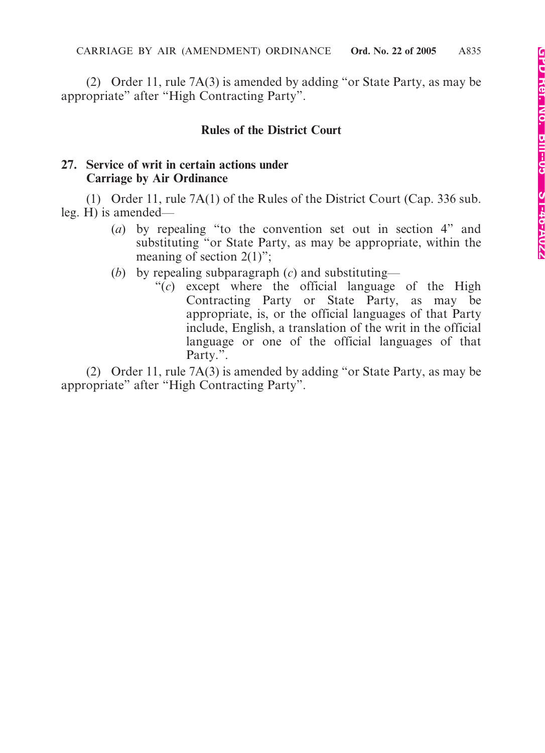(2) Order 11, rule 7A(3) is amended by adding "or State Party, as may be appropriate" after "High Contracting Party".

### Rules of the District Court

**27. Service of writ in certain actions under Carriage by Air Ordinance**

(1) Order 11, rule 7A(1) of the Rules of the District Court (Cap. 336 sub. leg. H) is amended—

- (*a*) by repealing "to the convention set out in section 4" and substituting "or State Party, as may be appropriate, within the meaning of section 2(1)";
- (*b*) by repealing subparagraph (*c*) and substituting—
  - "(*c*) except where the official language of the High Contracting Party or State Party, as may be appropriate, is, or the official languages of that Party include, English, a translation of the writ in the official language or one of the official languages of that Party.".

(2) Order 11, rule 7A(3) is amended by adding "or State Party, as may be appropriate" after "High Contracting Party".